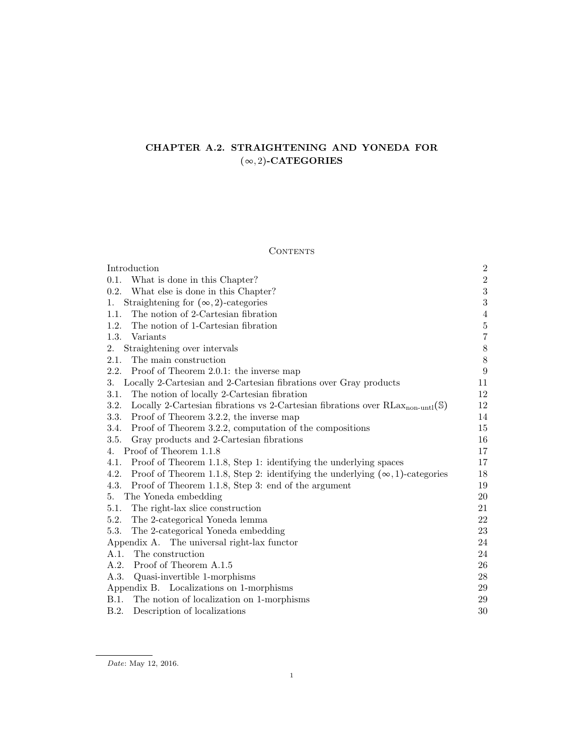# CHAPTER A.2. STRAIGHTENING AND YONEDA FOR $(\infty, 2)$-CATEGORIES

## Contents

| | |
|---|---|
| Introduction | 2 |
| 0.1. What is done in this Chapter? | 2 |
| 0.2. What else is done in this Chapter? | 3 |
| 1. Straightening for $(\infty, 2)$-categories | 3 |
| 1.1. The notion of 2-Cartesian fibration | 4 |
| 1.2. The notion of 1-Cartesian fibration | 5 |
| 1.3. Variants | 7 |
| 2. Straightening over intervals | 8 |
| 2.1. The main construction | 8 |
| 2.2. Proof of Theorem 2.0.1: the inverse map | 9 |
| 3. Locally 2-Cartesian and 2-Cartesian fibrations over Gray products | 11 |
| 3.1. The notion of locally 2-Cartesian fibration | 12 |
| 3.2. Locally 2-Cartesian fibrations vs 2-Cartesian fibrations over $\mathrm{RLax}_{\text{non-untl}}(\mathbb{S})$ | 12 |
| 3.3. Proof of Theorem 3.2.2, the inverse map | 14 |
| 3.4. Proof of Theorem 3.2.2, computation of the compositions | 15 |
| 3.5. Gray products and 2-Cartesian fibrations | 16 |
| 4. Proof of Theorem 1.1.8 | 17 |
| 4.1. Proof of Theorem 1.1.8, Step 1: identifying the underlying spaces | 17 |
| 4.2. Proof of Theorem 1.1.8, Step 2: identifying the underlying $(\infty, 1)$-categories | 18 |
| 4.3. Proof of Theorem 1.1.8, Step 3: end of the argument | 19 |
| 5. The Yoneda embedding | 20 |
| 5.1. The right-lax slice construction | 21 |
| 5.2. The 2-categorical Yoneda lemma | 22 |
| 5.3. The 2-categorical Yoneda embedding | 23 |
| Appendix A. The universal right-lax functor | 24 |
| A.1. The construction | 24 |
| A.2. Proof of Theorem A.1.5 | 26 |
| A.3. Quasi-invertible 1-morphisms | 28 |
| Appendix B. Localizations on 1-morphisms | 29 |
| B.1. The notion of localization on 1-morphisms | 29 |
| B.2. Description of localizations | 30 |

*Date*: May 12, 2016.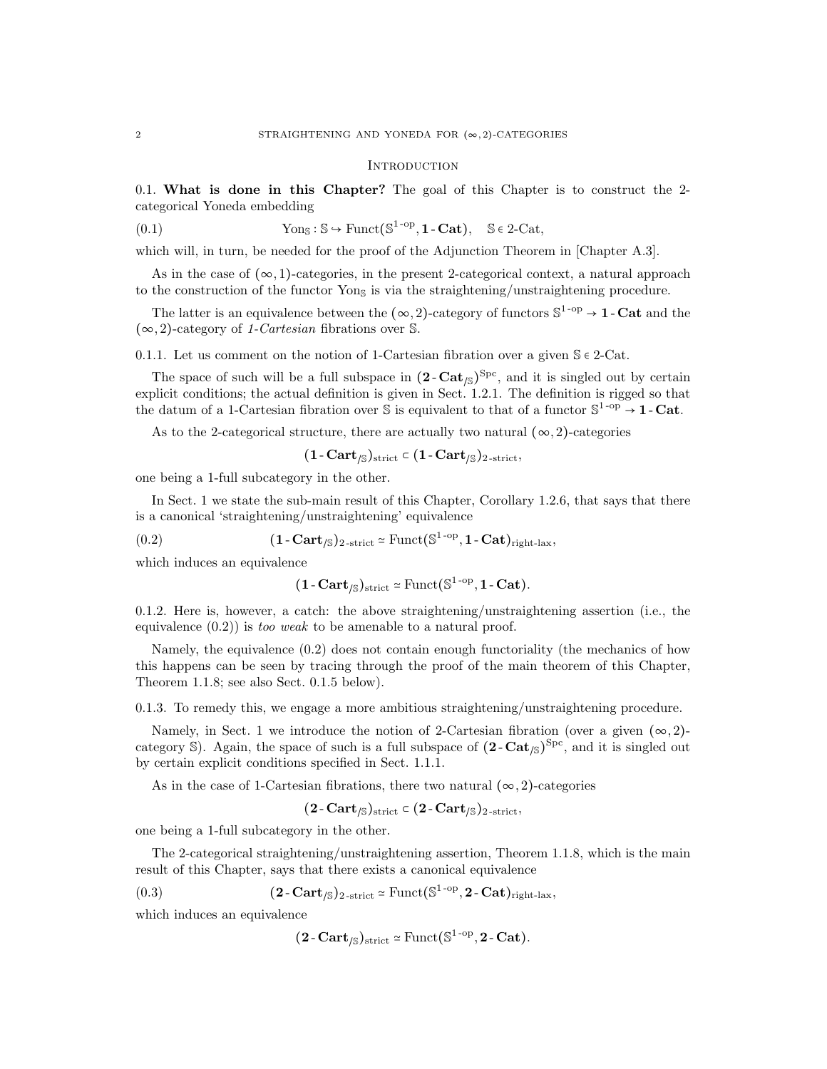## Introduction

0.1. **What is done in this Chapter?** The goal of this Chapter is to construct the 2-categorical Yoneda embedding

$$\text{Yon}_{\mathbb{S}} : \mathbb{S} \hookrightarrow \text{Funct}(\mathbb{S}^{1\text{-op}}, \mathbf{1\text{-}Cat}), \quad \mathbb{S} \in 2\text{-Cat}, \tag{0.1}$$

which will, in turn, be needed for the proof of the Adjunction Theorem in [Chapter A.3].

As in the case of $(\infty, 1)$-categories, in the present 2-categorical context, a natural approach to the construction of the functor $\text{Yon}_{\mathbb{S}}$ is via the straightening/unstraightening procedure.

The latter is an equivalence between the $(\infty, 2)$-category of functors $\mathbb{S}^{1\text{-op}} \to \mathbf{1\text{-}Cat}$ and the $(\infty, 2)$-category of *1-Cartesian* fibrations over $\mathbb{S}$.

0.1.1. Let us comment on the notion of 1-Cartesian fibration over a given $\mathbb{S} \in 2\text{-Cat}$.

The space of such will be a full subspace in $(\mathbf{2\text{-}Cat}_{/\mathbb{S}})^{\text{Spc}}$, and it is singled out by certain explicit conditions; the actual definition is given in Sect. 1.2.1. The definition is rigged so that the datum of a 1-Cartesian fibration over $\mathbb{S}$ is equivalent to that of a functor $\mathbb{S}^{1\text{-op}} \to \mathbf{1\text{-}Cat}$.

As to the 2-categorical structure, there are actually two natural $(\infty, 2)$-categories

$$(\mathbf{1\text{-}Cart}_{/\mathbb{S}})_{\text{strict}} \subset (\mathbf{1\text{-}Cart}_{/\mathbb{S}})_{2\text{-strict}},$$

one being a 1-full subcategory in the other.

In Sect. 1 we state the sub-main result of this Chapter, Corollary 1.2.6, that says that there is a canonical 'straightening/unstraightening' equivalence

$$(\mathbf{1\text{-}Cart}_{/\mathbb{S}})_{2\text{-strict}} \simeq \text{Funct}(\mathbb{S}^{1\text{-op}}, \mathbf{1\text{-}Cat})_{\text{right-lax}}, \tag{0.2}$$

which induces an equivalence

$$(\mathbf{1\text{-}Cart}_{/\mathbb{S}})_{\text{strict}} \simeq \text{Funct}(\mathbb{S}^{1\text{-op}}, \mathbf{1\text{-}Cat}).$$

0.1.2. Here is, however, a catch: the above straightening/unstraightening assertion (i.e., the equivalence (0.2)) is *too weak* to be amenable to a natural proof.

Namely, the equivalence (0.2) does not contain enough functoriality (the mechanics of how this happens can be seen by tracing through the proof of the main theorem of this Chapter, Theorem 1.1.8; see also Sect. 0.1.5 below).

0.1.3. To remedy this, we engage a more ambitious straightening/unstraightening procedure.

Namely, in Sect. 1 we introduce the notion of 2-Cartesian fibration (over a given $(\infty, 2)$-category $\mathbb{S}$). Again, the space of such is a full subspace of $(\mathbf{2\text{-}Cat}_{/\mathbb{S}})^{\text{Spc}}$, and it is singled out by certain explicit conditions specified in Sect. 1.1.1.

As in the case of 1-Cartesian fibrations, there two natural $(\infty, 2)$-categories

$$(\mathbf{2\text{-}Cart}_{/\mathbb{S}})_{\text{strict}} \subset (\mathbf{2\text{-}Cart}_{/\mathbb{S}})_{2\text{-strict}},$$

one being a 1-full subcategory in the other.

The 2-categorical straightening/unstraightening assertion, Theorem 1.1.8, which is the main result of this Chapter, says that there exists a canonical equivalence

$$(\mathbf{2\text{-}Cart}_{/\mathbb{S}})_{2\text{-strict}} \simeq \text{Funct}(\mathbb{S}^{1\text{-op}}, \mathbf{2\text{-}Cat})_{\text{right-lax}}, \tag{0.3}$$

which induces an equivalence

$$(\mathbf{2\text{-}Cart}_{/\mathbb{S}})_{\text{strict}} \simeq \text{Funct}(\mathbb{S}^{1\text{-op}}, \mathbf{2\text{-}Cat}).$$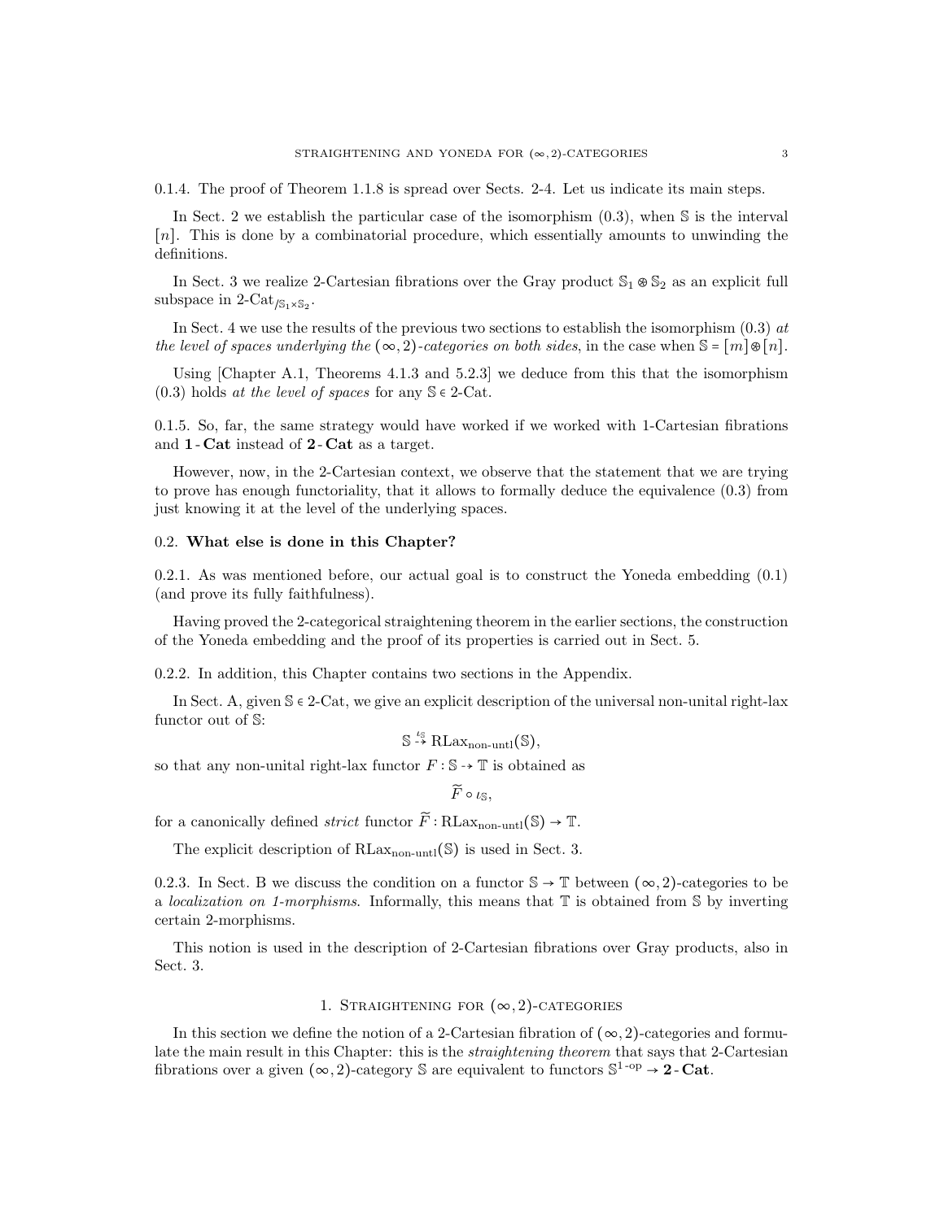0.1.4. The proof of Theorem 1.1.8 is spread over Sects. 2-4. Let us indicate its main steps.

In Sect. 2 we establish the particular case of the isomorphism (0.3), when $\mathbb{S}$ is the interval $[n]$. This is done by a combinatorial procedure, which essentially amounts to unwinding the definitions.

In Sect. 3 we realize 2-Cartesian fibrations over the Gray product $\mathbb{S}_1 \circledast \mathbb{S}_2$ as an explicit full subspace in $2\text{-Cat}_{/\mathbb{S}_1 \times \mathbb{S}_2}$.

In Sect. 4 we use the results of the previous two sections to establish the isomorphism (0.3) *at the level of spaces underlying the* $(\infty,2)$*-categories on both sides*, in the case when $\mathbb{S} = [m] \circledast [n]$.

Using [Chapter A.1, Theorems 4.1.3 and 5.2.3] we deduce from this that the isomorphism (0.3) holds *at the level of spaces* for any $\mathbb{S} \in 2\text{-Cat}$.

0.1.5. So, far, the same strategy would have worked if we worked with 1-Cartesian fibrations and $\mathbf{1\text{-}Cat}$ instead of $\mathbf{2\text{-}Cat}$ as a target.

However, now, in the 2-Cartesian context, we observe that the statement that we are trying to prove has enough functoriality, that it allows to formally deduce the equivalence (0.3) from just knowing it at the level of the underlying spaces.

## 0.2. **What else is done in this Chapter?**

0.2.1. As was mentioned before, our actual goal is to construct the Yoneda embedding (0.1) (and prove its fully faithfulness).

Having proved the 2-categorical straightening theorem in the earlier sections, the construction of the Yoneda embedding and the proof of its properties is carried out in Sect. 5.

0.2.2. In addition, this Chapter contains two sections in the Appendix.

In Sect. A, given $\mathbb{S} \in 2\text{-Cat}$, we give an explicit description of the universal non-unital right-lax functor out of $\mathbb{S}$:

$$\mathbb{S} \overset{\iota_{\mathbb{S}}}{\dashrightarrow} \text{RLax}_{\text{non-untl}}(\mathbb{S}),$$

so that any non-unital right-lax functor $F : \mathbb{S} \dashrightarrow \mathbb{T}$ is obtained as

$$\widetilde{F} \circ \iota_{\mathbb{S}},$$

for a canonically defined *strict* functor $\widetilde{F} : \text{RLax}_{\text{non-untl}}(\mathbb{S}) \to \mathbb{T}$.

The explicit description of $\text{RLax}_{\text{non-untl}}(\mathbb{S})$ is used in Sect. 3.

0.2.3. In Sect. B we discuss the condition on a functor $\mathbb{S} \to \mathbb{T}$ between $(\infty,2)$-categories to be a *localization on 1-morphisms*. Informally, this means that $\mathbb{T}$ is obtained from $\mathbb{S}$ by inverting certain 2-morphisms.

This notion is used in the description of 2-Cartesian fibrations over Gray products, also in Sect. 3.

# 1. Straightening for $(\infty,2)$-categories

In this section we define the notion of a 2-Cartesian fibration of $(\infty,2)$-categories and formulate the main result in this Chapter: this is the *straightening theorem* that says that 2-Cartesian fibrations over a given $(\infty,2)$-category $\mathbb{S}$ are equivalent to functors $\mathbb{S}^{1\text{-op}} \to \mathbf{2\text{-}Cat}$.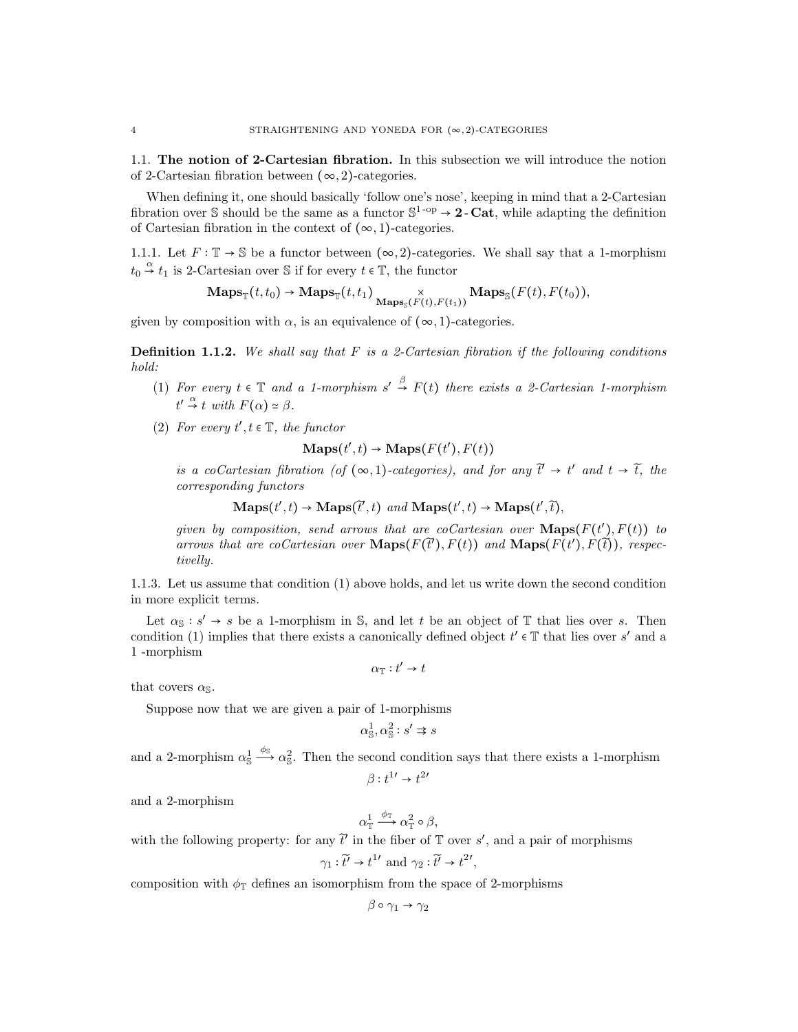## 1.1. The notion of 2-Cartesian fibration.

In this subsection we will introduce the notion of 2-Cartesian fibration between $(\infty,2)$-categories.

When defining it, one should basically 'follow one's nose', keeping in mind that a 2-Cartesian fibration over $\mathbb{S}$ should be the same as a functor $\mathbb{S}^{1\text{-op}} \to \mathbf{2}\text{-}\mathbf{Cat}$, while adapting the definition of Cartesian fibration in the context of $(\infty,1)$-categories.

1.1.1. Let $F : \mathbb{T} \to \mathbb{S}$ be a functor between $(\infty,2)$-categories. We shall say that a 1-morphism $t_0 \overset{\alpha}{\to} t_1$ is 2-Cartesian over $\mathbb{S}$ if for every $t \in \mathbb{T}$, the functor

$$\mathbf{Maps}_{\mathbb{T}}(t,t_0) \to \mathbf{Maps}_{\mathbb{T}}(t,t_1) \underset{\mathbf{Maps}_{\mathbb{S}}(F(t),F(t_1))}{\times} \mathbf{Maps}_{\mathbb{S}}(F(t),F(t_0)),$$

given by composition with $\alpha$, is an equivalence of $(\infty,1)$-categories.

**Definition 1.1.2.** *We shall say that $F$ is a 2-Cartesian fibration if the following conditions hold:*

1. *For every $t \in \mathbb{T}$ and a 1-morphism $s' \overset{\beta}{\to} F(t)$ there exists a 2-Cartesian 1-morphism $t' \overset{\alpha}{\to} t$ with $F(\alpha) \simeq \beta$.*
2. *For every $t', t \in \mathbb{T}$, the functor*
$$\mathbf{Maps}(t',t) \to \mathbf{Maps}(F(t'),F(t))$$
*is a coCartesian fibration (of $(\infty,1)$-categories), and for any $\widetilde{t}' \to t'$ and $t \to \widetilde{t}$, the corresponding functors*
$$\mathbf{Maps}(t',t) \to \mathbf{Maps}(\widetilde{t}',t) \text{ and } \mathbf{Maps}(t',t) \to \mathbf{Maps}(t',\widetilde{t}),$$
*given by composition, send arrows that are coCartesian over $\mathbf{Maps}(F(t'),F(t))$ to arrows that are coCartesian over $\mathbf{Maps}(F(\widetilde{t}'),F(t))$ and $\mathbf{Maps}(F(t'),F(\widetilde{t}))$, respectivelly.*

1.1.3. Let us assume that condition (1) above holds, and let us write down the second condition in more explicit terms.

Let $\alpha_{\mathbb{S}} : s' \to s$ be a 1-morphism in $\mathbb{S}$, and let $t$ be an object of $\mathbb{T}$ that lies over $s$. Then condition (1) implies that there exists a canonically defined object $t' \in \mathbb{T}$ that lies over $s'$ and a 1 -morphism

$$\alpha_{\mathbb{T}} : t' \to t$$

that covers $\alpha_{\mathbb{S}}$.

Suppose now that we are given a pair of 1-morphisms

$$\alpha^1_{\mathbb{S}}, \alpha^2_{\mathbb{S}} : s' \rightrightarrows s$$

and a 2-morphism $\alpha^1_{\mathbb{S}} \xrightarrow{\phi_{\mathbb{S}}} \alpha^2_{\mathbb{S}}$. Then the second condition says that there exists a 1-morphism

$$\beta : t^{1\prime} \to t^{2\prime}$$

and a 2-morphism

$$\alpha^1_{\mathbb{T}} \xrightarrow{\phi_{\mathbb{T}}} \alpha^2_{\mathbb{T}} \circ \beta,$$

with the following property: for any $\widetilde{t}'$ in the fiber of $\mathbb{T}$ over $s'$, and a pair of morphisms

$$\gamma_1 : \widetilde{t}' \to t^{1\prime} \text{ and } \gamma_2 : \widetilde{t}' \to t^{2\prime},$$

composition with $\phi_{\mathbb{T}}$ defines an isomorphism from the space of 2-morphisms

$$\beta \circ \gamma_1 \to \gamma_2$$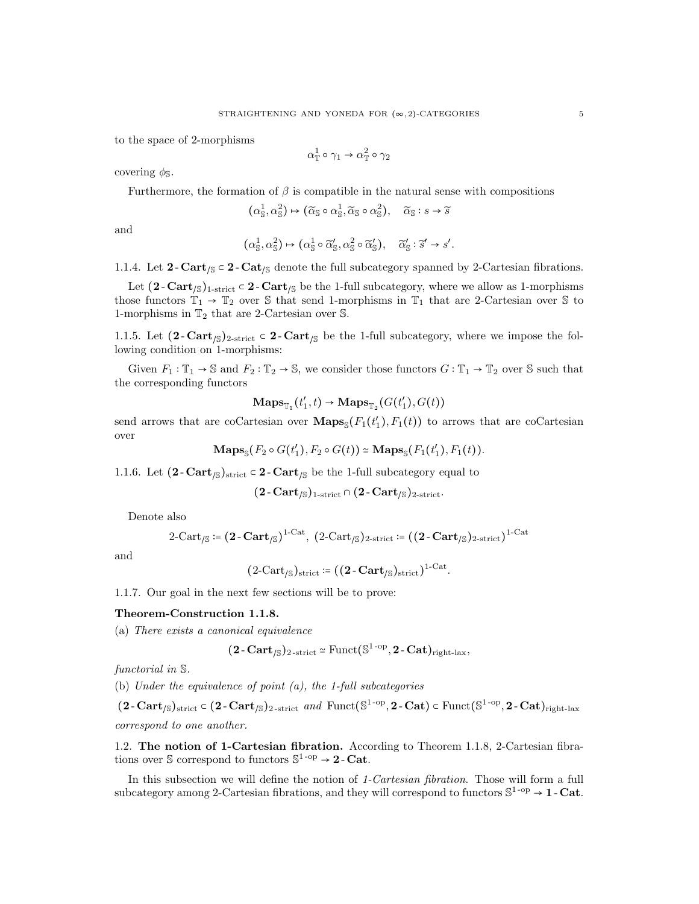to the space of 2-morphisms

$$\alpha^1_{\mathbb{T}} \circ \gamma_1 \to \alpha^2_{\mathbb{T}} \circ \gamma_2$$

covering $\phi_{\mathbb{S}}$.

Furthermore, the formation of $\beta$ is compatible in the natural sense with compositions

$$(\alpha^1_{\mathbb{S}}, \alpha^2_{\mathbb{S}}) \mapsto (\widetilde{\alpha}_{\mathbb{S}} \circ \alpha^1_{\mathbb{S}}, \widetilde{\alpha}_{\mathbb{S}} \circ \alpha^2_{\mathbb{S}}), \quad \widetilde{\alpha}_{\mathbb{S}} : s \to \widetilde{s}$$

and

$$(\alpha^1_{\mathbb{S}}, \alpha^2_{\mathbb{S}}) \mapsto (\alpha^1_{\mathbb{S}} \circ \widetilde{\alpha}'_{\mathbb{S}}, \alpha^2_{\mathbb{S}} \circ \widetilde{\alpha}'_{\mathbb{S}}), \quad \widetilde{\alpha}'_{\mathbb{S}} : \widetilde{s}' \to s'.$$

1.1.4. Let $\mathbf{2\text{-}Cart}_{/\mathbb{S}} \subset \mathbf{2\text{-}Cat}_{/\mathbb{S}}$ denote the full subcategory spanned by 2-Cartesian fibrations.

Let $(\mathbf{2\text{-}Cart}_{/\mathbb{S}})_{\text{1-strict}} \subset \mathbf{2\text{-}Cart}_{/\mathbb{S}}$ be the 1-full subcategory, where we allow as 1-morphisms those functors $\mathbb{T}_1 \to \mathbb{T}_2$ over $\mathbb{S}$ that send 1-morphisms in $\mathbb{T}_1$ that are 2-Cartesian over $\mathbb{S}$ to 1-morphisms in $\mathbb{T}_2$ that are 2-Cartesian over $\mathbb{S}$.

1.1.5. Let $(\mathbf{2\text{-}Cart}_{/\mathbb{S}})_{\text{2-strict}} \subset \mathbf{2\text{-}Cart}_{/\mathbb{S}}$ be the 1-full subcategory, where we impose the following condition on 1-morphisms:

Given $F_1 : \mathbb{T}_1 \to \mathbb{S}$ and $F_2 : \mathbb{T}_2 \to \mathbb{S}$, we consider those functors $G : \mathbb{T}_1 \to \mathbb{T}_2$ over $\mathbb{S}$ such that the corresponding functors

$$\mathbf{Maps}_{\mathbb{T}_1}(t'_1, t) \to \mathbf{Maps}_{\mathbb{T}_2}(G(t'_1), G(t))$$

send arrows that are coCartesian over $\mathbf{Maps}_{\mathbb{S}}(F_1(t'_1), F_1(t))$ to arrows that are coCartesian over

$$\mathbf{Maps}_{\mathbb{S}}(F_2 \circ G(t'_1), F_2 \circ G(t)) \simeq \mathbf{Maps}_{\mathbb{S}}(F_1(t'_1), F_1(t)).$$

1.1.6. Let $(\mathbf{2\text{-}Cart}_{/\mathbb{S}})_{\text{strict}} \subset \mathbf{2\text{-}Cart}_{/\mathbb{S}}$ be the 1-full subcategory equal to

$$(\mathbf{2\text{-}Cart}_{/\mathbb{S}})_{\text{1-strict}} \cap (\mathbf{2\text{-}Cart}_{/\mathbb{S}})_{\text{2-strict}}.$$

Denote also

$$\text{2-Cart}_{/\mathbb{S}} := (\mathbf{2\text{-}Cart}_{/\mathbb{S}})^{\text{1-Cat}}, \ (\text{2-Cart}_{/\mathbb{S}})_{\text{2-strict}} := ((\mathbf{2\text{-}Cart}_{/\mathbb{S}})_{\text{2-strict}})^{\text{1-Cat}}$$

and

$$(\text{2-Cart}_{/\mathbb{S}})_{\text{strict}} := ((\mathbf{2\text{-}Cart}_{/\mathbb{S}})_{\text{strict}})^{\text{1-Cat}}.$$

1.1.7. Our goal in the next few sections will be to prove:

**Theorem-Construction 1.1.8.**

(a) *There exists a canonical equivalence*

$$(\mathbf{2\text{-}Cart}_{/\mathbb{S}})_{\text{2-strict}} \simeq \text{Funct}(\mathbb{S}^{\text{1-op}}, \mathbf{2\text{-}Cat})_{\text{right-lax}},$$

*functorial in* $\mathbb{S}$.

(b) *Under the equivalence of point (a), the 1-full subcategories*

$(\mathbf{2\text{-}Cart}_{/\mathbb{S}})_{\text{strict}} \subset (\mathbf{2\text{-}Cart}_{/\mathbb{S}})_{\text{2-strict}}$ *and* $\text{Funct}(\mathbb{S}^{\text{1-op}}, \mathbf{2\text{-}Cat}) \subset \text{Funct}(\mathbb{S}^{\text{1-op}}, \mathbf{2\text{-}Cat})_{\text{right-lax}}$ *correspond to one another.*

## 1.2. The notion of 1-Cartesian fibration.

According to Theorem 1.1.8, 2-Cartesian fibrations over $\mathbb{S}$ correspond to functors $\mathbb{S}^{\text{1-op}} \to \mathbf{2\text{-}Cat}$.

In this subsection we will define the notion of *1-Cartesian fibration*. Those will form a full subcategory among 2-Cartesian fibrations, and they will correspond to functors $\mathbb{S}^{\text{1-op}} \to \mathbf{1\text{-}Cat}$.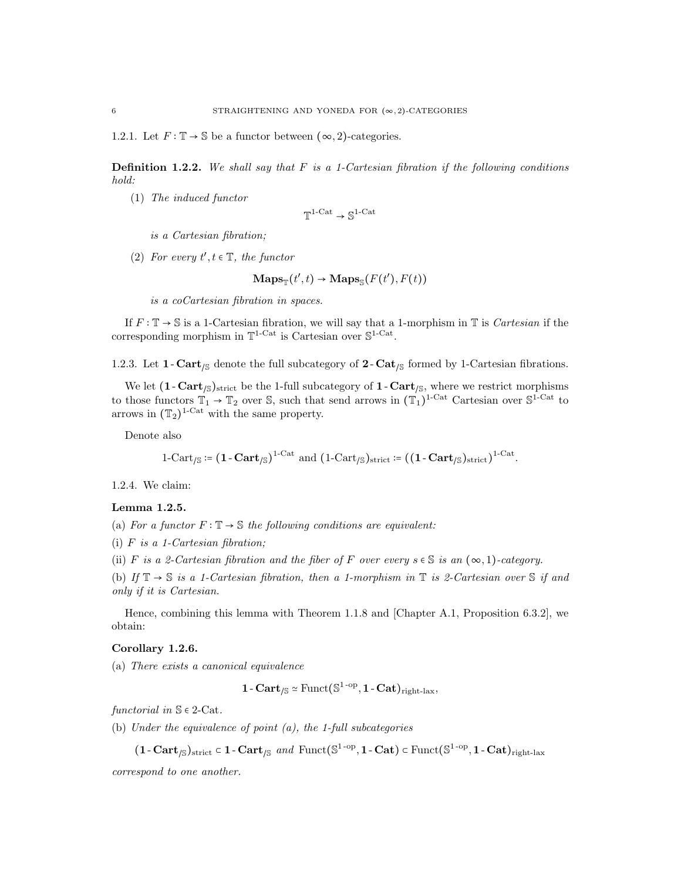1.2.1. Let $F : \mathbb{T} \to \mathbb{S}$ be a functor between $(\infty, 2)$-categories.

**Definition 1.2.2.** *We shall say that $F$ is a 1-Cartesian fibration if the following conditions hold:*

(1) *The induced functor*
$$\mathbb{T}^{1\text{-Cat}} \to \mathbb{S}^{1\text{-Cat}}$$
*is a Cartesian fibration;*

(2) *For every $t', t \in \mathbb{T}$, the functor*
$$\mathbf{Maps}_{\mathbb{T}}(t', t) \to \mathbf{Maps}_{\mathbb{S}}(F(t'), F(t))$$
*is a coCartesian fibration in spaces.*

If $F : \mathbb{T} \to \mathbb{S}$ is a 1-Cartesian fibration, we will say that a 1-morphism in $\mathbb{T}$ is *Cartesian* if the corresponding morphism in $\mathbb{T}^{1\text{-Cat}}$ is Cartesian over $\mathbb{S}^{1\text{-Cat}}$.

1.2.3. Let $\mathbf{1\text{-}Cart}_{/\mathbb{S}}$ denote the full subcategory of $\mathbf{2\text{-}Cat}_{/\mathbb{S}}$ formed by 1-Cartesian fibrations.

We let $(\mathbf{1\text{-}Cart}_{/\mathbb{S}})_{\text{strict}}$ be the 1-full subcategory of $\mathbf{1\text{-}Cart}_{/\mathbb{S}}$, where we restrict morphisms to those functors $\mathbb{T}_1 \to \mathbb{T}_2$ over $\mathbb{S}$, such that send arrows in $(\mathbb{T}_1)^{1\text{-Cat}}$ Cartesian over $\mathbb{S}^{1\text{-Cat}}$ to arrows in $(\mathbb{T}_2)^{1\text{-Cat}}$ with the same property.

Denote also
$$1\text{-Cart}_{/\mathbb{S}} := (\mathbf{1\text{-}Cart}_{/\mathbb{S}})^{1\text{-Cat}} \text{ and } (1\text{-Cart}_{/\mathbb{S}})_{\text{strict}} := ((\mathbf{1\text{-}Cart}_{/\mathbb{S}})_{\text{strict}})^{1\text{-Cat}}.$$

1.2.4. We claim:

**Lemma 1.2.5.**

(a) *For a functor $F : \mathbb{T} \to \mathbb{S}$ the following conditions are equivalent:*

(i) *$F$ is a 1-Cartesian fibration;*

(ii) *$F$ is a 2-Cartesian fibration and the fiber of $F$ over every $s \in \mathbb{S}$ is an $(\infty, 1)$-category.*

(b) *If $\mathbb{T} \to \mathbb{S}$ is a 1-Cartesian fibration, then a 1-morphism in $\mathbb{T}$ is 2-Cartesian over $\mathbb{S}$ if and only if it is Cartesian.*

Hence, combining this lemma with Theorem 1.1.8 and [Chapter A.1, Proposition 6.3.2], we obtain:

**Corollary 1.2.6.**

(a) *There exists a canonical equivalence*
$$\mathbf{1\text{-}Cart}_{/\mathbb{S}} \simeq \text{Funct}(\mathbb{S}^{1\text{-op}}, \mathbf{1\text{-}Cat})_{\text{right-lax}},$$
*functorial in $\mathbb{S} \in 2\text{-Cat}$.*

(b) *Under the equivalence of point (a), the 1-full subcategories*
$$(\mathbf{1\text{-}Cart}_{/\mathbb{S}})_{\text{strict}} \subset \mathbf{1\text{-}Cart}_{/\mathbb{S}} \text{ and } \text{Funct}(\mathbb{S}^{1\text{-op}}, \mathbf{1\text{-}Cat}) \subset \text{Funct}(\mathbb{S}^{1\text{-op}}, \mathbf{1\text{-}Cat})_{\text{right-lax}}$$
*correspond to one another.*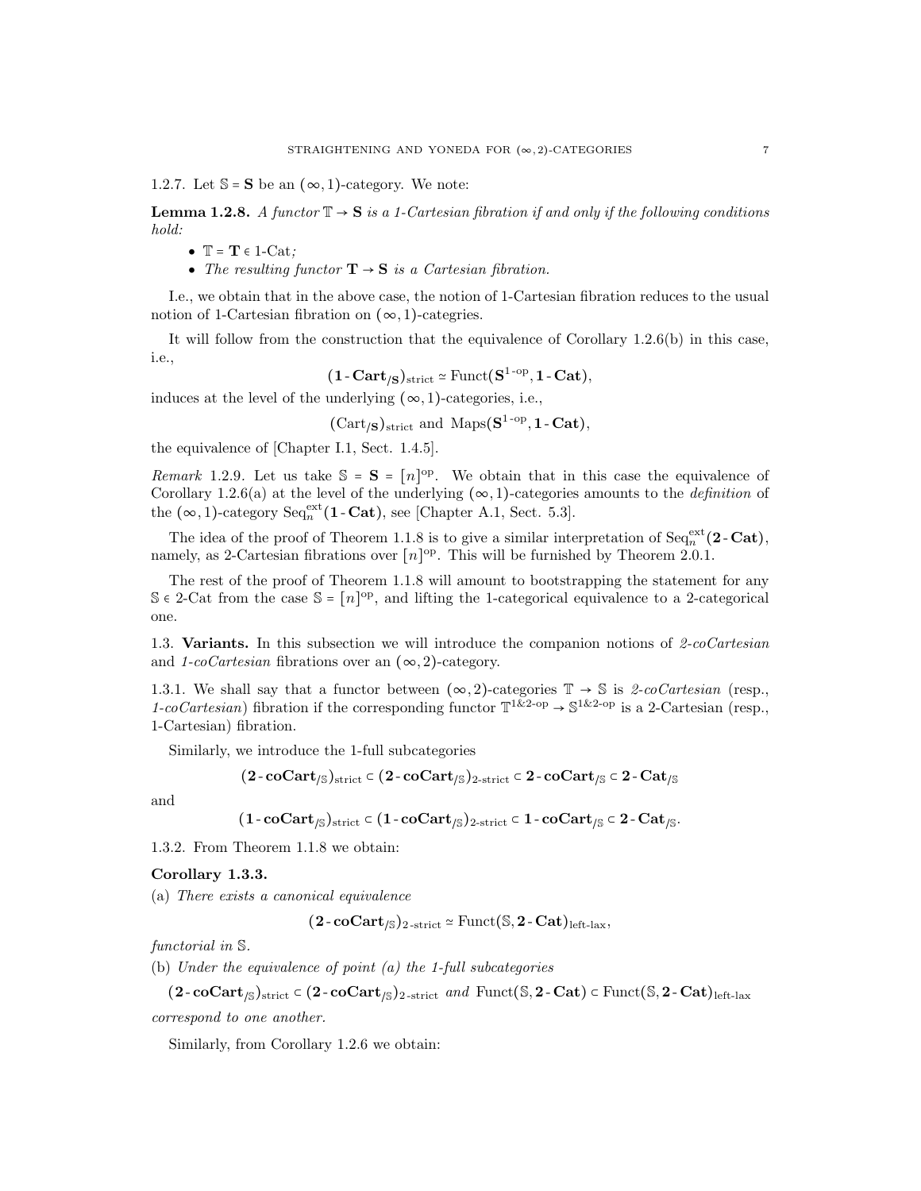1.2.7. Let $\mathbb{S} = \mathbf{S}$ be an $(\infty, 1)$-category. We note:

**Lemma 1.2.8.** *A functor $\mathbb{T} \to \mathbf{S}$ is a 1-Cartesian fibration if and only if the following conditions hold:*

- *$\mathbb{T} = \mathbf{T} \in$ 1-Cat;*
- *The resulting functor $\mathbf{T} \to \mathbf{S}$ is a Cartesian fibration.*

I.e., we obtain that in the above case, the notion of 1-Cartesian fibration reduces to the usual notion of 1-Cartesian fibration on $(\infty, 1)$-categries.

It will follow from the construction that the equivalence of Corollary 1.2.6(b) in this case, i.e.,

$$(\mathbf{1\text{-}Cart}_{/\mathbf{S}})_{\text{strict}} \simeq \text{Funct}(\mathbf{S}^{1\text{-op}}, \mathbf{1\text{-}Cat}),$$

induces at the level of the underlying $(\infty, 1)$-categories, i.e.,

$$(\text{Cart}_{/\mathbf{S}})_{\text{strict}} \text{ and } \text{Maps}(\mathbf{S}^{1\text{-op}}, \mathbf{1\text{-}Cat}),$$

the equivalence of [Chapter I.1, Sect. 1.4.5].

*Remark* 1.2.9. Let us take $\mathbb{S} = \mathbf{S} = [n]^{\text{op}}$. We obtain that in this case the equivalence of Corollary 1.2.6(a) at the level of the underlying $(\infty, 1)$-categories amounts to the *definition* of the $(\infty, 1)$-category $\text{Seq}_n^{\text{ext}}(\mathbf{1\text{-}Cat})$, see [Chapter A.1, Sect. 5.3].

The idea of the proof of Theorem 1.1.8 is to give a similar interpretation of $\text{Seq}_n^{\text{ext}}(\mathbf{2\text{-}Cat})$, namely, as 2-Cartesian fibrations over $[n]^{\text{op}}$. This will be furnished by Theorem 2.0.1.

The rest of the proof of Theorem 1.1.8 will amount to bootstrapping the statement for any $\mathbb{S} \in$ 2-Cat from the case $\mathbb{S} = [n]^{\text{op}}$, and lifting the 1-categorical equivalence to a 2-categorical one.

## 1.3. Variants.

In this subsection we will introduce the companion notions of *2-coCartesian* and *1-coCartesian* fibrations over an $(\infty, 2)$-category.

1.3.1. We shall say that a functor between $(\infty, 2)$-categories $\mathbb{T} \to \mathbb{S}$ is *2-coCartesian* (resp., *1-coCartesian*) fibration if the corresponding functor $\mathbb{T}^{1\&2\text{-op}} \to \mathbb{S}^{1\&2\text{-op}}$ is a 2-Cartesian (resp., 1-Cartesian) fibration.

Similarly, we introduce the 1-full subcategories

$$(\mathbf{2\text{-}coCart}_{/\mathbb{S}})_{\text{strict}} \subset (\mathbf{2\text{-}coCart}_{/\mathbb{S}})_{2\text{-strict}} \subset \mathbf{2\text{-}coCart}_{/\mathbb{S}} \subset \mathbf{2\text{-}Cat}_{/\mathbb{S}}$$

and

$$(\mathbf{1\text{-}coCart}_{/\mathbb{S}})_{\text{strict}} \subset (\mathbf{1\text{-}coCart}_{/\mathbb{S}})_{2\text{-strict}} \subset \mathbf{1\text{-}coCart}_{/\mathbb{S}} \subset \mathbf{2\text{-}Cat}_{/\mathbb{S}}.$$

1.3.2. From Theorem 1.1.8 we obtain:

**Corollary 1.3.3.**
(a) *There exists a canonical equivalence*

$$(\mathbf{2\text{-}coCart}_{/\mathbb{S}})_{2\text{-strict}} \simeq \text{Funct}(\mathbb{S}, \mathbf{2\text{-}Cat})_{\text{left-lax}},$$

*functorial in $\mathbb{S}$.*
(b) *Under the equivalence of point (a) the 1-full subcategories*

$$(\mathbf{2\text{-}coCart}_{/\mathbb{S}})_{\text{strict}} \subset (\mathbf{2\text{-}coCart}_{/\mathbb{S}})_{2\text{-strict}} \textit{ and } \text{Funct}(\mathbb{S}, \mathbf{2\text{-}Cat}) \subset \text{Funct}(\mathbb{S}, \mathbf{2\text{-}Cat})_{\text{left-lax}}$$

*correspond to one another.*

Similarly, from Corollary 1.2.6 we obtain: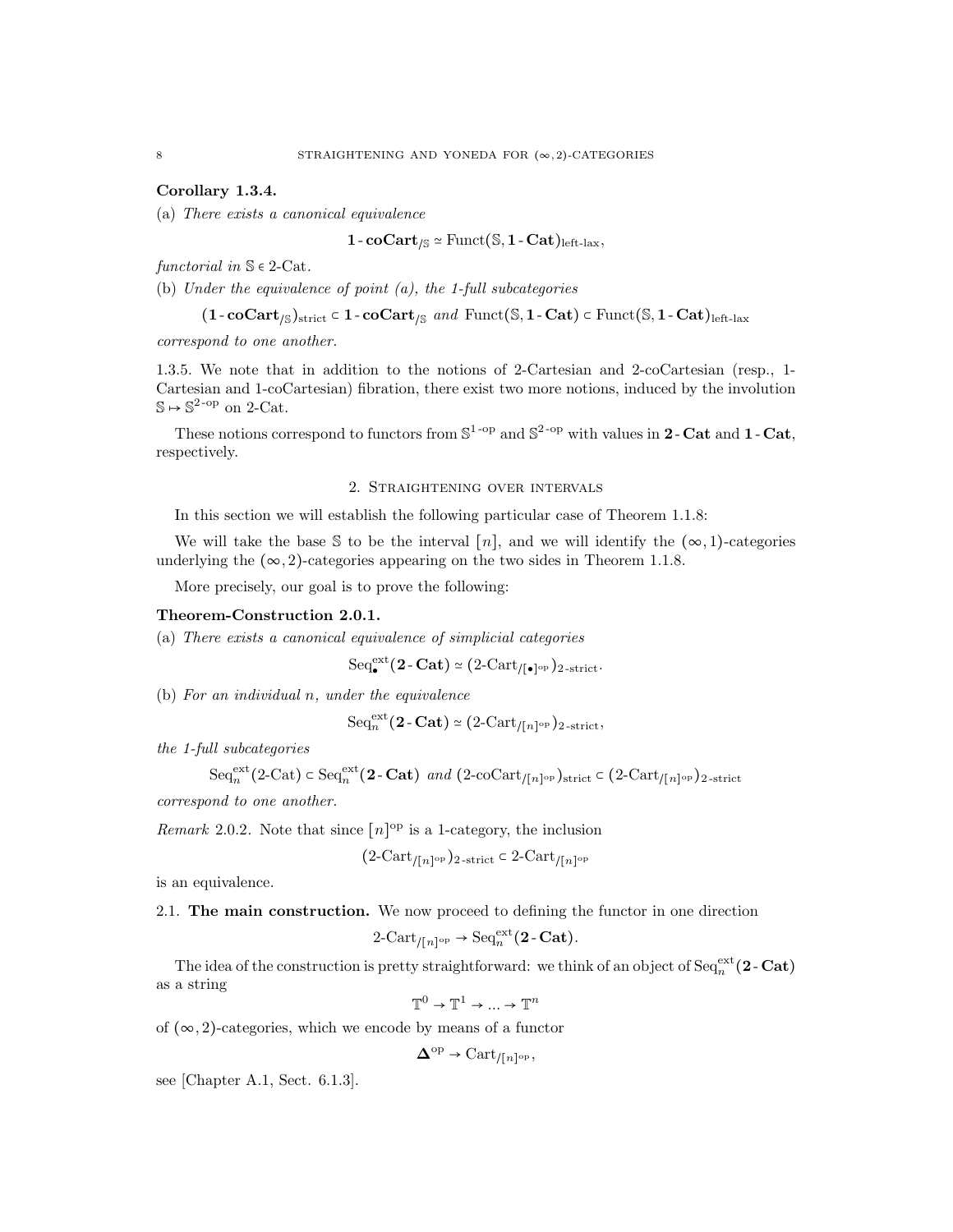**Corollary 1.3.4.**

(a) *There exists a canonical equivalence*

$$\mathbf{1\text{-}coCart}_{/\mathbb{S}} \simeq \mathrm{Funct}(\mathbb{S}, \mathbf{1\text{-}Cat})_{\text{left-lax}},$$

*functorial in* $\mathbb{S} \in \text{2-Cat}$.

(b) *Under the equivalence of point (a), the 1-full subcategories*

$$(\mathbf{1\text{-}coCart}_{/\mathbb{S}})_{\text{strict}} \subset \mathbf{1\text{-}coCart}_{/\mathbb{S}} \text{ and } \mathrm{Funct}(\mathbb{S}, \mathbf{1\text{-}Cat}) \subset \mathrm{Funct}(\mathbb{S}, \mathbf{1\text{-}Cat})_{\text{left-lax}}$$

*correspond to one another.*

1.3.5. We note that in addition to the notions of 2-Cartesian and 2-coCartesian (resp., 1-Cartesian and 1-coCartesian) fibration, there exist two more notions, induced by the involution $\mathbb{S} \mapsto \mathbb{S}^{2\text{-op}}$ on 2-Cat.

These notions correspond to functors from $\mathbb{S}^{1\text{-op}}$ and $\mathbb{S}^{2\text{-op}}$ with values in $\mathbf{2\text{-}Cat}$ and $\mathbf{1\text{-}Cat}$, respectively.

## 2. Straightening over intervals

In this section we will establish the following particular case of Theorem 1.1.8:

We will take the base $\mathbb{S}$ to be the interval $[n]$, and we will identify the $(\infty,1)$-categories underlying the $(\infty,2)$-categories appearing on the two sides in Theorem 1.1.8.

More precisely, our goal is to prove the following:

**Theorem-Construction 2.0.1.**

(a) *There exists a canonical equivalence of simplicial categories*

$$\mathrm{Seq}^{\mathrm{ext}}_\bullet(\mathbf{2\text{-}Cat}) \simeq (\text{2-Cart}_{/[\bullet]^{\mathrm{op}}})_{\text{2-strict}}.$$

(b) *For an individual* $n$, *under the equivalence*

$$\mathrm{Seq}^{\mathrm{ext}}_n(\mathbf{2\text{-}Cat}) \simeq (\text{2-Cart}_{/[n]^{\mathrm{op}}})_{\text{2-strict}},$$

*the 1-full subcategories*

$$\mathrm{Seq}^{\mathrm{ext}}_n(\text{2-Cat}) \subset \mathrm{Seq}^{\mathrm{ext}}_n(\mathbf{2\text{-}Cat}) \text{ and } (\text{2-coCart}_{/[n]^{\mathrm{op}}})_{\text{strict}} \subset (\text{2-Cart}_{/[n]^{\mathrm{op}}})_{\text{2-strict}}$$

*correspond to one another.*

*Remark* 2.0.2. Note that since $[n]^{\mathrm{op}}$ is a 1-category, the inclusion

$$(\text{2-Cart}_{/[n]^{\mathrm{op}}})_{\text{2-strict}} \subset \text{2-Cart}_{/[n]^{\mathrm{op}}}$$

is an equivalence.

2.1. **The main construction.** We now proceed to defining the functor in one direction

$$\text{2-Cart}_{/[n]^{\mathrm{op}}} \to \mathrm{Seq}^{\mathrm{ext}}_n(\mathbf{2\text{-}Cat}).$$

The idea of the construction is pretty straightforward: we think of an object of $\mathrm{Seq}^{\mathrm{ext}}_n(\mathbf{2\text{-}Cat})$ as a string

$$\mathbb{T}^0 \to \mathbb{T}^1 \to \ldots \to \mathbb{T}^n$$

of $(\infty,2)$-categories, which we encode by means of a functor

$$\mathbf{\Delta}^{\mathrm{op}} \to \mathrm{Cart}_{/[n]^{\mathrm{op}}},$$

see [Chapter A.1, Sect. 6.1.3].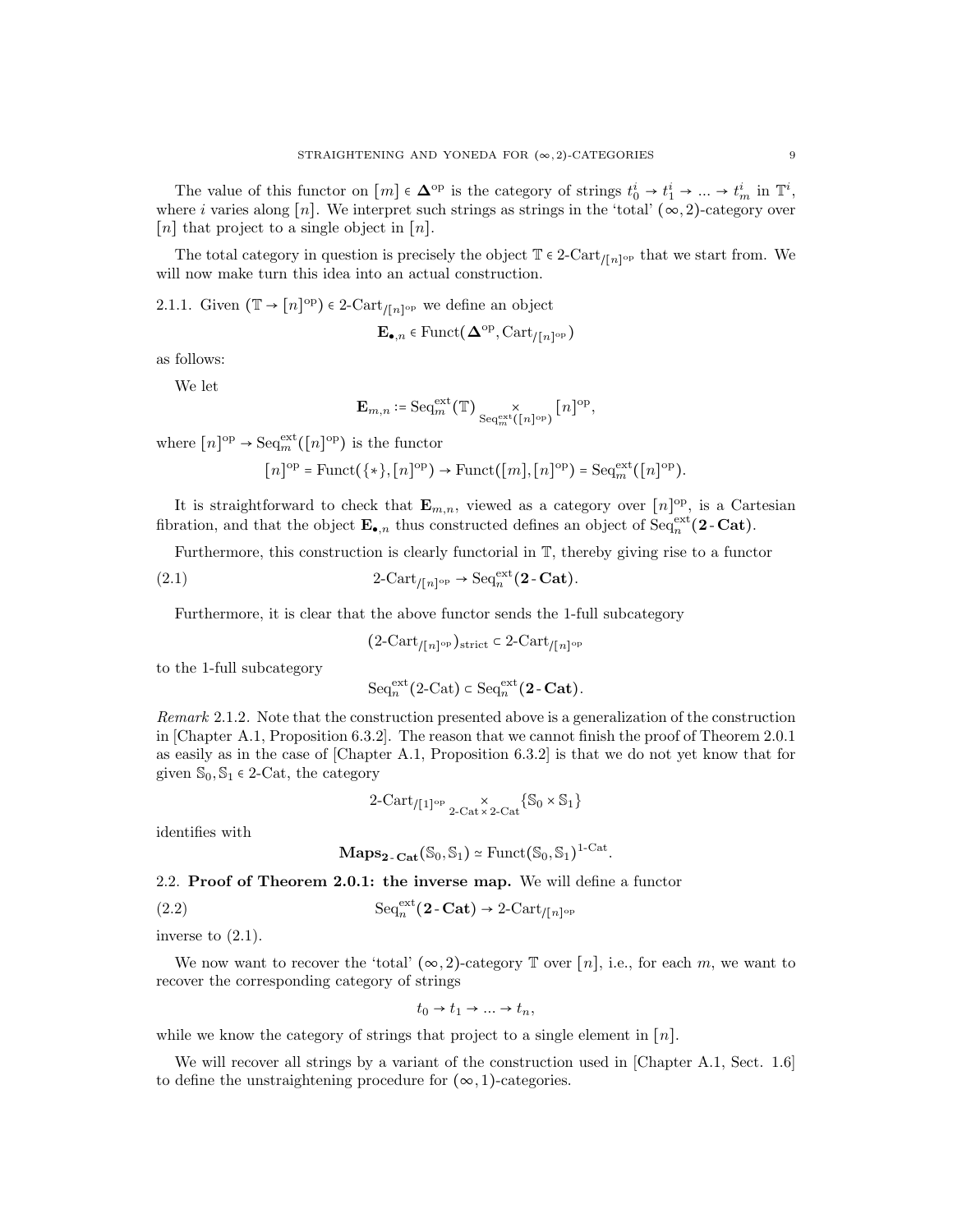The value of this functor on $[m] \in \mathbf{\Delta}^{\mathrm{op}}$ is the category of strings $t_0^i \to t_1^i \to ... \to t_m^i$ in $\mathbb{T}^i$, where $i$ varies along $[n]$. We interpret such strings as strings in the 'total' $(\infty, 2)$-category over $[n]$ that project to a single object in $[n]$.

The total category in question is precisely the object $\mathbb{T} \in 2\text{-Cart}_{/[n]^{\mathrm{op}}}$ that we start from. We will now make turn this idea into an actual construction.

2.1.1. Given $(\mathbb{T} \to [n]^{\mathrm{op}}) \in 2\text{-Cart}_{/[n]^{\mathrm{op}}}$ we define an object

$$\mathbf{E}_{\bullet,n} \in \mathrm{Funct}(\mathbf{\Delta}^{\mathrm{op}}, \mathrm{Cart}_{/[n]^{\mathrm{op}}})$$

as follows:

We let

$$\mathbf{E}_{m,n} := \mathrm{Seq}_m^{\mathrm{ext}}(\mathbb{T}) \underset{\mathrm{Seq}_m^{\mathrm{ext}}([n]^{\mathrm{op}})}{\times} [n]^{\mathrm{op}},$$

where $[n]^{\mathrm{op}} \to \mathrm{Seq}_m^{\mathrm{ext}}([n]^{\mathrm{op}})$ is the functor

$$[n]^{\mathrm{op}} = \mathrm{Funct}(\{*\}, [n]^{\mathrm{op}}) \to \mathrm{Funct}([m], [n]^{\mathrm{op}}) = \mathrm{Seq}_m^{\mathrm{ext}}([n]^{\mathrm{op}}).$$

It is straightforward to check that $\mathbf{E}_{m,n}$, viewed as a category over $[n]^{\mathrm{op}}$, is a Cartesian fibration, and that the object $\mathbf{E}_{\bullet,n}$ thus constructed defines an object of $\mathrm{Seq}_n^{\mathrm{ext}}(\mathbf{2\text{-}Cat})$.

Furthermore, this construction is clearly functorial in $\mathbb{T}$, thereby giving rise to a functor

$$2\text{-Cart}_{/[n]^{\mathrm{op}}} \to \mathrm{Seq}_n^{\mathrm{ext}}(\mathbf{2\text{-}Cat}). \tag{2.1}$$

Furthermore, it is clear that the above functor sends the 1-full subcategory

$$(2\text{-Cart}_{/[n]^{\mathrm{op}}})_{\mathrm{strict}} \subset 2\text{-Cart}_{/[n]^{\mathrm{op}}}$$

to the 1-full subcategory

$$\mathrm{Seq}_n^{\mathrm{ext}}(2\text{-Cat}) \subset \mathrm{Seq}_n^{\mathrm{ext}}(\mathbf{2\text{-}Cat}).$$

*Remark* 2.1.2. Note that the construction presented above is a generalization of the construction in [Chapter A.1, Proposition 6.3.2]. The reason that we cannot finish the proof of Theorem 2.0.1 as easily as in the case of [Chapter A.1, Proposition 6.3.2] is that we do not yet know that for given $\mathbb{S}_0, \mathbb{S}_1 \in 2\text{-Cat}$, the category

$$2\text{-Cart}_{/[1]^{\mathrm{op}}} \underset{2\text{-Cat} \times 2\text{-Cat}}{\times} \{\mathbb{S}_0 \times \mathbb{S}_1\}$$

identifies with

$$\mathbf{Maps}_{\mathbf{2\text{-}Cat}}(\mathbb{S}_0, \mathbb{S}_1) \simeq \mathrm{Funct}(\mathbb{S}_0, \mathbb{S}_1)^{1\text{-Cat}}.$$

## 2.2. Proof of Theorem 2.0.1: the inverse map.

We will define a functor

$$\mathrm{Seq}_n^{\mathrm{ext}}(\mathbf{2\text{-}Cat}) \to 2\text{-Cart}_{/[n]^{\mathrm{op}}} \tag{2.2}$$

inverse to (2.1).

We now want to recover the 'total' $(\infty, 2)$-category $\mathbb{T}$ over $[n]$, i.e., for each $m$, we want to recover the corresponding category of strings

$$t_0 \to t_1 \to ... \to t_n,$$

while we know the category of strings that project to a single element in $[n]$.

We will recover all strings by a variant of the construction used in [Chapter A.1, Sect. 1.6] to define the unstraightening procedure for $(\infty, 1)$-categories.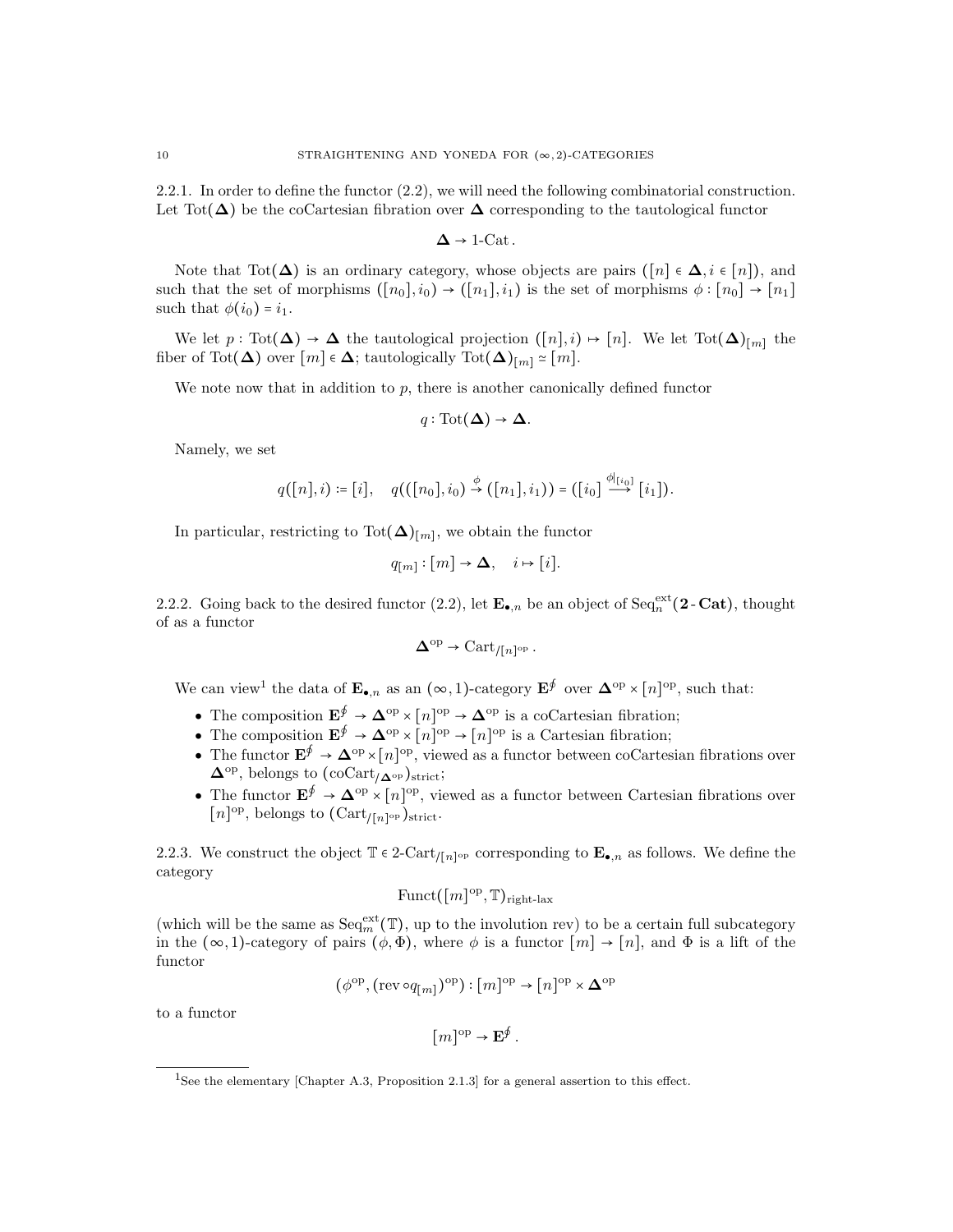2.2.1. In order to define the functor (2.2), we will need the following combinatorial construction. Let $\mathrm{Tot}(\mathbf{\Delta})$ be the coCartesian fibration over $\mathbf{\Delta}$ corresponding to the tautological functor

$$\mathbf{\Delta} \to 1\text{-Cat}.$$

Note that $\mathrm{Tot}(\mathbf{\Delta})$ is an ordinary category, whose objects are pairs $([n] \in \mathbf{\Delta}, i \in [n])$, and such that the set of morphisms $([n_0], i_0) \to ([n_1], i_1)$ is the set of morphisms $\phi : [n_0] \to [n_1]$ such that $\phi(i_0) = i_1$.

We let $p : \mathrm{Tot}(\mathbf{\Delta}) \to \mathbf{\Delta}$ the tautological projection $([n], i) \mapsto [n]$. We let $\mathrm{Tot}(\mathbf{\Delta})_{[m]}$ the fiber of $\mathrm{Tot}(\mathbf{\Delta})$ over $[m] \in \mathbf{\Delta}$; tautologically $\mathrm{Tot}(\mathbf{\Delta})_{[m]} \simeq [m]$.

We note now that in addition to $p$, there is another canonically defined functor

$$q : \mathrm{Tot}(\mathbf{\Delta}) \to \mathbf{\Delta}.$$

Namely, we set

$$q([n], i) := [i], \quad q(([n_0], i_0) \overset{\phi}{\to} ([n_1], i_1)) = ([i_0] \overset{\phi|_{[i_0]}}{\longrightarrow} [i_1]).$$

In particular, restricting to $\mathrm{Tot}(\mathbf{\Delta})_{[m]}$, we obtain the functor

$$q_{[m]} : [m] \to \mathbf{\Delta}, \quad i \mapsto [i].$$

2.2.2. Going back to the desired functor (2.2), let $\mathbf{E}_{\bullet,n}$ be an object of $\mathrm{Seq}_n^{\mathrm{ext}}(\mathbf{2\text{-}Cat})$, thought of as a functor

$$\mathbf{\Delta}^{\mathrm{op}} \to \mathrm{Cart}_{/[n]^{\mathrm{op}}}.$$

We can view[1] the data of $\mathbf{E}_{\bullet,n}$ as an $(\infty,1)$-category $\mathbf{E}^{\oint}$ over $\mathbf{\Delta}^{\mathrm{op}} \times [n]^{\mathrm{op}}$, such that:

- The composition $\mathbf{E}^{\oint} \to \mathbf{\Delta}^{\mathrm{op}} \times [n]^{\mathrm{op}} \to \mathbf{\Delta}^{\mathrm{op}}$ is a coCartesian fibration;
- The composition $\mathbf{E}^{\oint} \to \mathbf{\Delta}^{\mathrm{op}} \times [n]^{\mathrm{op}} \to [n]^{\mathrm{op}}$ is a Cartesian fibration;
- The functor $\mathbf{E}^{\oint} \to \mathbf{\Delta}^{\mathrm{op}} \times [n]^{\mathrm{op}}$, viewed as a functor between coCartesian fibrations over $\mathbf{\Delta}^{\mathrm{op}}$, belongs to $(\mathrm{coCart}_{/\mathbf{\Delta}^{\mathrm{op}}})_{\mathrm{strict}}$;
- The functor $\mathbf{E}^{\oint} \to \mathbf{\Delta}^{\mathrm{op}} \times [n]^{\mathrm{op}}$, viewed as a functor between Cartesian fibrations over $[n]^{\mathrm{op}}$, belongs to $(\mathrm{Cart}_{/[n]^{\mathrm{op}}})_{\mathrm{strict}}$.

2.2.3. We construct the object $\mathbb{T} \in 2\text{-}\mathrm{Cart}_{/[n]^{\mathrm{op}}}$ corresponding to $\mathbf{E}_{\bullet,n}$ as follows. We define the category

$$\mathrm{Funct}([m]^{\mathrm{op}}, \mathbb{T})_{\text{right-lax}}$$

(which will be the same as $\mathrm{Seq}_m^{\mathrm{ext}}(\mathbb{T})$, up to the involution rev) to be a certain full subcategory in the $(\infty,1)$-category of pairs $(\phi, \Phi)$, where $\phi$ is a functor $[m] \to [n]$, and $\Phi$ is a lift of the functor

$$(\phi^{\mathrm{op}}, (\mathrm{rev} \circ q_{[m]})^{\mathrm{op}}) : [m]^{\mathrm{op}} \to [n]^{\mathrm{op}} \times \mathbf{\Delta}^{\mathrm{op}}$$

to a functor

$$[m]^{\mathrm{op}} \to \mathbf{E}^{\oint}.$$

[1] See the elementary [Chapter A.3, Proposition 2.1.3] for a general assertion to this effect.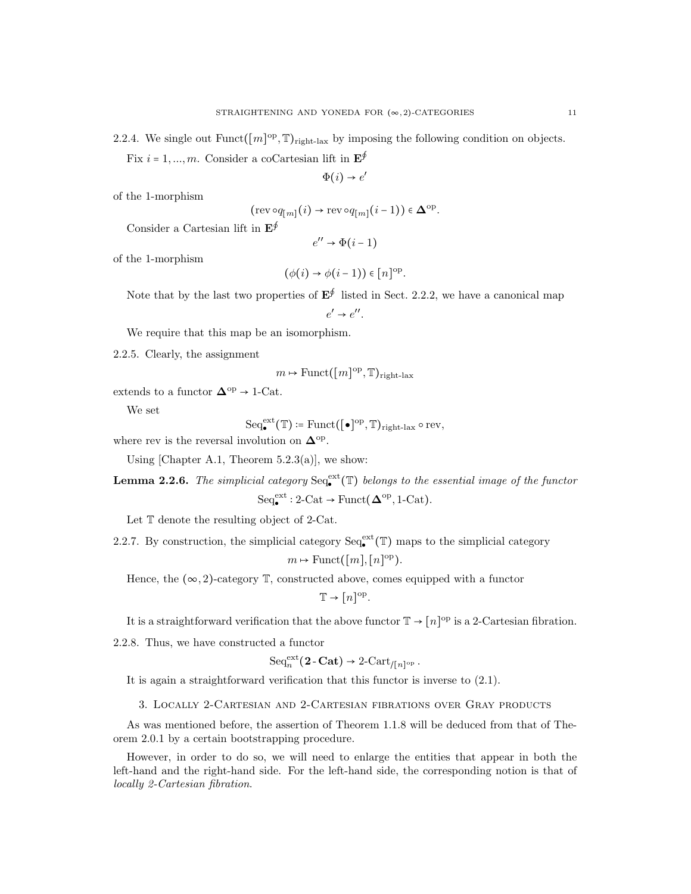2.2.4. We single out $\mathrm{Funct}([m]^{\mathrm{op}}, \mathbb{T})_{\text{right-lax}}$ by imposing the following condition on objects.

Fix $i = 1, ..., m$. Consider a coCartesian lift in $\mathbf{E}^{\oint}$

$$\Phi(i) \to e'$$

of the 1-morphism

$$(\mathrm{rev} \circ q_{[m]}(i) \to \mathrm{rev} \circ q_{[m]}(i-1)) \in \mathbf{\Delta}^{\mathrm{op}}.$$

Consider a Cartesian lift in $\mathbf{E}^{\oint}$

$$e'' \to \Phi(i-1)$$

of the 1-morphism

$$(\phi(i) \to \phi(i-1)) \in [n]^{\mathrm{op}}.$$

Note that by the last two properties of $\mathbf{E}^{\oint}$ listed in Sect. 2.2.2, we have a canonical map

$$e' \to e''.$$

We require that this map be an isomorphism.

2.2.5. Clearly, the assignment

$$m \mapsto \mathrm{Funct}([m]^{\mathrm{op}}, \mathbb{T})_{\text{right-lax}}$$

extends to a functor $\mathbf{\Delta}^{\mathrm{op}} \to 1\text{-Cat}$.

We set

$$\mathrm{Seq}^{\mathrm{ext}}_{\bullet}(\mathbb{T}) := \mathrm{Funct}([\bullet]^{\mathrm{op}}, \mathbb{T})_{\text{right-lax}} \circ \mathrm{rev},$$

where rev is the reversal involution on $\mathbf{\Delta}^{\mathrm{op}}$.

Using [Chapter A.1, Theorem 5.2.3(a)], we show:

**Lemma 2.2.6.** *The simplicial category* $\mathrm{Seq}^{\mathrm{ext}}_{\bullet}(\mathbb{T})$ *belongs to the essential image of the functor*

$$\mathrm{Seq}^{\mathrm{ext}}_{\bullet} : 2\text{-Cat} \to \mathrm{Funct}(\mathbf{\Delta}^{\mathrm{op}}, 1\text{-Cat}).$$

Let $\mathbb{T}$ denote the resulting object of 2-Cat.

2.2.7. By construction, the simplicial category $\mathrm{Seq}^{\mathrm{ext}}_{\bullet}(\mathbb{T})$ maps to the simplicial category

$$m \mapsto \mathrm{Funct}([m], [n]^{\mathrm{op}}).$$

Hence, the $(\infty, 2)$-category $\mathbb{T}$, constructed above, comes equipped with a functor

$$\mathbb{T} \to [n]^{\mathrm{op}}.$$

It is a straightforward verification that the above functor $\mathbb{T} \to [n]^{\mathrm{op}}$ is a 2-Cartesian fibration.

2.2.8. Thus, we have constructed a functor

$$\mathrm{Seq}^{\mathrm{ext}}_n(\mathbf{2\text{-}Cat}) \to 2\text{-}\mathrm{Cart}_{/[n]^{\mathrm{op}}}.$$

It is again a straightforward verification that this functor is inverse to (2.1).

## 3. Locally 2-Cartesian and 2-Cartesian fibrations over Gray products

As was mentioned before, the assertion of Theorem 1.1.8 will be deduced from that of Theorem 2.0.1 by a certain bootstrapping procedure.

However, in order to do so, we will need to enlarge the entities that appear in both the left-hand and the right-hand side. For the left-hand side, the corresponding notion is that of *locally 2-Cartesian fibration*.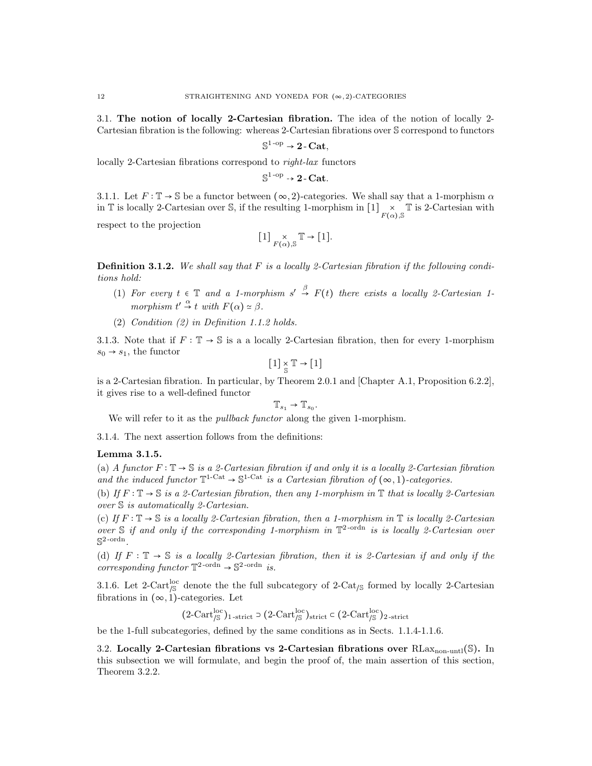## 3.1. The notion of locally 2-Cartesian fibration.

The idea of the notion of locally 2-Cartesian fibration is the following: whereas 2-Cartesian fibrations over $\mathbb{S}$ correspond to functors

$$\mathbb{S}^{1\text{-op}} \to \mathbf{2}\text{-}\mathbf{Cat},$$

locally 2-Cartesian fibrations correspond to *right-lax* functors

$$\mathbb{S}^{1\text{-op}} \dashrightarrow \mathbf{2}\text{-}\mathbf{Cat}.$$

3.1.1. Let $F : \mathbb{T} \to \mathbb{S}$ be a functor between $(\infty,2)$-categories. We shall say that a 1-morphism $\alpha$ in $\mathbb{T}$ is locally 2-Cartesian over $\mathbb{S}$, if the resulting 1-morphism in $[1] \underset{F(\alpha),\mathbb{S}}{\times} \mathbb{T}$ is 2-Cartesian with respect to the projection

$$[1] \underset{F(\alpha),\mathbb{S}}{\times} \mathbb{T} \to [1].$$

**Definition 3.1.2.** *We shall say that $F$ is a locally 2-Cartesian fibration if the following conditions hold:*

1. *For every $t \in \mathbb{T}$ and a 1-morphism $s' \overset{\beta}{\to} F(t)$ there exists a locally 2-Cartesian 1-morphism $t' \overset{\alpha}{\to} t$ with $F(\alpha) \simeq \beta$.*
2. *Condition (2) in Definition 1.1.2 holds.*

3.1.3. Note that if $F : \mathbb{T} \to \mathbb{S}$ is a a locally 2-Cartesian fibration, then for every 1-morphism $s_0 \to s_1$, the functor

$$[1] \underset{\mathbb{S}}{\times} \mathbb{T} \to [1]$$

is a 2-Cartesian fibration. In particular, by Theorem 2.0.1 and [Chapter A.1, Proposition 6.2.2], it gives rise to a well-defined functor

$$\mathbb{T}_{s_1} \to \mathbb{T}_{s_0}.$$

We will refer to it as the *pullback functor* along the given 1-morphism.

3.1.4. The next assertion follows from the definitions:

**Lemma 3.1.5.**

(a) *A functor $F : \mathbb{T} \to \mathbb{S}$ is a 2-Cartesian fibration if and only it is a locally 2-Cartesian fibration and the induced functor $\mathbb{T}^{1\text{-Cat}} \to \mathbb{S}^{1\text{-Cat}}$ is a Cartesian fibration of $(\infty,1)$-categories.*

(b) *If $F : \mathbb{T} \to \mathbb{S}$ is a 2-Cartesian fibration, then any 1-morphism in $\mathbb{T}$ that is locally 2-Cartesian over $\mathbb{S}$ is automatically 2-Cartesian.*

(c) *If $F : \mathbb{T} \to \mathbb{S}$ is a locally 2-Cartesian fibration, then a 1-morphism in $\mathbb{T}$ is locally 2-Cartesian over $\mathbb{S}$ if and only if the corresponding 1-morphism in $\mathbb{T}^{2\text{-ordn}}$ is is locally 2-Cartesian over $\mathbb{S}^{2\text{-ordn}}$.*

(d) *If $F : \mathbb{T} \to \mathbb{S}$ is a locally 2-Cartesian fibration, then it is 2-Cartesian if and only if the corresponding functor $\mathbb{T}^{2\text{-ordn}} \to \mathbb{S}^{2\text{-ordn}}$ is.*

3.1.6. Let $2\text{-Cart}^{\text{loc}}_{/\mathbb{S}}$ denote the the full subcategory of $2\text{-Cat}_{/\mathbb{S}}$ formed by locally 2-Cartesian fibrations in $(\infty,1)$-categories. Let

$$(2\text{-Cart}^{\text{loc}}_{/\mathbb{S}})_{1\text{-strict}} \supset (2\text{-Cart}^{\text{loc}}_{/\mathbb{S}})_{\text{strict}} \subset (2\text{-Cart}^{\text{loc}}_{/\mathbb{S}})_{2\text{-strict}}$$

be the 1-full subcategories, defined by the same conditions as in Sects. 1.1.4-1.1.6.

## 3.2. Locally 2-Cartesian fibrations vs 2-Cartesian fibrations over $\text{RLax}_{\text{non-untl}}(\mathbb{S})$.

In this subsection we will formulate, and begin the proof of, the main assertion of this section, Theorem 3.2.2.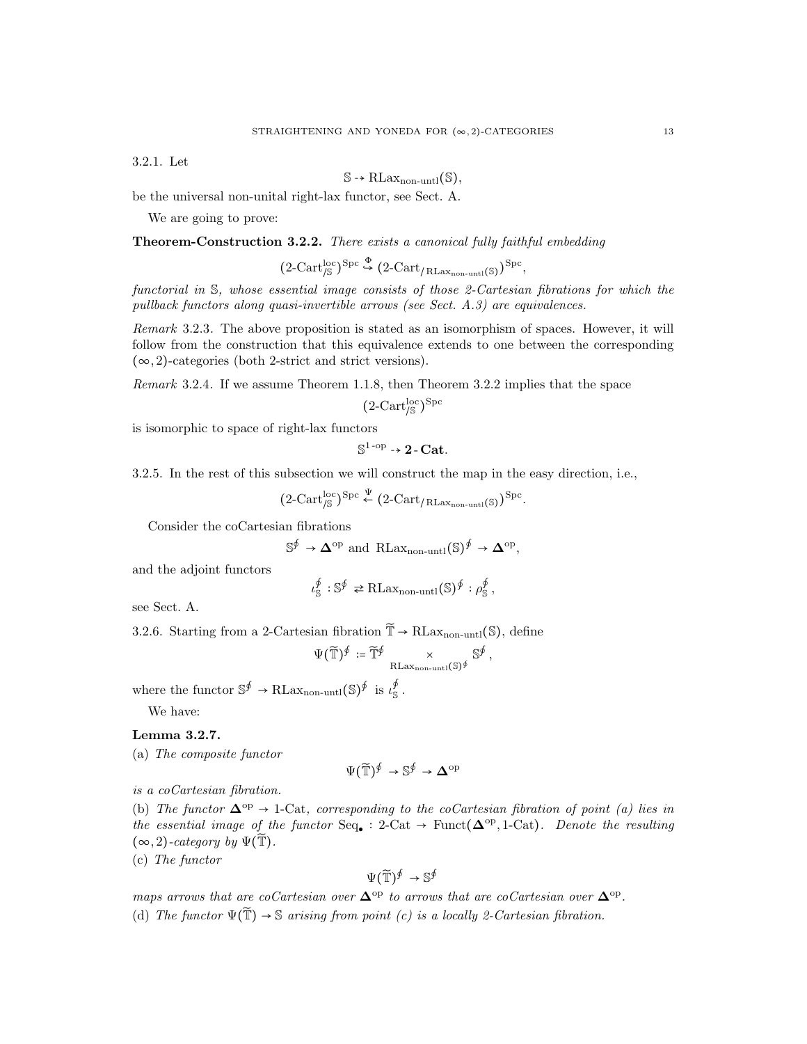3.2.1. Let

$$\mathbb{S} \dashrightarrow \mathrm{RLax}_{\text{non-untl}}(\mathbb{S}),$$

be the universal non-unital right-lax functor, see Sect. A.

We are going to prove:

**Theorem-Construction 3.2.2.** *There exists a canonical fully faithful embedding*

$$(\text{2-Cart}^{\text{loc}}_{/\mathbb{S}})^{\text{Spc}} \overset{\Phi}{\hookrightarrow} (\text{2-Cart}_{/\,\mathrm{RLax}_{\text{non-untl}}(\mathbb{S})})^{\text{Spc}},$$

*functorial in $\mathbb{S}$, whose essential image consists of those 2-Cartesian fibrations for which the pullback functors along quasi-invertible arrows (see Sect. A.3) are equivalences.*

*Remark* 3.2.3. The above proposition is stated as an isomorphism of spaces. However, it will follow from the construction that this equivalence extends to one between the corresponding $(\infty, 2)$-categories (both 2-strict and strict versions).

*Remark* 3.2.4. If we assume Theorem 1.1.8, then Theorem 3.2.2 implies that the space

$$(\text{2-Cart}^{\text{loc}}_{/\mathbb{S}})^{\text{Spc}}$$

is isomorphic to space of right-lax functors

$$\mathbb{S}^{1\text{-op}} \dashrightarrow \mathbf{2\text{-}Cat}.$$

3.2.5. In the rest of this subsection we will construct the map in the easy direction, i.e.,

$$(\text{2-Cart}^{\text{loc}}_{/\mathbb{S}})^{\text{Spc}} \overset{\Psi}{\leftarrow} (\text{2-Cart}_{/\,\mathrm{RLax}_{\text{non-untl}}(\mathbb{S})})^{\text{Spc}}.$$

Consider the coCartesian fibrations

$$\mathbb{S}^{\oint} \to \mathbf{\Delta}^{\text{op}} \text{ and } \mathrm{RLax}_{\text{non-untl}}(\mathbb{S})^{\oint} \to \mathbf{\Delta}^{\text{op}},$$

and the adjoint functors

$$\iota^{\oint}_{\mathbb{S}} : \mathbb{S}^{\oint} \rightleftarrows \mathrm{RLax}_{\text{non-untl}}(\mathbb{S})^{\oint} : \rho^{\oint}_{\mathbb{S}},$$

see Sect. A.

3.2.6. Starting from a 2-Cartesian fibration $\widetilde{\mathbb{T}} \to \mathrm{RLax}_{\text{non-untl}}(\mathbb{S})$, define

$$\Psi(\widetilde{\mathbb{T}})^{\oint} := \widetilde{\mathbb{T}}^{\oint} \underset{\mathrm{RLax}_{\text{non-untl}}(\mathbb{S})^{\oint}}{\times} \mathbb{S}^{\oint},$$

where the functor $\mathbb{S}^{\oint} \to \mathrm{RLax}_{\text{non-untl}}(\mathbb{S})^{\oint}$ is $\iota^{\oint}_{\mathbb{S}}$.

We have:

**Lemma 3.2.7.**

(a) *The composite functor*

$$\Psi(\widetilde{\mathbb{T}})^{\oint} \to \mathbb{S}^{\oint} \to \mathbf{\Delta}^{\text{op}}$$

*is a coCartesian fibration.*

(b) *The functor $\mathbf{\Delta}^{\text{op}} \to$ 1-Cat, corresponding to the coCartesian fibration of point (a) lies in the essential image of the functor $\text{Seq}_\bullet$ : 2-Cat $\to$ Funct($\mathbf{\Delta}^{\text{op}}$, 1-Cat). Denote the resulting $(\infty, 2)$-category by $\Psi(\widetilde{\mathbb{T}})$.*

(c) *The functor*

$$\Psi(\widetilde{\mathbb{T}})^{\oint} \to \mathbb{S}^{\oint}$$

*maps arrows that are coCartesian over $\mathbf{\Delta}^{\text{op}}$ to arrows that are coCartesian over $\mathbf{\Delta}^{\text{op}}$.*

(d) *The functor $\Psi(\widetilde{\mathbb{T}}) \to \mathbb{S}$ arising from point (c) is a locally 2-Cartesian fibration.*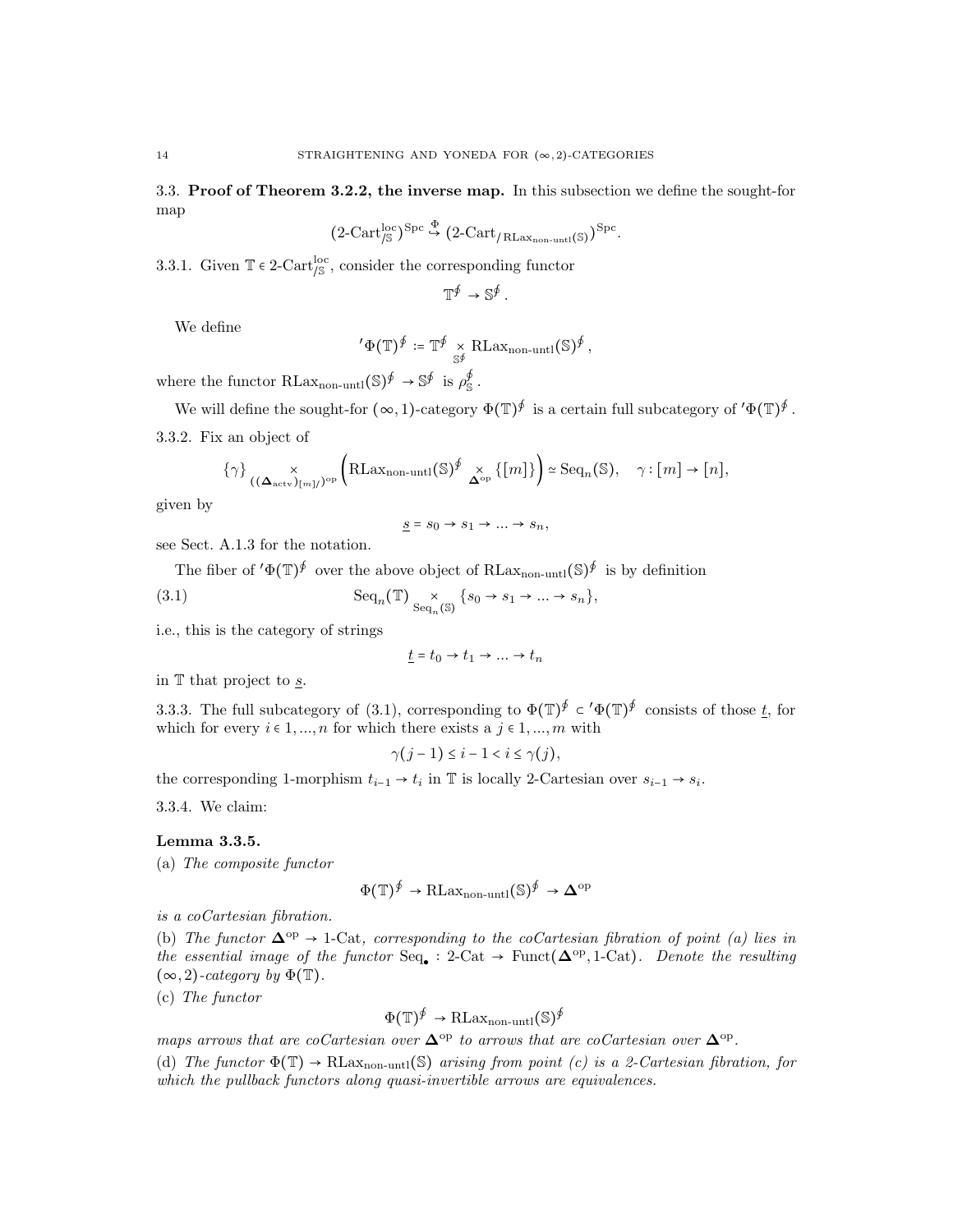### 3.3. **Proof of Theorem 3.2.2, the inverse map.**

In this subsection we define the sought-for map

$$(\text{2-Cart}^{\text{loc}}_{/\mathbb{S}})^{\text{Spc}} \overset{\Phi}{\hookrightarrow} (\text{2-Cart}_{/\,\text{RLax}_{\text{non-untl}}(\mathbb{S})})^{\text{Spc}}.$$

3.3.1. Given $\mathbb{T} \in \text{2-Cart}^{\text{loc}}_{/\mathbb{S}}$, consider the corresponding functor

$$\mathbb{T}^{\oint} \to \mathbb{S}^{\oint}.$$

We define

$${}'\Phi(\mathbb{T})^{\oint} := \mathbb{T}^{\oint} \underset{\mathbb{S}^{\oint}}{\times} \text{RLax}_{\text{non-untl}}(\mathbb{S})^{\oint},$$

where the functor $\text{RLax}_{\text{non-untl}}(\mathbb{S})^{\oint} \to \mathbb{S}^{\oint}$ is $\rho^{\oint}_{\mathbb{S}}$.

We will define the sought-for $(\infty,1)$-category $\Phi(\mathbb{T})^{\oint}$ is a certain full subcategory of ${}'\Phi(\mathbb{T})^{\oint}$.

3.3.2. Fix an object of

$$\{\gamma\} \underset{((\mathbf{\Delta}_{\text{actv}})_{[m]/})^{\text{op}}}{\times} \left(\text{RLax}_{\text{non-untl}}(\mathbb{S})^{\oint} \underset{\mathbf{\Delta}^{\text{op}}}{\times} \{[m]\}\right) \simeq \text{Seq}_n(\mathbb{S}), \quad \gamma : [m] \to [n],$$

given by

$$\underline{s} = s_0 \to s_1 \to \ldots \to s_n,$$

see Sect. A.1.3 for the notation.

The fiber of ${}'\Phi(\mathbb{T})^{\oint}$ over the above object of $\text{RLax}_{\text{non-untl}}(\mathbb{S})^{\oint}$ is by definition

$$\text{Seq}_n(\mathbb{T}) \underset{\text{Seq}_n(\mathbb{S})}{\times} \{s_0 \to s_1 \to \ldots \to s_n\}, \tag{3.1}$$

i.e., this is the category of strings

$$\underline{t} = t_0 \to t_1 \to \ldots \to t_n$$

in $\mathbb{T}$ that project to $\underline{s}$.

3.3.3. The full subcategory of (3.1), corresponding to $\Phi(\mathbb{T})^{\oint} \subset {}'\Phi(\mathbb{T})^{\oint}$ consists of those $\underline{t}$, for which for every $i \in 1,\ldots,n$ for which there exists a $j \in 1,\ldots,m$ with

$$\gamma(j-1) \leq i-1 < i \leq \gamma(j),$$

the corresponding 1-morphism $t_{i-1} \to t_i$ in $\mathbb{T}$ is locally 2-Cartesian over $s_{i-1} \to s_i$.

3.3.4. We claim:

**Lemma 3.3.5.**

(a) *The composite functor*

$$\Phi(\mathbb{T})^{\oint} \to \text{RLax}_{\text{non-untl}}(\mathbb{S})^{\oint} \to \mathbf{\Delta}^{\text{op}}$$

*is a coCartesian fibration.*

(b) *The functor $\mathbf{\Delta}^{\text{op}} \to \text{1-Cat}$, corresponding to the coCartesian fibration of point (a) lies in the essential image of the functor $\text{Seq}_\bullet : \text{2-Cat} \to \text{Funct}(\mathbf{\Delta}^{\text{op}}, \text{1-Cat})$. Denote the resulting $(\infty,2)$-category by $\Phi(\mathbb{T})$.*

(c) *The functor*

$$\Phi(\mathbb{T})^{\oint} \to \text{RLax}_{\text{non-untl}}(\mathbb{S})^{\oint}$$

*maps arrows that are coCartesian over $\mathbf{\Delta}^{\text{op}}$ to arrows that are coCartesian over $\mathbf{\Delta}^{\text{op}}$.*

(d) *The functor $\Phi(\mathbb{T}) \to \text{RLax}_{\text{non-untl}}(\mathbb{S})$ arising from point (c) is a 2-Cartesian fibration, for which the pullback functors along quasi-invertible arrows are equivalences.*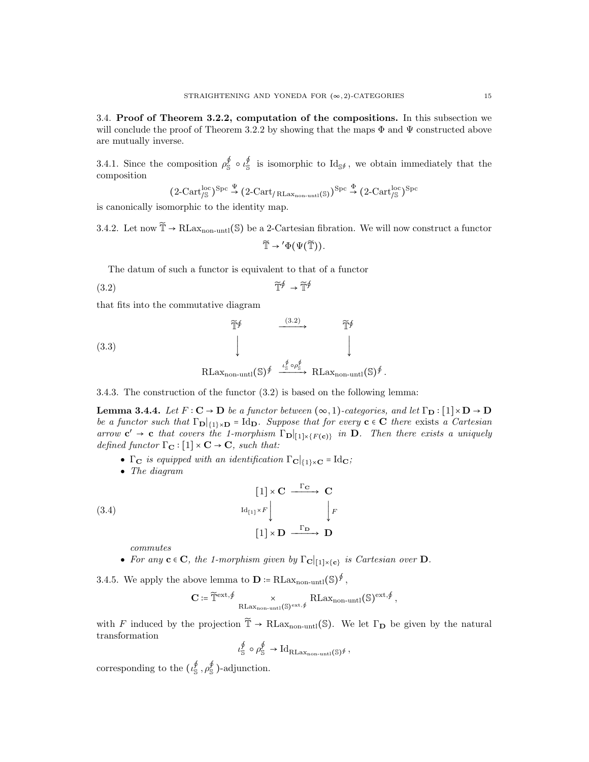3.4. **Proof of Theorem 3.2.2, computation of the compositions.** In this subsection we will conclude the proof of Theorem 3.2.2 by showing that the maps $\Phi$ and $\Psi$ constructed above are mutually inverse.

3.4.1. Since the composition $\rho_{\mathbb{S}}^{\oint} \circ \iota_{\mathbb{S}}^{\oint}$ is isomorphic to $\mathrm{Id}_{\mathbb{S}^{\oint}}$, we obtain immediately that the composition

$$(\text{2-Cart}^{\mathrm{loc}}_{/\mathbb{S}})^{\mathrm{Spc}} \overset{\Psi}{\to} (\text{2-Cart}_{/\mathrm{RLax}_{\text{non-untl}}(\mathbb{S})})^{\mathrm{Spc}} \overset{\Phi}{\to} (\text{2-Cart}^{\mathrm{loc}}_{/\mathbb{S}})^{\mathrm{Spc}}$$

is canonically isomorphic to the identity map.

3.4.2. Let now $\widetilde{\mathbb{T}} \to \mathrm{RLax}_{\text{non-untl}}(\mathbb{S})$ be a 2-Cartesian fibration. We will now construct a functor

$$\widetilde{\mathbb{T}} \to {}'\Phi(\Psi(\widetilde{\mathbb{T}})).$$

The datum of such a functor is equivalent to that of a functor

$$\widetilde{\mathbb{T}}^{\oint} \to \widetilde{\mathbb{T}}^{\oint} \tag{3.2}$$

that fits into the commutative diagram

$$\begin{array}{ccc} \widetilde{\mathbb{T}}^{\oint} & \xrightarrow{(3.2)} & \widetilde{\mathbb{T}}^{\oint} \\ \downarrow & & \downarrow \\ \mathrm{RLax}_{\text{non-untl}}(\mathbb{S})^{\oint} & \xrightarrow{\iota_{\mathbb{S}}^{\oint} \circ \rho_{\mathbb{S}}^{\oint}} & \mathrm{RLax}_{\text{non-untl}}(\mathbb{S})^{\oint}. \end{array} \tag{3.3}$$

3.4.3. The construction of the functor (3.2) is based on the following lemma:

**Lemma 3.4.4.** *Let $F : \mathbf{C} \to \mathbf{D}$ be a functor between $(\infty,1)$-categories, and let $\Gamma_{\mathbf{D}} : [1] \times \mathbf{D} \to \mathbf{D}$ be a functor such that $\Gamma_{\mathbf{D}}|_{\{1\}\times\mathbf{D}} = \mathrm{Id}_{\mathbf{D}}$. Suppose that for every $\mathbf{c} \in \mathbf{C}$ there* exists *a Cartesian arrow $\mathbf{c}' \to \mathbf{c}$ that covers the 1-morphism $\Gamma_{\mathbf{D}}|_{[1]\times\{F(\mathbf{c})\}}$ in $\mathbf{D}$. Then there exists a uniquely defined functor $\Gamma_{\mathbf{C}} : [1] \times \mathbf{C} \to \mathbf{C}$, such that:*

- *$\Gamma_{\mathbf{C}}$ is equipped with an identification $\Gamma_{\mathbf{C}}|_{\{1\}\times\mathbf{C}} = \mathrm{Id}_{\mathbf{C}}$;*
- *The diagram*

$$\begin{array}{ccc} [1] \times \mathbf{C} & \xrightarrow{\Gamma_{\mathbf{C}}} & \mathbf{C} \\ {\scriptstyle \mathrm{Id}_{[1]}\times F}\downarrow & & \downarrow{\scriptstyle F} \\ [1] \times \mathbf{D} & \xrightarrow{\Gamma_{\mathbf{D}}} & \mathbf{D} \end{array} \tag{3.4}$$

  *commutes*
- *For any $\mathbf{c} \in \mathbf{C}$, the 1-morphism given by $\Gamma_{\mathbf{C}}|_{[1]\times\{\mathbf{c}\}}$ is Cartesian over $\mathbf{D}$.*

3.4.5. We apply the above lemma to $\mathbf{D} := \mathrm{RLax}_{\text{non-untl}}(\mathbb{S})^{\oint}$,

$$\mathbf{C} := \widetilde{\mathbb{T}}^{\mathrm{ext},\oint} \underset{\mathrm{RLax}_{\text{non-untl}}(\mathbb{S})^{\mathrm{ext},\oint}}{\times} \mathrm{RLax}_{\text{non-untl}}(\mathbb{S})^{\mathrm{ext},\oint},$$

with $F$ induced by the projection $\widetilde{\mathbb{T}} \to \mathrm{RLax}_{\text{non-untl}}(\mathbb{S})$. We let $\Gamma_{\mathbf{D}}$ be given by the natural transformation

$$\iota_{\mathbb{S}}^{\oint} \circ \rho_{\mathbb{S}}^{\oint} \to \mathrm{Id}_{\mathrm{RLax}_{\text{non-untl}}(\mathbb{S})^{\oint}},$$

corresponding to the $(\iota_{\mathbb{S}}^{\oint}, \rho_{\mathbb{S}}^{\oint})$-adjunction.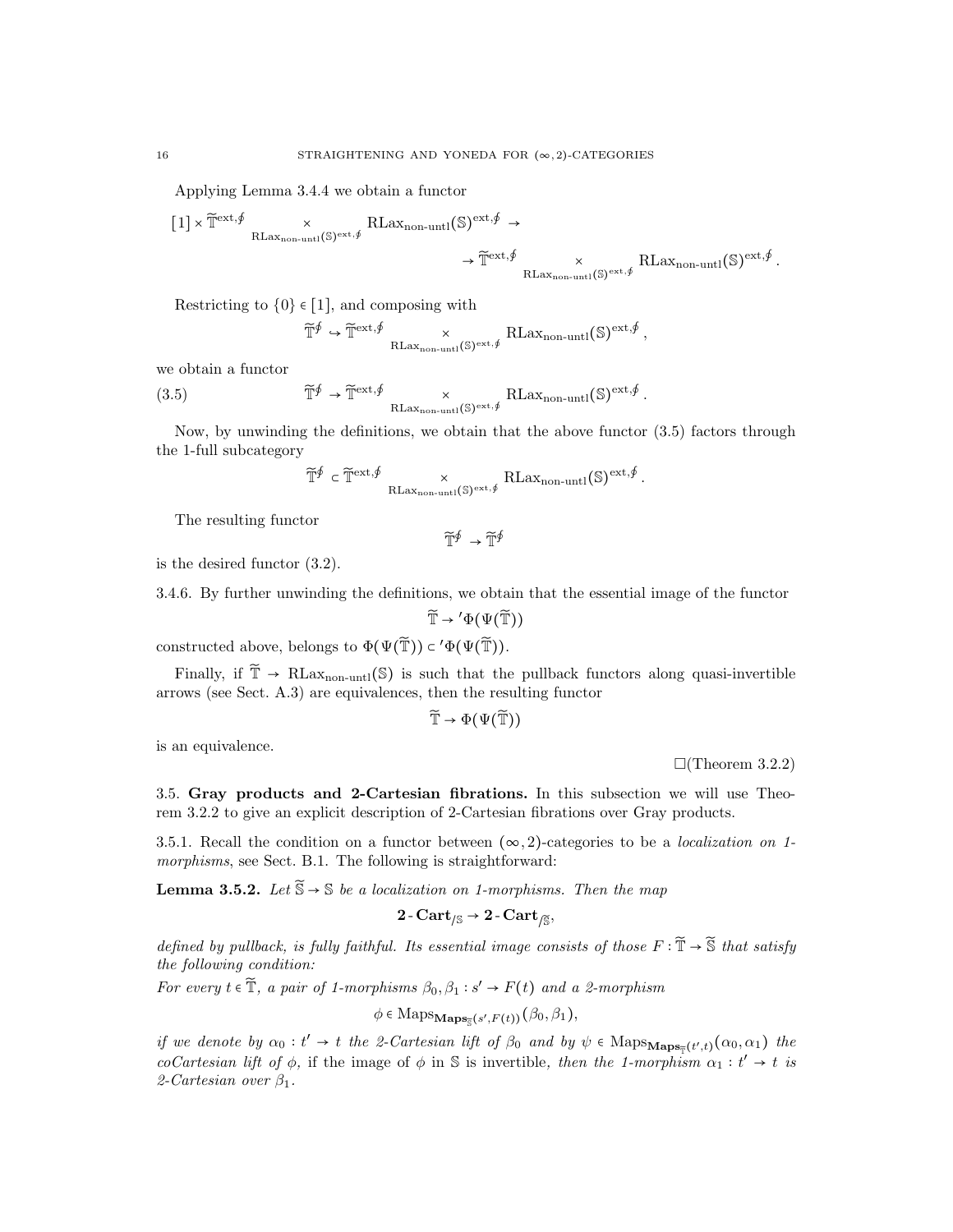Applying Lemma 3.4.4 we obtain a functor

$$[1] \times \widetilde{\mathbb{T}}^{\mathrm{ext},\oint} \underset{\mathrm{RLax}_{\text{non-untl}}(\mathbb{S})^{\mathrm{ext},\oint}}{\times} \mathrm{RLax}_{\text{non-untl}}(\mathbb{S})^{\mathrm{ext},\oint} \to$$

$$\to \widetilde{\mathbb{T}}^{\mathrm{ext},\oint} \underset{\mathrm{RLax}_{\text{non-untl}}(\mathbb{S})^{\mathrm{ext},\oint}}{\times} \mathrm{RLax}_{\text{non-untl}}(\mathbb{S})^{\mathrm{ext},\oint}.$$

Restricting to $\{0\} \in [1]$, and composing with

$$\widetilde{\mathbb{T}}^{\oint} \hookrightarrow \widetilde{\mathbb{T}}^{\mathrm{ext},\oint} \underset{\mathrm{RLax}_{\text{non-untl}}(\mathbb{S})^{\mathrm{ext},\oint}}{\times} \mathrm{RLax}_{\text{non-untl}}(\mathbb{S})^{\mathrm{ext},\oint},$$

we obtain a functor

$$\widetilde{\mathbb{T}}^{\oint} \to \widetilde{\mathbb{T}}^{\mathrm{ext},\oint} \underset{\mathrm{RLax}_{\text{non-untl}}(\mathbb{S})^{\mathrm{ext},\oint}}{\times} \mathrm{RLax}_{\text{non-untl}}(\mathbb{S})^{\mathrm{ext},\oint}. \tag{3.5}$$

Now, by unwinding the definitions, we obtain that the above functor (3.5) factors through the 1-full subcategory

$$\widetilde{\mathbb{T}}^{\oint} \subset \widetilde{\mathbb{T}}^{\mathrm{ext},\oint} \underset{\mathrm{RLax}_{\text{non-untl}}(\mathbb{S})^{\mathrm{ext},\oint}}{\times} \mathrm{RLax}_{\text{non-untl}}(\mathbb{S})^{\mathrm{ext},\oint}.$$

The resulting functor

$$\widetilde{\mathbb{T}}^{\oint} \to \widetilde{\mathbb{T}}^{\oint}$$

is the desired functor (3.2).

3.4.6. By further unwinding the definitions, we obtain that the essential image of the functor

$$\widetilde{\mathbb{T}} \to {}'\Phi(\Psi(\widetilde{\mathbb{T}}))$$

constructed above, belongs to $\Phi(\Psi(\widetilde{\mathbb{T}})) \subset {}'\Phi(\Psi(\widetilde{\mathbb{T}}))$.

Finally, if $\widetilde{\mathbb{T}} \to \mathrm{RLax}_{\text{non-untl}}(\mathbb{S})$ is such that the pullback functors along quasi-invertible arrows (see Sect. A.3) are equivalences, then the resulting functor

$$\widetilde{\mathbb{T}} \to \Phi(\Psi(\widetilde{\mathbb{T}}))$$

is an equivalence.

□(Theorem 3.2.2)

3.5. **Gray products and 2-Cartesian fibrations.** In this subsection we will use Theorem 3.2.2 to give an explicit description of 2-Cartesian fibrations over Gray products.

3.5.1. Recall the condition on a functor between $(\infty,2)$-categories to be a *localization on 1-morphisms*, see Sect. B.1. The following is straightforward:

**Lemma 3.5.2.** *Let $\widetilde{\mathbb{S}} \to \mathbb{S}$ be a localization on 1-morphisms. Then the map*

$$\mathbf{2}\text{-}\mathbf{Cart}_{/\mathbb{S}} \to \mathbf{2}\text{-}\mathbf{Cart}_{/\widetilde{\mathbb{S}}},$$

*defined by pullback, is fully faithful. Its essential image consists of those $F : \widetilde{\mathbb{T}} \to \widetilde{\mathbb{S}}$ that satisfy the following condition:*

*For every $t \in \widetilde{\mathbb{T}}$, a pair of 1-morphisms $\beta_0, \beta_1 : s' \to F(t)$ and a 2-morphism*

$$\phi \in \mathrm{Maps}_{\mathbf{Maps}_{\widetilde{\mathbb{S}}}(s',F(t))}(\beta_0,\beta_1),$$

*if we denote by $\alpha_0 : t' \to t$ the 2-Cartesian lift of $\beta_0$ and by $\psi \in \mathrm{Maps}_{\mathbf{Maps}_{\widetilde{\mathbb{T}}}(t',t)}(\alpha_0,\alpha_1)$ the coCartesian lift of $\phi$,* if the image of $\phi$ in $\mathbb{S}$ is invertible, *then the 1-morphism $\alpha_1 : t' \to t$ is 2-Cartesian over $\beta_1$.*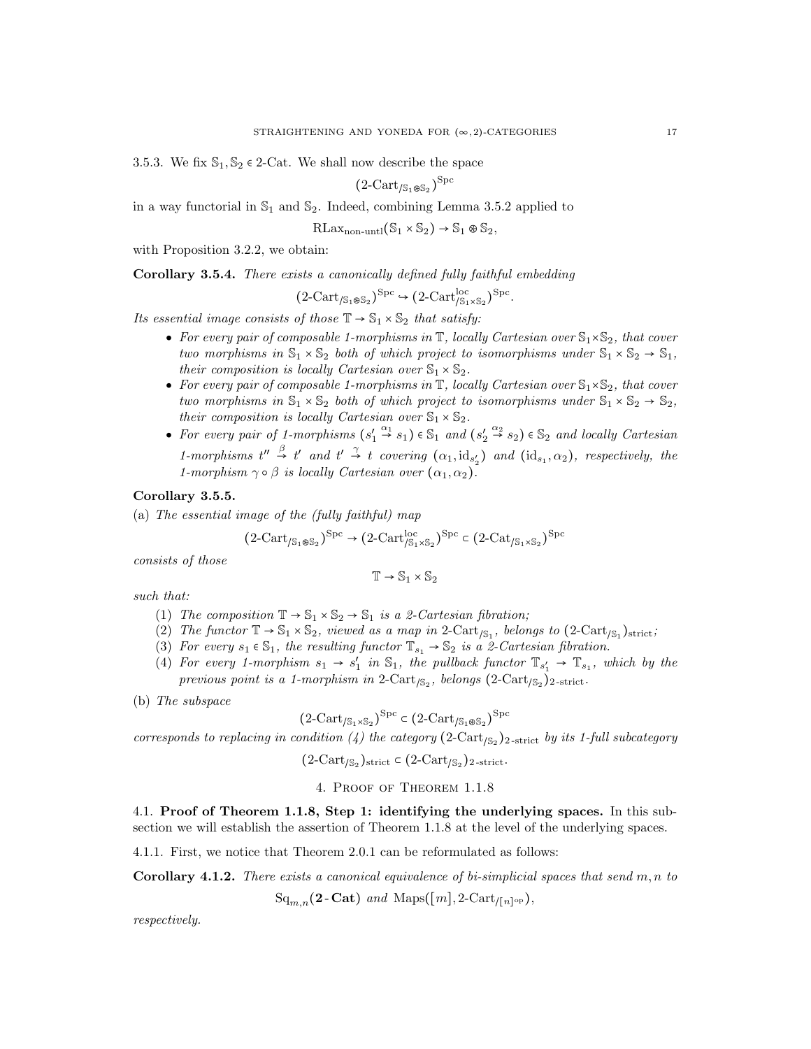3.5.3. We fix $\mathbb{S}_1, \mathbb{S}_2 \in$ 2-Cat. We shall now describe the space

$$(\text{2-Cart}_{/\mathbb{S}_1 \circledast \mathbb{S}_2})^{\text{Spc}}$$

in a way functorial in $\mathbb{S}_1$ and $\mathbb{S}_2$. Indeed, combining Lemma 3.5.2 applied to

$$\text{RLax}_{\text{non-untl}}(\mathbb{S}_1 \times \mathbb{S}_2) \to \mathbb{S}_1 \circledast \mathbb{S}_2,$$

with Proposition 3.2.2, we obtain:

**Corollary 3.5.4.** *There exists a canonically defined fully faithful embedding*

$$(\text{2-Cart}_{/\mathbb{S}_1 \circledast \mathbb{S}_2})^{\text{Spc}} \hookrightarrow (\text{2-Cart}^{\text{loc}}_{/\mathbb{S}_1 \times \mathbb{S}_2})^{\text{Spc}}.$$

*Its essential image consists of those $\mathbb{T} \to \mathbb{S}_1 \times \mathbb{S}_2$ that satisfy:*

- *For every pair of composable 1-morphisms in $\mathbb{T}$, locally Cartesian over $\mathbb{S}_1 \times \mathbb{S}_2$, that cover two morphisms in $\mathbb{S}_1 \times \mathbb{S}_2$ both of which project to isomorphisms under $\mathbb{S}_1 \times \mathbb{S}_2 \to \mathbb{S}_1$, their composition is locally Cartesian over $\mathbb{S}_1 \times \mathbb{S}_2$.*
- *For every pair of composable 1-morphisms in $\mathbb{T}$, locally Cartesian over $\mathbb{S}_1 \times \mathbb{S}_2$, that cover two morphisms in $\mathbb{S}_1 \times \mathbb{S}_2$ both of which project to isomorphisms under $\mathbb{S}_1 \times \mathbb{S}_2 \to \mathbb{S}_2$, their composition is locally Cartesian over $\mathbb{S}_1 \times \mathbb{S}_2$.*
- *For every pair of 1-morphisms $(s_1' \overset{\alpha_1}{\to} s_1) \in \mathbb{S}_1$ and $(s_2' \overset{\alpha_2}{\to} s_2) \in \mathbb{S}_2$ and locally Cartesian 1-morphisms $t'' \overset{\beta}{\to} t'$ and $t' \overset{\gamma}{\to} t$ covering $(\alpha_1, \text{id}_{s_2'})$ and $(\text{id}_{s_1}, \alpha_2)$, respectively, the 1-morphism $\gamma \circ \beta$ is locally Cartesian over $(\alpha_1, \alpha_2)$.*

**Corollary 3.5.5.**

(a) *The essential image of the (fully faithful) map*

$$(\text{2-Cart}_{/\mathbb{S}_1 \circledast \mathbb{S}_2})^{\text{Spc}} \to (\text{2-Cart}^{\text{loc}}_{/\mathbb{S}_1 \times \mathbb{S}_2})^{\text{Spc}} \subset (\text{2-Cat}_{/\mathbb{S}_1 \times \mathbb{S}_2})^{\text{Spc}}$$

*consists of those*

$$\mathbb{T} \to \mathbb{S}_1 \times \mathbb{S}_2$$

*such that:*

1. *The composition $\mathbb{T} \to \mathbb{S}_1 \times \mathbb{S}_2 \to \mathbb{S}_1$ is a 2-Cartesian fibration;*
2. *The functor $\mathbb{T} \to \mathbb{S}_1 \times \mathbb{S}_2$, viewed as a map in $\text{2-Cart}_{/\mathbb{S}_1}$, belongs to $(\text{2-Cart}_{/\mathbb{S}_1})_{\text{strict}}$;*
3. *For every $s_1 \in \mathbb{S}_1$, the resulting functor $\mathbb{T}_{s_1} \to \mathbb{S}_2$ is a 2-Cartesian fibration.*
4. *For every 1-morphism $s_1 \to s_1'$ in $\mathbb{S}_1$, the pullback functor $\mathbb{T}_{s_1'} \to \mathbb{T}_{s_1}$, which by the previous point is a 1-morphism in $\text{2-Cart}_{/\mathbb{S}_2}$, belongs $(\text{2-Cart}_{/\mathbb{S}_2})_{\text{2-strict}}$.*

(b) *The subspace*

$$(\text{2-Cart}_{/\mathbb{S}_1 \times \mathbb{S}_2})^{\text{Spc}} \subset (\text{2-Cart}_{/\mathbb{S}_1 \circledast \mathbb{S}_2})^{\text{Spc}}$$

*corresponds to replacing in condition (4) the category $(\text{2-Cart}_{/\mathbb{S}_2})_{\text{2-strict}}$ by its 1-full subcategory*

$$(\text{2-Cart}_{/\mathbb{S}_2})_{\text{strict}} \subset (\text{2-Cart}_{/\mathbb{S}_2})_{\text{2-strict}}.$$

## 4. Proof of Theorem 1.1.8

**4.1. Proof of Theorem 1.1.8, Step 1: identifying the underlying spaces.** In this subsection we will establish the assertion of Theorem 1.1.8 at the level of the underlying spaces.

4.1.1. First, we notice that Theorem 2.0.1 can be reformulated as follows:

**Corollary 4.1.2.** *There exists a canonical equivalence of bi-simplicial spaces that send $m, n$ to*

$$\text{Sq}_{m,n}(\mathbf{2\text{-}Cat}) \text{ and } \text{Maps}([m], \text{2-Cart}_{/[n]^{\text{op}}}),$$

*respectively.*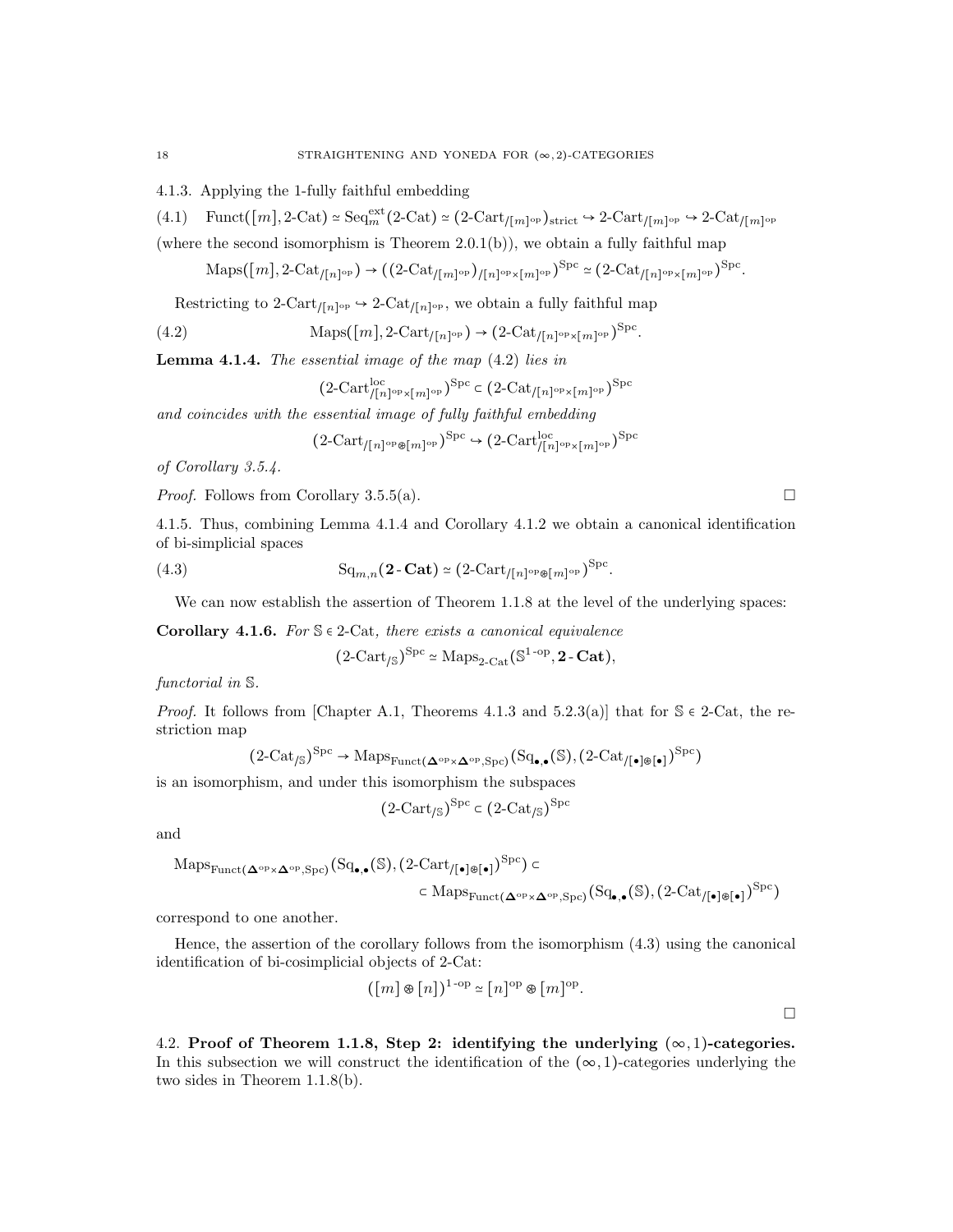4.1.3. Applying the 1-fully faithful embedding

$$\text{Funct}([m], \text{2-Cat}) \simeq \text{Seq}_m^{\text{ext}}(\text{2-Cat}) \simeq (\text{2-Cart}_{/[m]^{\text{op}}})_{\text{strict}} \hookrightarrow \text{2-Cart}_{/[m]^{\text{op}}} \hookrightarrow \text{2-Cat}_{/[m]^{\text{op}}} \tag{4.1}$$

(where the second isomorphism is Theorem 2.0.1(b)), we obtain a fully faithful map

$$\text{Maps}([m], \text{2-Cat}_{/[n]^{\text{op}}}) \to ((\text{2-Cat}_{/[m]^{\text{op}}})_{/[n]^{\text{op}} \times [m]^{\text{op}}})^{\text{Spc}} \simeq (\text{2-Cat}_{/[n]^{\text{op}} \times [m]^{\text{op}}})^{\text{Spc}}.$$

Restricting to $\text{2-Cart}_{/[n]^{\text{op}}} \hookrightarrow \text{2-Cat}_{/[n]^{\text{op}}}$, we obtain a fully faithful map

$$\text{Maps}([m], \text{2-Cart}_{/[n]^{\text{op}}}) \to (\text{2-Cat}_{/[n]^{\text{op}} \times [m]^{\text{op}}})^{\text{Spc}}. \tag{4.2}$$

**Lemma 4.1.4.** *The essential image of the map* (4.2) *lies in*

$$(\text{2-Cart}^{\text{loc}}_{/[n]^{\text{op}} \times [m]^{\text{op}}})^{\text{Spc}} \subset (\text{2-Cat}_{/[n]^{\text{op}} \times [m]^{\text{op}}})^{\text{Spc}}$$

*and coincides with the essential image of fully faithful embedding*

$$(\text{2-Cart}_{/[n]^{\text{op}} \circledast [m]^{\text{op}}})^{\text{Spc}} \hookrightarrow (\text{2-Cart}^{\text{loc}}_{/[n]^{\text{op}} \times [m]^{\text{op}}})^{\text{Spc}}$$

*of Corollary 3.5.4.*

*Proof.* Follows from Corollary 3.5.5(a). □

4.1.5. Thus, combining Lemma 4.1.4 and Corollary 4.1.2 we obtain a canonical identification of bi-simplicial spaces

$$\text{Sq}_{m,n}(\mathbf{2\text{-}Cat}) \simeq (\text{2-Cart}_{/[n]^{\text{op}} \circledast [m]^{\text{op}}})^{\text{Spc}}. \tag{4.3}$$

We can now establish the assertion of Theorem 1.1.8 at the level of the underlying spaces:

**Corollary 4.1.6.** *For $\mathbb{S} \in \text{2-Cat}$, there exists a canonical equivalence*

$$(\text{2-Cart}_{/\mathbb{S}})^{\text{Spc}} \simeq \text{Maps}_{\text{2-Cat}}(\mathbb{S}^{1\text{-op}}, \mathbf{2\text{-}Cat}),$$

*functorial in $\mathbb{S}$.*

*Proof.* It follows from [Chapter A.1, Theorems 4.1.3 and 5.2.3(a)] that for $\mathbb{S} \in \text{2-Cat}$, the restriction map

$$(\text{2-Cat}_{/\mathbb{S}})^{\text{Spc}} \to \text{Maps}_{\text{Funct}(\boldsymbol{\Delta}^{\text{op}} \times \boldsymbol{\Delta}^{\text{op}}, \text{Spc})}(\text{Sq}_{\bullet,\bullet}(\mathbb{S}), (\text{2-Cat}_{/[\bullet] \circledast [\bullet]})^{\text{Spc}})$$

is an isomorphism, and under this isomorphism the subspaces

$$(\text{2-Cart}_{/\mathbb{S}})^{\text{Spc}} \subset (\text{2-Cat}_{/\mathbb{S}})^{\text{Spc}}$$

and

$$\text{Maps}_{\text{Funct}(\boldsymbol{\Delta}^{\text{op}} \times \boldsymbol{\Delta}^{\text{op}}, \text{Spc})}(\text{Sq}_{\bullet,\bullet}(\mathbb{S}), (\text{2-Cart}_{/[\bullet] \circledast [\bullet]})^{\text{Spc}}) \subset$$
$$\subset \text{Maps}_{\text{Funct}(\boldsymbol{\Delta}^{\text{op}} \times \boldsymbol{\Delta}^{\text{op}}, \text{Spc})}(\text{Sq}_{\bullet,\bullet}(\mathbb{S}), (\text{2-Cat}_{/[\bullet] \circledast [\bullet]})^{\text{Spc}})$$

correspond to one another.

Hence, the assertion of the corollary follows from the isomorphism (4.3) using the canonical identification of bi-cosimplicial objects of 2-Cat:

$$([m] \circledast [n])^{1\text{-op}} \simeq [n]^{\text{op}} \circledast [m]^{\text{op}}.$$

□

4.2. **Proof of Theorem 1.1.8, Step 2: identifying the underlying $(\infty, 1)$-categories.** In this subsection we will construct the identification of the $(\infty, 1)$-categories underlying the two sides in Theorem 1.1.8(b).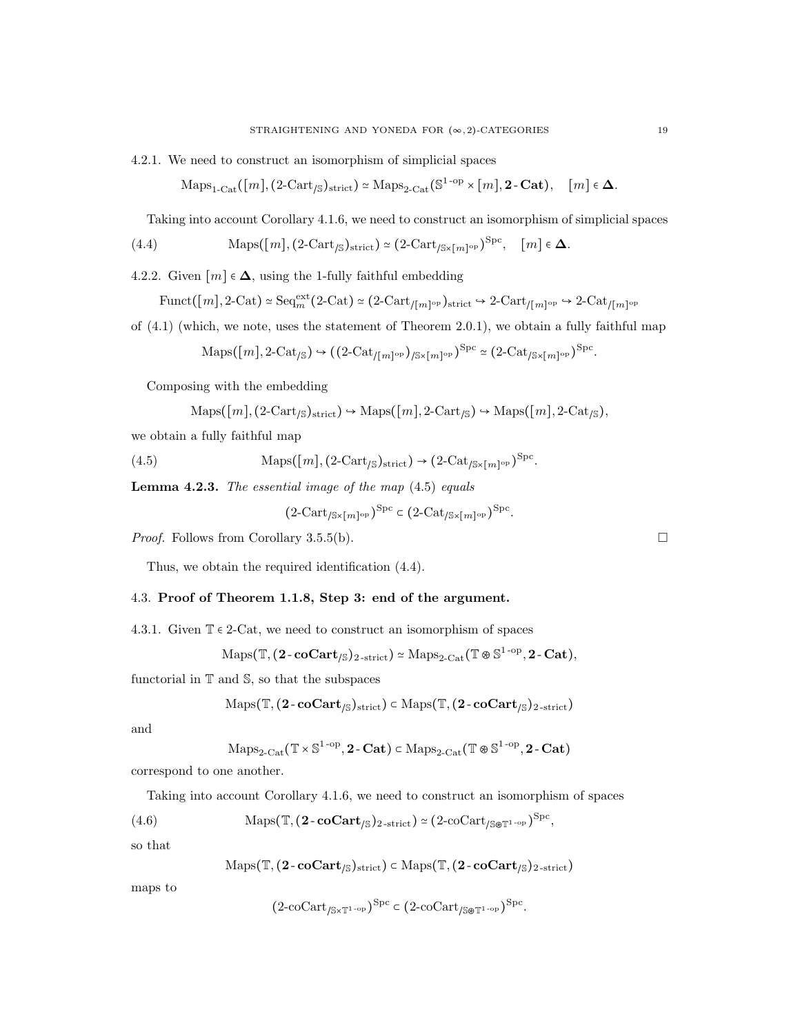4.2.1. We need to construct an isomorphism of simplicial spaces

$$\mathrm{Maps}_{1\text{-}\mathrm{Cat}}([m], (2\text{-}\mathrm{Cart}_{/\mathbb{S}})_{\mathrm{strict}}) \simeq \mathrm{Maps}_{2\text{-}\mathrm{Cat}}(\mathbb{S}^{1\text{-}\mathrm{op}} \times [m], \mathbf{2}\text{-}\mathbf{Cat}), \quad [m] \in \mathbf{\Delta}.$$

Taking into account Corollary 4.1.6, we need to construct an isomorphism of simplicial spaces

$$\mathrm{Maps}([m], (2\text{-}\mathrm{Cart}_{/\mathbb{S}})_{\mathrm{strict}}) \simeq (2\text{-}\mathrm{Cart}_{/\mathbb{S}\times[m]^{\mathrm{op}}})^{\mathrm{Spc}}, \quad [m] \in \mathbf{\Delta}. \tag{4.4}$$

4.2.2. Given $[m] \in \mathbf{\Delta}$, using the 1-fully faithful embedding

$$\mathrm{Funct}([m], 2\text{-}\mathrm{Cat}) \simeq \mathrm{Seq}^{\mathrm{ext}}_m(2\text{-}\mathrm{Cat}) \simeq (2\text{-}\mathrm{Cart}_{/[m]^{\mathrm{op}}})_{\mathrm{strict}} \hookrightarrow 2\text{-}\mathrm{Cart}_{/[m]^{\mathrm{op}}} \hookrightarrow 2\text{-}\mathrm{Cat}_{/[m]^{\mathrm{op}}}$$

of (4.1) (which, we note, uses the statement of Theorem 2.0.1), we obtain a fully faithful map

$$\mathrm{Maps}([m], 2\text{-}\mathrm{Cat}_{/\mathbb{S}}) \hookrightarrow ((2\text{-}\mathrm{Cat}_{/[m]^{\mathrm{op}}})_{/\mathbb{S}\times[m]^{\mathrm{op}}})^{\mathrm{Spc}} \simeq (2\text{-}\mathrm{Cat}_{/\mathbb{S}\times[m]^{\mathrm{op}}})^{\mathrm{Spc}}.$$

Composing with the embedding

$$\mathrm{Maps}([m], (2\text{-}\mathrm{Cart}_{/\mathbb{S}})_{\mathrm{strict}}) \hookrightarrow \mathrm{Maps}([m], 2\text{-}\mathrm{Cart}_{/\mathbb{S}}) \hookrightarrow \mathrm{Maps}([m], 2\text{-}\mathrm{Cat}_{/\mathbb{S}}),$$

we obtain a fully faithful map

$$\mathrm{Maps}([m], (2\text{-}\mathrm{Cart}_{/\mathbb{S}})_{\mathrm{strict}}) \to (2\text{-}\mathrm{Cat}_{/\mathbb{S}\times[m]^{\mathrm{op}}})^{\mathrm{Spc}}. \tag{4.5}$$

**Lemma 4.2.3.** *The essential image of the map* (4.5) *equals*

$$(2\text{-}\mathrm{Cart}_{/\mathbb{S}\times[m]^{\mathrm{op}}})^{\mathrm{Spc}} \subset (2\text{-}\mathrm{Cat}_{/\mathbb{S}\times[m]^{\mathrm{op}}})^{\mathrm{Spc}}.$$

*Proof.* Follows from Corollary 3.5.5(b). □

Thus, we obtain the required identification (4.4).

### 4.3. Proof of Theorem 1.1.8, Step 3: end of the argument.

4.3.1. Given $\mathbb{T} \in 2\text{-}\mathrm{Cat}$, we need to construct an isomorphism of spaces

$$\mathrm{Maps}(\mathbb{T}, (\mathbf{2}\text{-}\mathbf{coCart}_{/\mathbb{S}})_{2\text{-}\mathrm{strict}}) \simeq \mathrm{Maps}_{2\text{-}\mathrm{Cat}}(\mathbb{T} \circledast \mathbb{S}^{1\text{-}\mathrm{op}}, \mathbf{2}\text{-}\mathbf{Cat}),$$

functorial in $\mathbb{T}$ and $\mathbb{S}$, so that the subspaces

$$\mathrm{Maps}(\mathbb{T}, (\mathbf{2}\text{-}\mathbf{coCart}_{/\mathbb{S}})_{\mathrm{strict}}) \subset \mathrm{Maps}(\mathbb{T}, (\mathbf{2}\text{-}\mathbf{coCart}_{/\mathbb{S}})_{2\text{-}\mathrm{strict}})$$

and

$$\mathrm{Maps}_{2\text{-}\mathrm{Cat}}(\mathbb{T} \times \mathbb{S}^{1\text{-}\mathrm{op}}, \mathbf{2}\text{-}\mathbf{Cat}) \subset \mathrm{Maps}_{2\text{-}\mathrm{Cat}}(\mathbb{T} \circledast \mathbb{S}^{1\text{-}\mathrm{op}}, \mathbf{2}\text{-}\mathbf{Cat})$$

correspond to one another.

Taking into account Corollary 4.1.6, we need to construct an isomorphism of spaces

$$\mathrm{Maps}(\mathbb{T}, (\mathbf{2}\text{-}\mathbf{coCart}_{/\mathbb{S}})_{2\text{-}\mathrm{strict}}) \simeq (2\text{-}\mathrm{coCart}_{/\mathbb{S}\circledast\mathbb{T}^{1\text{-}\mathrm{op}}})^{\mathrm{Spc}}, \tag{4.6}$$

so that

$$\mathrm{Maps}(\mathbb{T}, (\mathbf{2}\text{-}\mathbf{coCart}_{/\mathbb{S}})_{\mathrm{strict}}) \subset \mathrm{Maps}(\mathbb{T}, (\mathbf{2}\text{-}\mathbf{coCart}_{/\mathbb{S}})_{2\text{-}\mathrm{strict}})$$

maps to

$$(2\text{-}\mathrm{coCart}_{/\mathbb{S}\times\mathbb{T}^{1\text{-}\mathrm{op}}})^{\mathrm{Spc}} \subset (2\text{-}\mathrm{coCart}_{/\mathbb{S}\circledast\mathbb{T}^{1\text{-}\mathrm{op}}})^{\mathrm{Spc}}.$$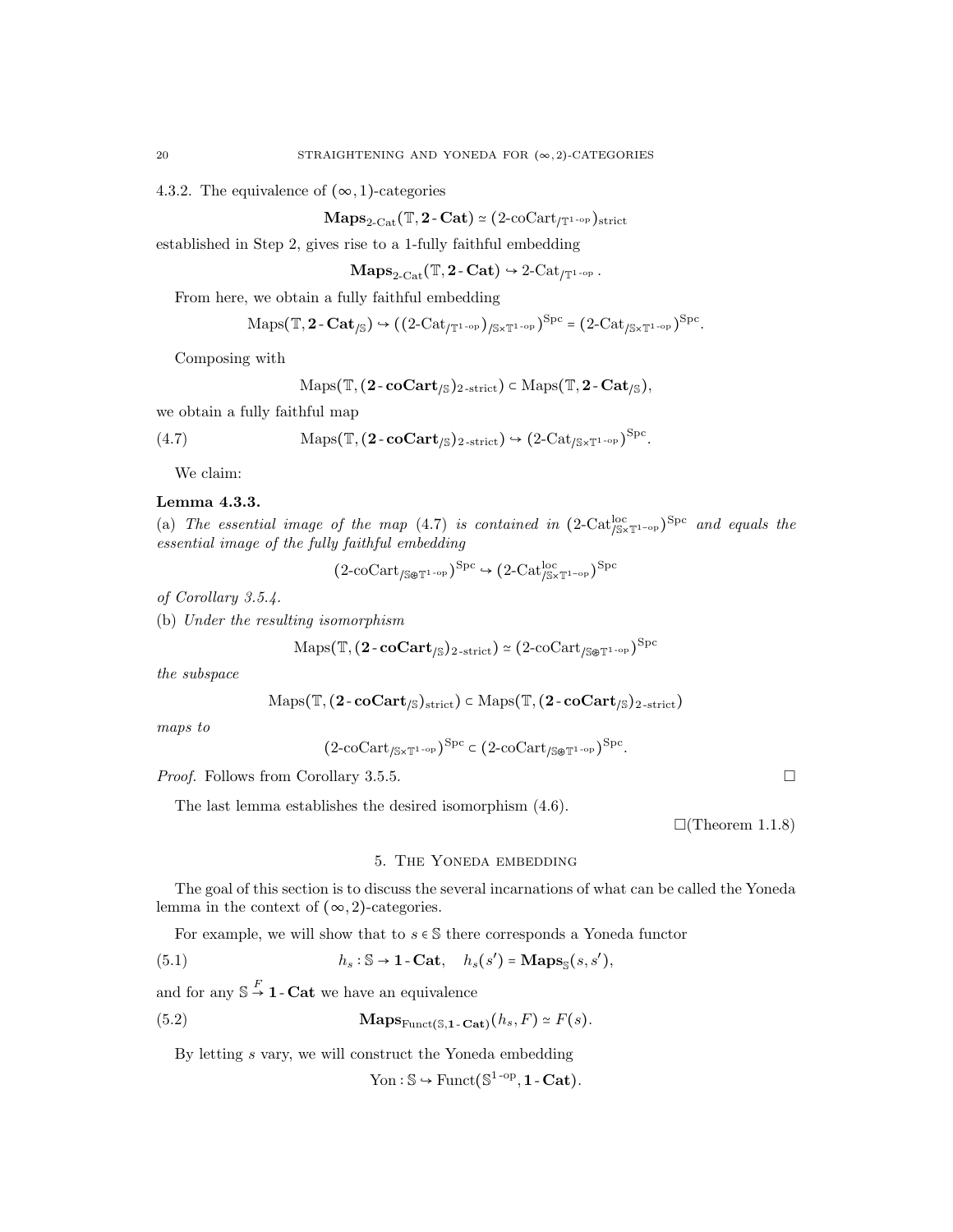4.3.2. The equivalence of $(\infty,1)$-categories

$$\mathbf{Maps}_{\text{2-Cat}}(\mathbb{T}, \mathbf{2}\text{-}\mathbf{Cat}) \simeq (\text{2-coCart}_{/\mathbb{T}^{1\text{-op}}})_{\text{strict}}$$

established in Step 2, gives rise to a 1-fully faithful embedding

$$\mathbf{Maps}_{\text{2-Cat}}(\mathbb{T}, \mathbf{2}\text{-}\mathbf{Cat}) \hookrightarrow \text{2-Cat}_{/\mathbb{T}^{1\text{-op}}}.$$

From here, we obtain a fully faithful embedding

$$\text{Maps}(\mathbb{T}, \mathbf{2}\text{-}\mathbf{Cat}_{/\mathbb{S}}) \hookrightarrow ((\text{2-Cat}_{/\mathbb{T}^{1\text{-op}}})_{/\mathbb{S}\times\mathbb{T}^{1\text{-op}}})^{\text{Spc}} = (\text{2-Cat}_{/\mathbb{S}\times\mathbb{T}^{1\text{-op}}})^{\text{Spc}}.$$

Composing with

$$\text{Maps}(\mathbb{T}, (\mathbf{2}\text{-}\mathbf{coCart}_{/\mathbb{S}})_{\text{2-strict}}) \subset \text{Maps}(\mathbb{T}, \mathbf{2}\text{-}\mathbf{Cat}_{/\mathbb{S}}),$$

we obtain a fully faithful map

$$\text{Maps}(\mathbb{T}, (\mathbf{2}\text{-}\mathbf{coCart}_{/\mathbb{S}})_{\text{2-strict}}) \hookrightarrow (\text{2-Cat}_{/\mathbb{S}\times\mathbb{T}^{1\text{-op}}})^{\text{Spc}}. \tag{4.7}$$

We claim:

**Lemma 4.3.3.**
(a) *The essential image of the map* (4.7) *is contained in* $(\text{2-Cat}^{\text{loc}}_{/\mathbb{S}\times\mathbb{T}^{1\text{-op}}})^{\text{Spc}}$ *and equals the essential image of the fully faithful embedding*

$$(\text{2-coCart}_{/\mathbb{S}\circledast\mathbb{T}^{1\text{-op}}})^{\text{Spc}} \hookrightarrow (\text{2-Cat}^{\text{loc}}_{/\mathbb{S}\times\mathbb{T}^{1\text{-op}}})^{\text{Spc}}$$

*of Corollary 3.5.4.*

(b) *Under the resulting isomorphism*

$$\text{Maps}(\mathbb{T}, (\mathbf{2}\text{-}\mathbf{coCart}_{/\mathbb{S}})_{\text{2-strict}}) \simeq (\text{2-coCart}_{/\mathbb{S}\circledast\mathbb{T}^{1\text{-op}}})^{\text{Spc}}$$

*the subspace*

$$\text{Maps}(\mathbb{T}, (\mathbf{2}\text{-}\mathbf{coCart}_{/\mathbb{S}})_{\text{strict}}) \subset \text{Maps}(\mathbb{T}, (\mathbf{2}\text{-}\mathbf{coCart}_{/\mathbb{S}})_{\text{2-strict}})$$

*maps to*

$$(\text{2-coCart}_{/\mathbb{S}\times\mathbb{T}^{1\text{-op}}})^{\text{Spc}} \subset (\text{2-coCart}_{/\mathbb{S}\circledast\mathbb{T}^{1\text{-op}}})^{\text{Spc}}.$$

*Proof.* Follows from Corollary 3.5.5. □

The last lemma establishes the desired isomorphism (4.6).

□(Theorem 1.1.8)

## 5. The Yoneda embedding

The goal of this section is to discuss the several incarnations of what can be called the Yoneda lemma in the context of $(\infty,2)$-categories.

For example, we will show that to $s\in\mathbb{S}$ there corresponds a Yoneda functor

$$h_s : \mathbb{S} \to \mathbf{1}\text{-}\mathbf{Cat}, \quad h_s(s') = \mathbf{Maps}_{\mathbb{S}}(s,s'), \tag{5.1}$$

and for any $\mathbb{S} \overset{F}{\to} \mathbf{1}\text{-}\mathbf{Cat}$ we have an equivalence

$$\mathbf{Maps}_{\text{Funct}(\mathbb{S},\mathbf{1}\text{-}\mathbf{Cat})}(h_s, F) \simeq F(s). \tag{5.2}$$

By letting $s$ vary, we will construct the Yoneda embedding

$$\text{Yon} : \mathbb{S} \hookrightarrow \text{Funct}(\mathbb{S}^{1\text{-op}}, \mathbf{1}\text{-}\mathbf{Cat}).$$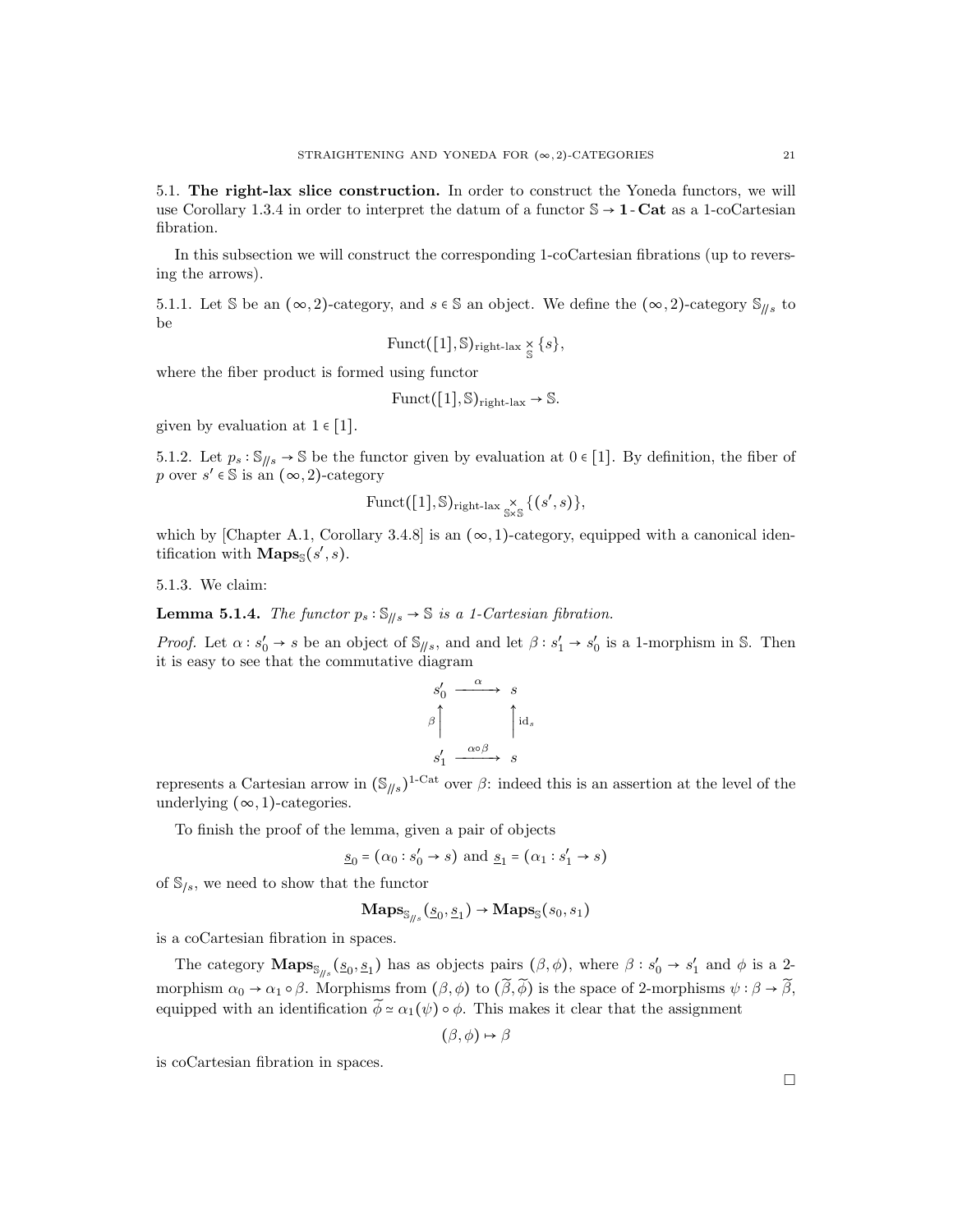5.1. **The right-lax slice construction.** In order to construct the Yoneda functors, we will use Corollary 1.3.4 in order to interpret the datum of a functor $\mathbb{S} \to \mathbf{1}\text{-}\mathbf{Cat}$ as a 1-coCartesian fibration.

In this subsection we will construct the corresponding 1-coCartesian fibrations (up to reversing the arrows).

5.1.1. Let $\mathbb{S}$ be an $(\infty, 2)$-category, and $s \in \mathbb{S}$ an object. We define the $(\infty, 2)$-category $\mathbb{S}_{/\!/ s}$ to be

$$\mathrm{Funct}([1], \mathbb{S})_{\text{right-lax}} \underset{\mathbb{S}}{\times} \{s\},$$

where the fiber product is formed using functor

$$\mathrm{Funct}([1], \mathbb{S})_{\text{right-lax}} \to \mathbb{S}.$$

given by evaluation at $1 \in [1]$.

5.1.2. Let $p_s : \mathbb{S}_{/\!/ s} \to \mathbb{S}$ be the functor given by evaluation at $0 \in [1]$. By definition, the fiber of $p$ over $s' \in \mathbb{S}$ is an $(\infty, 2)$-category

$$\mathrm{Funct}([1], \mathbb{S})_{\text{right-lax}} \underset{\mathbb{S} \times \mathbb{S}}{\times} \{(s', s)\},$$

which by [Chapter A.1, Corollary 3.4.8] is an $(\infty, 1)$-category, equipped with a canonical identification with $\mathbf{Maps}_{\mathbb{S}}(s', s)$.

5.1.3. We claim:

**Lemma 5.1.4.** *The functor $p_s : \mathbb{S}_{/\!/ s} \to \mathbb{S}$ is a 1-Cartesian fibration.*

*Proof.* Let $\alpha : s'_0 \to s$ be an object of $\mathbb{S}_{/\!/ s}$, and and let $\beta : s'_1 \to s'_0$ is a 1-morphism in $\mathbb{S}$. Then it is easy to see that the commutative diagram

$$\begin{array}{ccc} s'_0 & \xrightarrow{\alpha} & s \\ {\scriptstyle \beta}\uparrow & & \uparrow{\scriptstyle \mathrm{id}_s} \\ s'_1 & \xrightarrow{\alpha \circ \beta} & s \end{array}$$

represents a Cartesian arrow in $(\mathbb{S}_{/\!/ s})^{1\text{-Cat}}$ over $\beta$: indeed this is an assertion at the level of the underlying $(\infty, 1)$-categories.

To finish the proof of the lemma, given a pair of objects

$$\underline{s}_0 = (\alpha_0 : s'_0 \to s) \text{ and } \underline{s}_1 = (\alpha_1 : s'_1 \to s)$$

of $\mathbb{S}_{/s}$, we need to show that the functor

$$\mathbf{Maps}_{\mathbb{S}_{/\!/ s}}(\underline{s}_0, \underline{s}_1) \to \mathbf{Maps}_{\mathbb{S}}(s_0, s_1)$$

is a coCartesian fibration in spaces.

The category $\mathbf{Maps}_{\mathbb{S}_{/\!/ s}}(\underline{s}_0, \underline{s}_1)$ has as objects pairs $(\beta, \phi)$, where $\beta : s'_0 \to s'_1$ and $\phi$ is a 2-morphism $\alpha_0 \to \alpha_1 \circ \beta$. Morphisms from $(\beta, \phi)$ to $(\widetilde{\beta}, \widetilde{\phi})$ is the space of 2-morphisms $\psi : \beta \to \widetilde{\beta}$, equipped with an identification $\widetilde{\phi} \simeq \alpha_1(\psi) \circ \phi$. This makes it clear that the assignment

$$(\beta, \phi) \mapsto \beta$$

is coCartesian fibration in spaces.

□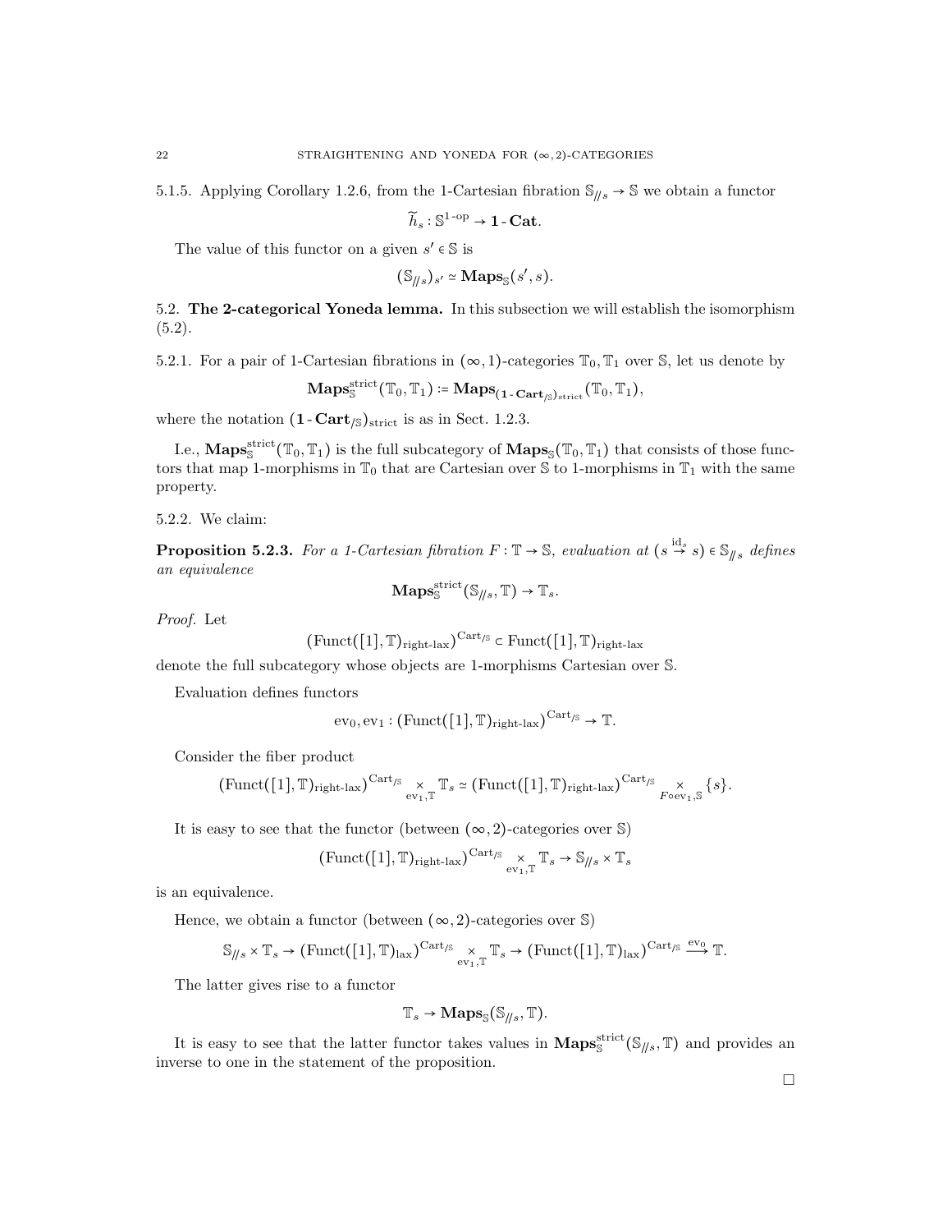5.1.5. Applying Corollary 1.2.6, from the 1-Cartesian fibration $\mathbb{S}_{/\!/s} \to \mathbb{S}$ we obtain a functor

$$\widetilde{h}_s : \mathbb{S}^{1\text{-op}} \to \mathbf{1}\text{-}\mathbf{Cat}.$$

The value of this functor on a given $s' \in \mathbb{S}$ is

$$(\mathbb{S}_{/\!/s})_{s'} \simeq \mathbf{Maps}_{\mathbb{S}}(s', s).$$

## 5.2. The 2-categorical Yoneda lemma.

In this subsection we will establish the isomorphism (5.2).

5.2.1. For a pair of 1-Cartesian fibrations in $(\infty,1)$-categories $\mathbb{T}_0, \mathbb{T}_1$ over $\mathbb{S}$, let us denote by

$$\mathbf{Maps}^{\text{strict}}_{\mathbb{S}}(\mathbb{T}_0, \mathbb{T}_1) := \mathbf{Maps}_{(\mathbf{1}\text{-}\mathbf{Cart}_{/\mathbb{S}})_{\text{strict}}}(\mathbb{T}_0, \mathbb{T}_1),$$

where the notation $(\mathbf{1}\text{-}\mathbf{Cart}_{/\mathbb{S}})_{\text{strict}}$ is as in Sect. 1.2.3.

I.e., $\mathbf{Maps}^{\text{strict}}_{\mathbb{S}}(\mathbb{T}_0, \mathbb{T}_1)$ is the full subcategory of $\mathbf{Maps}_{\mathbb{S}}(\mathbb{T}_0, \mathbb{T}_1)$ that consists of those functors that map 1-morphisms in $\mathbb{T}_0$ that are Cartesian over $\mathbb{S}$ to 1-morphisms in $\mathbb{T}_1$ with the same property.

5.2.2. We claim:

**Proposition 5.2.3.** *For a 1-Cartesian fibration $F : \mathbb{T} \to \mathbb{S}$, evaluation at $(s \overset{\mathrm{id}_s}{\to} s) \in \mathbb{S}_{/\!/s}$ defines an equivalence*

$$\mathbf{Maps}^{\text{strict}}_{\mathbb{S}}(\mathbb{S}_{/\!/s}, \mathbb{T}) \to \mathbb{T}_s.$$

*Proof.* Let

$$(\text{Funct}([1], \mathbb{T})_{\text{right-lax}})^{\text{Cart}_{/\mathbb{S}}} \subset \text{Funct}([1], \mathbb{T})_{\text{right-lax}}$$

denote the full subcategory whose objects are 1-morphisms Cartesian over $\mathbb{S}$.

Evaluation defines functors

$$\text{ev}_0, \text{ev}_1 : (\text{Funct}([1], \mathbb{T})_{\text{right-lax}})^{\text{Cart}_{/\mathbb{S}}} \to \mathbb{T}.$$

Consider the fiber product

$$(\text{Funct}([1], \mathbb{T})_{\text{right-lax}})^{\text{Cart}_{/\mathbb{S}}} \underset{\text{ev}_1, \mathbb{T}}{\times} \mathbb{T}_s \simeq (\text{Funct}([1], \mathbb{T})_{\text{right-lax}})^{\text{Cart}_{/\mathbb{S}}} \underset{F \circ \text{ev}_1, \mathbb{S}}{\times} \{s\}.$$

It is easy to see that the functor (between $(\infty,2)$-categories over $\mathbb{S}$)

$$(\text{Funct}([1], \mathbb{T})_{\text{right-lax}})^{\text{Cart}_{/\mathbb{S}}} \underset{\text{ev}_1, \mathbb{T}}{\times} \mathbb{T}_s \to \mathbb{S}_{/\!/s} \times \mathbb{T}_s$$

is an equivalence.

Hence, we obtain a functor (between $(\infty,2)$-categories over $\mathbb{S}$)

$$\mathbb{S}_{/\!/s} \times \mathbb{T}_s \to (\text{Funct}([1], \mathbb{T})_{\text{lax}})^{\text{Cart}_{/\mathbb{S}}} \underset{\text{ev}_1, \mathbb{T}}{\times} \mathbb{T}_s \to (\text{Funct}([1], \mathbb{T})_{\text{lax}})^{\text{Cart}_{/\mathbb{S}}} \overset{\text{ev}_0}{\longrightarrow} \mathbb{T}.$$

The latter gives rise to a functor

$$\mathbb{T}_s \to \mathbf{Maps}_{\mathbb{S}}(\mathbb{S}_{/\!/s}, \mathbb{T}).$$

It is easy to see that the latter functor takes values in $\mathbf{Maps}^{\text{strict}}_{\mathbb{S}}(\mathbb{S}_{/\!/s}, \mathbb{T})$ and provides an inverse to one in the statement of the proposition.

□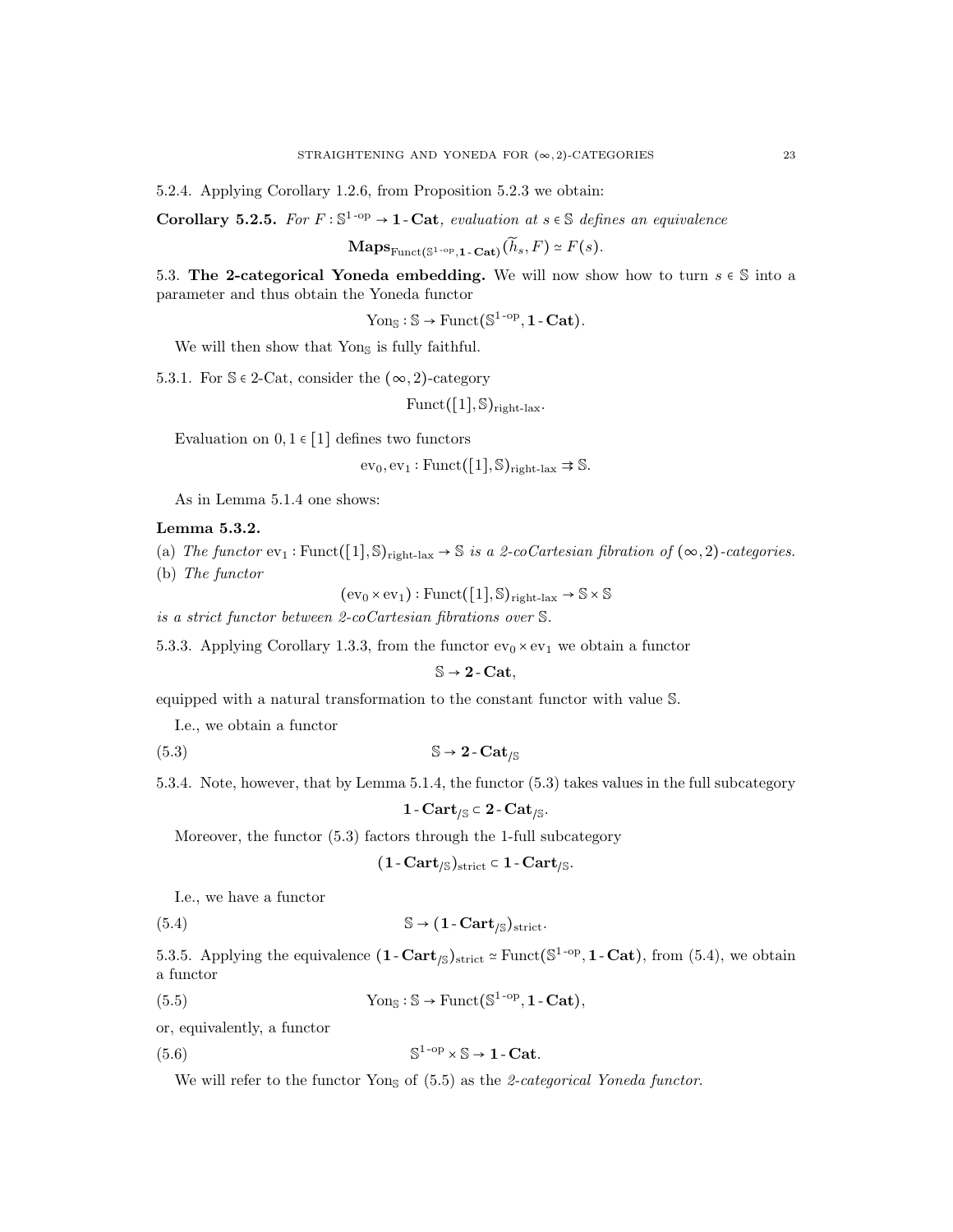5.2.4. Applying Corollary 1.2.6, from Proposition 5.2.3 we obtain:

**Corollary 5.2.5.** *For $F : \mathbb{S}^{1\text{-op}} \to \mathbf{1}\text{-}\mathbf{Cat}$, evaluation at $s \in \mathbb{S}$ defines an equivalence*

$$\mathbf{Maps}_{\mathrm{Funct}(\mathbb{S}^{1\text{-op}}, \mathbf{1}\text{-}\mathbf{Cat})}(\widetilde{h}_s, F) \simeq F(s).$$

5.3. **The 2-categorical Yoneda embedding.** We will now show how to turn $s \in \mathbb{S}$ into a parameter and thus obtain the Yoneda functor

$$\mathrm{Yon}_{\mathbb{S}} : \mathbb{S} \to \mathrm{Funct}(\mathbb{S}^{1\text{-op}}, \mathbf{1}\text{-}\mathbf{Cat}).$$

We will then show that $\mathrm{Yon}_{\mathbb{S}}$ is fully faithful.

5.3.1. For $\mathbb{S} \in 2\text{-Cat}$, consider the $(\infty, 2)$-category

$$\mathrm{Funct}([1], \mathbb{S})_{\text{right-lax}}.$$

Evaluation on $0, 1 \in [1]$ defines two functors

$$\mathrm{ev}_0, \mathrm{ev}_1 : \mathrm{Funct}([1], \mathbb{S})_{\text{right-lax}} \rightrightarrows \mathbb{S}.$$

As in Lemma 5.1.4 one shows:

**Lemma 5.3.2.**

(a) *The functor $\mathrm{ev}_1 : \mathrm{Funct}([1], \mathbb{S})_{\text{right-lax}} \to \mathbb{S}$ is a 2-coCartesian fibration of $(\infty, 2)$-categories.*

(b) *The functor*

$$(\mathrm{ev}_0 \times \mathrm{ev}_1) : \mathrm{Funct}([1], \mathbb{S})_{\text{right-lax}} \to \mathbb{S} \times \mathbb{S}$$

*is a strict functor between 2-coCartesian fibrations over $\mathbb{S}$.*

5.3.3. Applying Corollary 1.3.3, from the functor $\mathrm{ev}_0 \times \mathrm{ev}_1$ we obtain a functor

$$\mathbb{S} \to \mathbf{2}\text{-}\mathbf{Cat},$$

equipped with a natural transformation to the constant functor with value $\mathbb{S}$.

I.e., we obtain a functor

$$\mathbb{S} \to \mathbf{2}\text{-}\mathbf{Cat}_{/\mathbb{S}} \tag{5.3}$$

5.3.4. Note, however, that by Lemma 5.1.4, the functor (5.3) takes values in the full subcategory

$$\mathbf{1}\text{-}\mathbf{Cart}_{/\mathbb{S}} \subset \mathbf{2}\text{-}\mathbf{Cat}_{/\mathbb{S}}.$$

Moreover, the functor (5.3) factors through the 1-full subcategory

$$(\mathbf{1}\text{-}\mathbf{Cart}_{/\mathbb{S}})_{\text{strict}} \subset \mathbf{1}\text{-}\mathbf{Cart}_{/\mathbb{S}}.$$

I.e., we have a functor

$$\mathbb{S} \to (\mathbf{1}\text{-}\mathbf{Cart}_{/\mathbb{S}})_{\text{strict}}. \tag{5.4}$$

5.3.5. Applying the equivalence $(\mathbf{1}\text{-}\mathbf{Cart}_{/\mathbb{S}})_{\text{strict}} \simeq \mathrm{Funct}(\mathbb{S}^{1\text{-op}}, \mathbf{1}\text{-}\mathbf{Cat})$, from (5.4), we obtain a functor

$$\mathrm{Yon}_{\mathbb{S}} : \mathbb{S} \to \mathrm{Funct}(\mathbb{S}^{1\text{-op}}, \mathbf{1}\text{-}\mathbf{Cat}), \tag{5.5}$$

or, equivalently, a functor

$$\mathbb{S}^{1\text{-op}} \times \mathbb{S} \to \mathbf{1}\text{-}\mathbf{Cat}. \tag{5.6}$$

We will refer to the functor $\mathrm{Yon}_{\mathbb{S}}$ of (5.5) as the *2-categorical Yoneda functor*.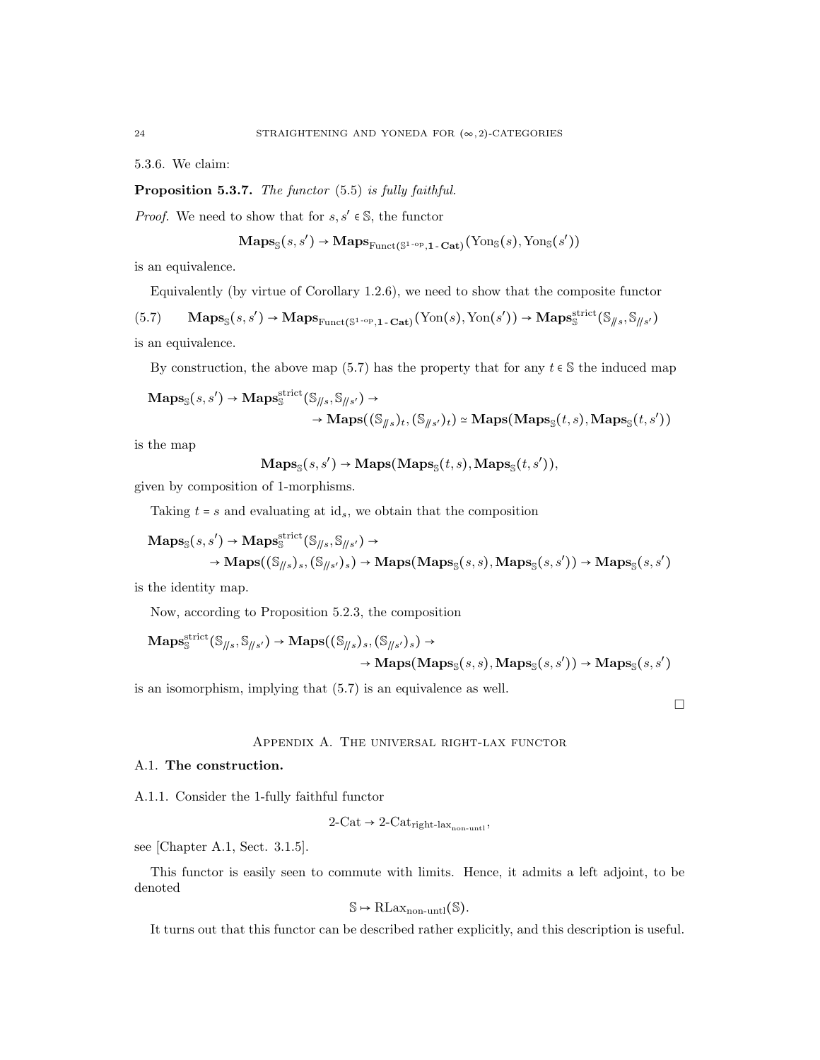5.3.6. We claim:

**Proposition 5.3.7.** *The functor* (5.5) *is fully faithful.*

*Proof.* We need to show that for $s, s' \in \mathbb{S}$, the functor

$$\mathbf{Maps}_{\mathbb{S}}(s, s') \to \mathbf{Maps}_{\mathrm{Funct}(\mathbb{S}^{1\text{-op}}, \mathbf{1\text{-}Cat})}(\mathrm{Yon}_{\mathbb{S}}(s), \mathrm{Yon}_{\mathbb{S}}(s'))$$

is an equivalence.

Equivalently (by virtue of Corollary 1.2.6), we need to show that the composite functor

$$\mathbf{Maps}_{\mathbb{S}}(s, s') \to \mathbf{Maps}_{\mathrm{Funct}(\mathbb{S}^{1\text{-op}}, \mathbf{1\text{-}Cat})}(\mathrm{Yon}(s), \mathrm{Yon}(s')) \to \mathbf{Maps}^{\mathrm{strict}}_{\mathbb{S}}(\mathbb{S}_{/\!\!/ s}, \mathbb{S}_{/\!\!/ s'}) \tag{5.7}$$

is an equivalence.

By construction, the above map (5.7) has the property that for any $t \in \mathbb{S}$ the induced map

$$\mathbf{Maps}_{\mathbb{S}}(s, s') \to \mathbf{Maps}^{\mathrm{strict}}_{\mathbb{S}}(\mathbb{S}_{/\!\!/ s}, \mathbb{S}_{/\!\!/ s'}) \to$$
$$\to \mathbf{Maps}((\mathbb{S}_{/\!\!/ s})_t, (\mathbb{S}_{/\!\!/ s'})_t) \simeq \mathbf{Maps}(\mathbf{Maps}_{\mathbb{S}}(t, s), \mathbf{Maps}_{\mathbb{S}}(t, s'))$$

is the map

$$\mathbf{Maps}_{\mathbb{S}}(s, s') \to \mathbf{Maps}(\mathbf{Maps}_{\mathbb{S}}(t, s), \mathbf{Maps}_{\mathbb{S}}(t, s')),$$

given by composition of 1-morphisms.

Taking $t = s$ and evaluating at $\mathrm{id}_s$, we obtain that the composition

$$\mathbf{Maps}_{\mathbb{S}}(s, s') \to \mathbf{Maps}^{\mathrm{strict}}_{\mathbb{S}}(\mathbb{S}_{/\!\!/ s}, \mathbb{S}_{/\!\!/ s'}) \to$$
$$\to \mathbf{Maps}((\mathbb{S}_{/\!\!/ s})_s, (\mathbb{S}_{/\!\!/ s'})_s) \to \mathbf{Maps}(\mathbf{Maps}_{\mathbb{S}}(s, s), \mathbf{Maps}_{\mathbb{S}}(s, s')) \to \mathbf{Maps}_{\mathbb{S}}(s, s')$$

is the identity map.

Now, according to Proposition 5.2.3, the composition

$$\mathbf{Maps}^{\mathrm{strict}}_{\mathbb{S}}(\mathbb{S}_{/\!\!/ s}, \mathbb{S}_{/\!\!/ s'}) \to \mathbf{Maps}((\mathbb{S}_{/\!\!/ s})_s, (\mathbb{S}_{/\!\!/ s'})_s) \to$$
$$\to \mathbf{Maps}(\mathbf{Maps}_{\mathbb{S}}(s, s), \mathbf{Maps}_{\mathbb{S}}(s, s')) \to \mathbf{Maps}_{\mathbb{S}}(s, s')$$

is an isomorphism, implying that (5.7) is an equivalence as well.

□

## Appendix A. The universal right-lax functor

### A.1. The construction.

A.1.1. Consider the 1-fully faithful functor

$$\text{2-Cat} \to \text{2-Cat}_{\text{right-lax}_{\text{non-untl}}},$$

see [Chapter A.1, Sect. 3.1.5].

This functor is easily seen to commute with limits. Hence, it admits a left adjoint, to be denoted

$$\mathbb{S} \mapsto \mathrm{RLax}_{\text{non-untl}}(\mathbb{S}).$$

It turns out that this functor can be described rather explicitly, and this description is useful.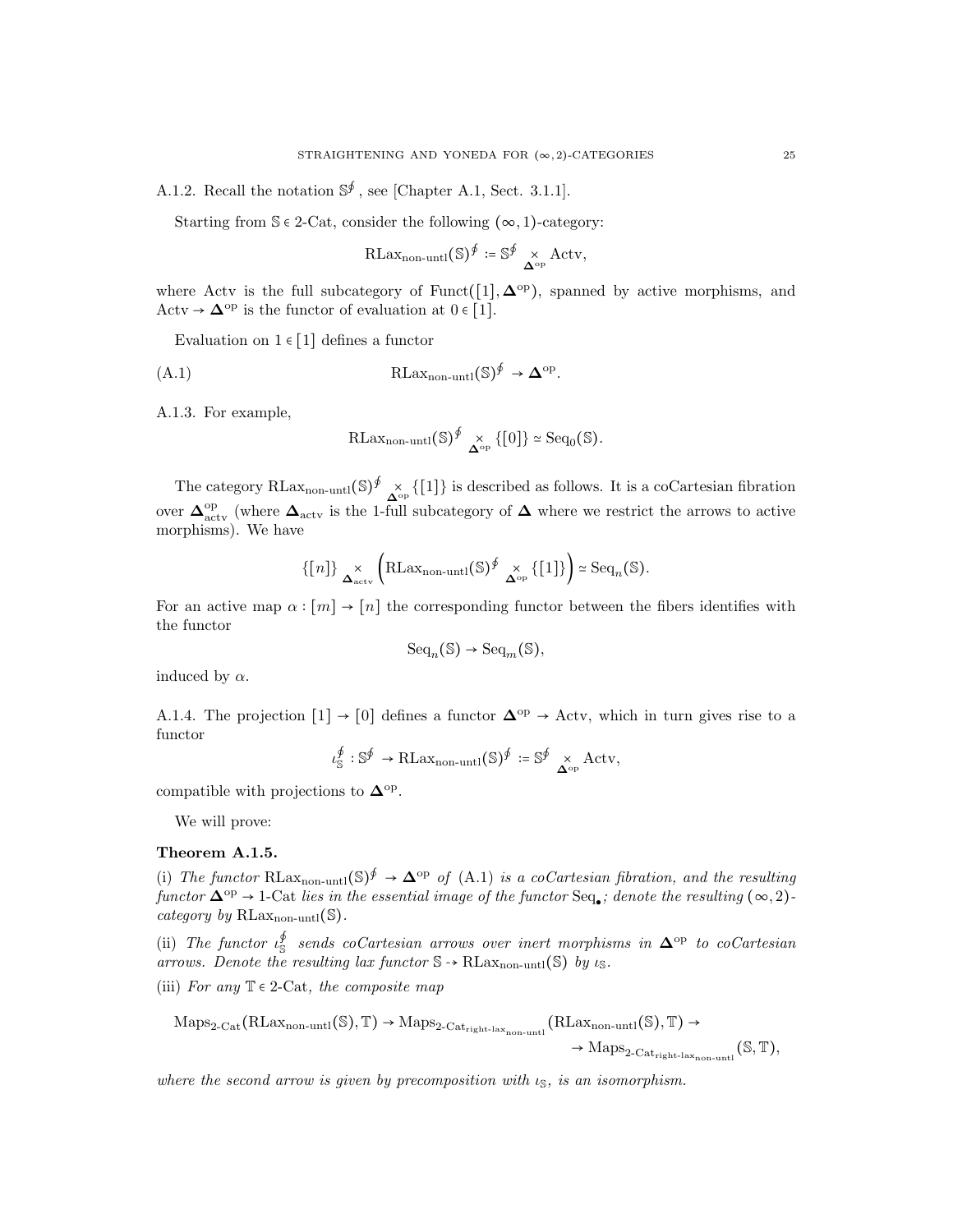A.1.2. Recall the notation $\mathbb{S}^{\oint}$, see [Chapter A.1, Sect. 3.1.1].

Starting from $\mathbb{S} \in$ 2-Cat, consider the following $(\infty,1)$-category:

$$\mathrm{RLax}_{\text{non-untl}}(\mathbb{S})^{\oint} := \mathbb{S}^{\oint} \underset{\mathbf{\Delta}^{\mathrm{op}}}{\times} \mathrm{Actv},$$

where Actv is the full subcategory of $\mathrm{Funct}([1], \mathbf{\Delta}^{\mathrm{op}})$, spanned by active morphisms, and $\mathrm{Actv} \to \mathbf{\Delta}^{\mathrm{op}}$ is the functor of evaluation at $0 \in [1]$.

Evaluation on $1 \in [1]$ defines a functor

$$\mathrm{RLax}_{\text{non-untl}}(\mathbb{S})^{\oint} \to \mathbf{\Delta}^{\mathrm{op}}. \tag{A.1}$$

A.1.3. For example,

$$\mathrm{RLax}_{\text{non-untl}}(\mathbb{S})^{\oint} \underset{\mathbf{\Delta}^{\mathrm{op}}}{\times} \{[0]\} \simeq \mathrm{Seq}_0(\mathbb{S}).$$

The category $\mathrm{RLax}_{\text{non-untl}}(\mathbb{S})^{\oint} \underset{\mathbf{\Delta}^{\mathrm{op}}}{\times} \{[1]\}$ is described as follows. It is a coCartesian fibration over $\mathbf{\Delta}^{\mathrm{op}}_{\mathrm{actv}}$ (where $\mathbf{\Delta}_{\mathrm{actv}}$ is the 1-full subcategory of $\mathbf{\Delta}$ where we restrict the arrows to active morphisms). We have

$$\{[n]\} \underset{\mathbf{\Delta}_{\mathrm{actv}}}{\times} \left(\mathrm{RLax}_{\text{non-untl}}(\mathbb{S})^{\oint} \underset{\mathbf{\Delta}^{\mathrm{op}}}{\times} \{[1]\}\right) \simeq \mathrm{Seq}_n(\mathbb{S}).$$

For an active map $\alpha : [m] \to [n]$ the corresponding functor between the fibers identifies with the functor

$$\mathrm{Seq}_n(\mathbb{S}) \to \mathrm{Seq}_m(\mathbb{S}),$$

induced by $\alpha$.

A.1.4. The projection $[1] \to [0]$ defines a functor $\mathbf{\Delta}^{\mathrm{op}} \to \mathrm{Actv}$, which in turn gives rise to a functor

$$\iota^{\oint}_{\mathbb{S}} : \mathbb{S}^{\oint} \to \mathrm{RLax}_{\text{non-untl}}(\mathbb{S})^{\oint} := \mathbb{S}^{\oint} \underset{\mathbf{\Delta}^{\mathrm{op}}}{\times} \mathrm{Actv},$$

compatible with projections to $\mathbf{\Delta}^{\mathrm{op}}$.

We will prove:

**Theorem A.1.5.**

(i) *The functor* $\mathrm{RLax}_{\text{non-untl}}(\mathbb{S})^{\oint} \to \mathbf{\Delta}^{\mathrm{op}}$ *of* (A.1) *is a coCartesian fibration, and the resulting functor* $\mathbf{\Delta}^{\mathrm{op}} \to 1\text{-Cat}$ *lies in the essential image of the functor* $\mathrm{Seq}_\bullet$*; denote the resulting* $(\infty,2)$*-category by* $\mathrm{RLax}_{\text{non-untl}}(\mathbb{S})$.

(ii) *The functor* $\iota^{\oint}_{\mathbb{S}}$ *sends coCartesian arrows over inert morphisms in* $\mathbf{\Delta}^{\mathrm{op}}$ *to coCartesian arrows. Denote the resulting lax functor* $\mathbb{S} \dashrightarrow \mathrm{RLax}_{\text{non-untl}}(\mathbb{S})$ *by* $\iota_{\mathbb{S}}$.

(iii) *For any* $\mathbb{T} \in$ 2-Cat*, the composite map*

$$\mathrm{Maps}_{2\text{-Cat}}(\mathrm{RLax}_{\text{non-untl}}(\mathbb{S}), \mathbb{T}) \to \mathrm{Maps}_{2\text{-Cat}_{\text{right-lax}_{\text{non-untl}}}}(\mathrm{RLax}_{\text{non-untl}}(\mathbb{S}), \mathbb{T}) \to \\ \to \mathrm{Maps}_{2\text{-Cat}_{\text{right-lax}_{\text{non-untl}}}}(\mathbb{S}, \mathbb{T}),$$

*where the second arrow is given by precomposition with* $\iota_{\mathbb{S}}$*, is an isomorphism.*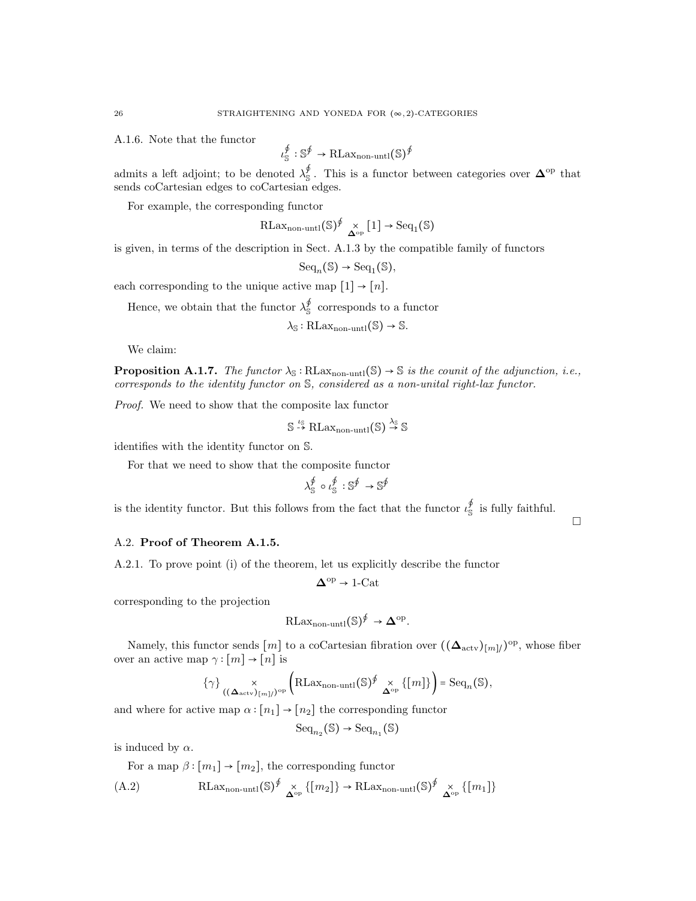A.1.6. Note that the functor

$$\iota_{\mathbb{S}}^{\oint} : \mathbb{S}^{\oint} \to \mathrm{RLax}_{\text{non-untl}}(\mathbb{S})^{\oint}$$

admits a left adjoint; to be denoted $\lambda_{\mathbb{S}}^{\oint}$. This is a functor between categories over $\mathbf{\Delta}^{\mathrm{op}}$ that sends coCartesian edges to coCartesian edges.

For example, the corresponding functor

$$\mathrm{RLax}_{\text{non-untl}}(\mathbb{S})^{\oint} \underset{\mathbf{\Delta}^{\mathrm{op}}}{\times} [1] \to \mathrm{Seq}_1(\mathbb{S})$$

is given, in terms of the description in Sect. A.1.3 by the compatible family of functors

$$\mathrm{Seq}_n(\mathbb{S}) \to \mathrm{Seq}_1(\mathbb{S}),$$

each corresponding to the unique active map $[1] \to [n]$.

Hence, we obtain that the functor $\lambda_{\mathbb{S}}^{\oint}$ corresponds to a functor

$$\lambda_{\mathbb{S}} : \mathrm{RLax}_{\text{non-untl}}(\mathbb{S}) \to \mathbb{S}.$$

We claim:

**Proposition A.1.7.** *The functor $\lambda_{\mathbb{S}} : \mathrm{RLax}_{\text{non-untl}}(\mathbb{S}) \to \mathbb{S}$ is the counit of the adjunction, i.e., corresponds to the identity functor on $\mathbb{S}$, considered as a non-unital right-lax functor.*

*Proof.* We need to show that the composite lax functor

$$\mathbb{S} \overset{\iota_{\mathbb{S}}}{\dashrightarrow} \mathrm{RLax}_{\text{non-untl}}(\mathbb{S}) \overset{\lambda_{\mathbb{S}}}{\to} \mathbb{S}$$

identifies with the identity functor on $\mathbb{S}$.

For that we need to show that the composite functor

$$\lambda_{\mathbb{S}}^{\oint} \circ \iota_{\mathbb{S}}^{\oint} : \mathbb{S}^{\oint} \to \mathbb{S}^{\oint}$$

is the identity functor. But this follows from the fact that the functor $\iota_{\mathbb{S}}^{\oint}$ is fully faithful. □

## A.2. Proof of Theorem A.1.5.

A.2.1. To prove point (i) of the theorem, let us explicitly describe the functor

$$\mathbf{\Delta}^{\mathrm{op}} \to 1\text{-Cat}$$

corresponding to the projection

$$\mathrm{RLax}_{\text{non-untl}}(\mathbb{S})^{\oint} \to \mathbf{\Delta}^{\mathrm{op}}.$$

Namely, this functor sends $[m]$ to a coCartesian fibration over $((\mathbf{\Delta}_{\mathrm{actv}})_{[m]/})^{\mathrm{op}}$, whose fiber over an active map $\gamma : [m] \to [n]$ is

$$\{\gamma\} \underset{((\mathbf{\Delta}_{\mathrm{actv}})_{[m]/})^{\mathrm{op}}}{\times} \left( \mathrm{RLax}_{\text{non-untl}}(\mathbb{S})^{\oint} \underset{\mathbf{\Delta}^{\mathrm{op}}}{\times} \{[m]\} \right) = \mathrm{Seq}_n(\mathbb{S}),$$

and where for active map $\alpha : [n_1] \to [n_2]$ the corresponding functor

$$\mathrm{Seq}_{n_2}(\mathbb{S}) \to \mathrm{Seq}_{n_1}(\mathbb{S})$$

is induced by $\alpha$.

For a map $\beta : [m_1] \to [m_2]$, the corresponding functor

$$\mathrm{RLax}_{\text{non-untl}}(\mathbb{S})^{\oint} \underset{\mathbf{\Delta}^{\mathrm{op}}}{\times} \{[m_2]\} \to \mathrm{RLax}_{\text{non-untl}}(\mathbb{S})^{\oint} \underset{\mathbf{\Delta}^{\mathrm{op}}}{\times} \{[m_1]\} \tag{A.2}$$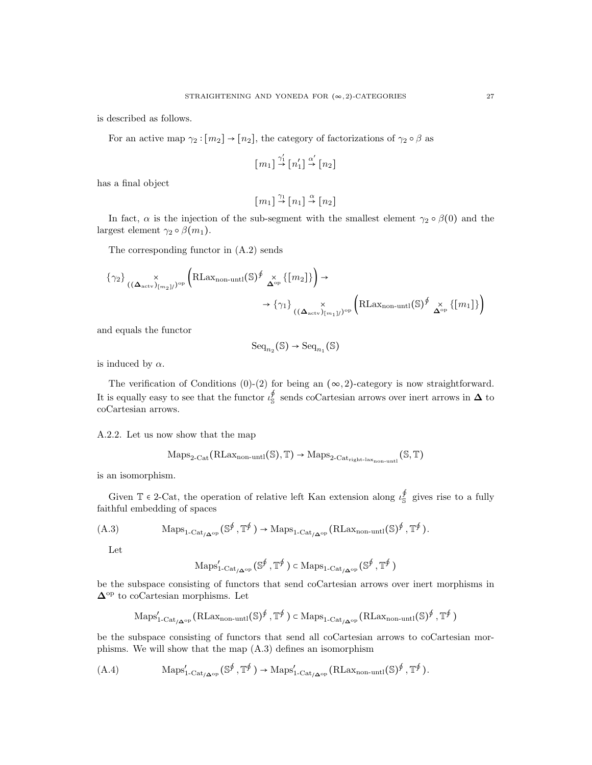is described as follows.

For an active map $\gamma_2 : [m_2] \to [n_2]$, the category of factorizations of $\gamma_2 \circ \beta$ as

$$[m_1] \overset{\gamma_1'}{\to} [n_1'] \overset{\alpha'}{\to} [n_2]$$

has a final object

$$[m_1] \overset{\gamma_1}{\to} [n_1] \overset{\alpha}{\to} [n_2]$$

In fact, $\alpha$ is the injection of the sub-segment with the smallest element $\gamma_2 \circ \beta(0)$ and the largest element $\gamma_2 \circ \beta(m_1)$.

The corresponding functor in (A.2) sends

$$\{\gamma_2\} \underset{((\mathbf{\Delta}_{\text{actv}})_{[m_2]/})^{\text{op}}}{\times} \left(\text{RLax}_{\text{non-untl}}(\mathbb{S})^{\oint} \underset{\mathbf{\Delta}^{\text{op}}}{\times} \{[m_2]\}\right) \to$$
$$\to \{\gamma_1\} \underset{((\mathbf{\Delta}_{\text{actv}})_{[m_1]/})^{\text{op}}}{\times} \left(\text{RLax}_{\text{non-untl}}(\mathbb{S})^{\oint} \underset{\mathbf{\Delta}^{\text{op}}}{\times} \{[m_1]\}\right)$$

and equals the functor

$$\text{Seq}_{n_2}(\mathbb{S}) \to \text{Seq}_{n_1}(\mathbb{S})$$

is induced by $\alpha$.

The verification of Conditions (0)-(2) for being an $(\infty, 2)$-category is now straightforward. It is equally easy to see that the functor $\iota_{\mathbb{S}}^{\oint}$ sends coCartesian arrows over inert arrows in $\mathbf{\Delta}$ to coCartesian arrows.

A.2.2. Let us now show that the map

$$\text{Maps}_{\text{2-Cat}}(\text{RLax}_{\text{non-untl}}(\mathbb{S}), \mathbb{T}) \to \text{Maps}_{\text{2-Cat}_{\text{right-lax}_{\text{non-untl}}}}(\mathbb{S}, \mathbb{T})$$

is an isomorphism.

Given $\mathbb{T} \in \text{2-Cat}$, the operation of relative left Kan extension along $\iota_{\mathbb{S}}^{\oint}$ gives rise to a fully faithful embedding of spaces

$$\text{Maps}_{\text{1-Cat}_{/\mathbf{\Delta}^{\text{op}}}}(\mathbb{S}^{\oint}, \mathbb{T}^{\oint}) \to \text{Maps}_{\text{1-Cat}_{/\mathbf{\Delta}^{\text{op}}}}(\text{RLax}_{\text{non-untl}}(\mathbb{S})^{\oint}, \mathbb{T}^{\oint}). \tag{A.3}$$

Let

$$\text{Maps}'_{\text{1-Cat}_{/\mathbf{\Delta}^{\text{op}}}}(\mathbb{S}^{\oint}, \mathbb{T}^{\oint}) \subset \text{Maps}_{\text{1-Cat}_{/\mathbf{\Delta}^{\text{op}}}}(\mathbb{S}^{\oint}, \mathbb{T}^{\oint})$$

be the subspace consisting of functors that send coCartesian arrows over inert morphisms in $\mathbf{\Delta}^{\text{op}}$ to coCartesian morphisms. Let

$$\text{Maps}'_{\text{1-Cat}_{/\mathbf{\Delta}^{\text{op}}}}(\text{RLax}_{\text{non-untl}}(\mathbb{S})^{\oint}, \mathbb{T}^{\oint}) \subset \text{Maps}_{\text{1-Cat}_{/\mathbf{\Delta}^{\text{op}}}}(\text{RLax}_{\text{non-untl}}(\mathbb{S})^{\oint}, \mathbb{T}^{\oint})$$

be the subspace consisting of functors that send all coCartesian arrows to coCartesian morphisms. We will show that the map (A.3) defines an isomorphism

$$\text{Maps}'_{\text{1-Cat}_{/\mathbf{\Delta}^{\text{op}}}}(\mathbb{S}^{\oint}, \mathbb{T}^{\oint}) \to \text{Maps}'_{\text{1-Cat}_{/\mathbf{\Delta}^{\text{op}}}}(\text{RLax}_{\text{non-untl}}(\mathbb{S})^{\oint}, \mathbb{T}^{\oint}). \tag{A.4}$$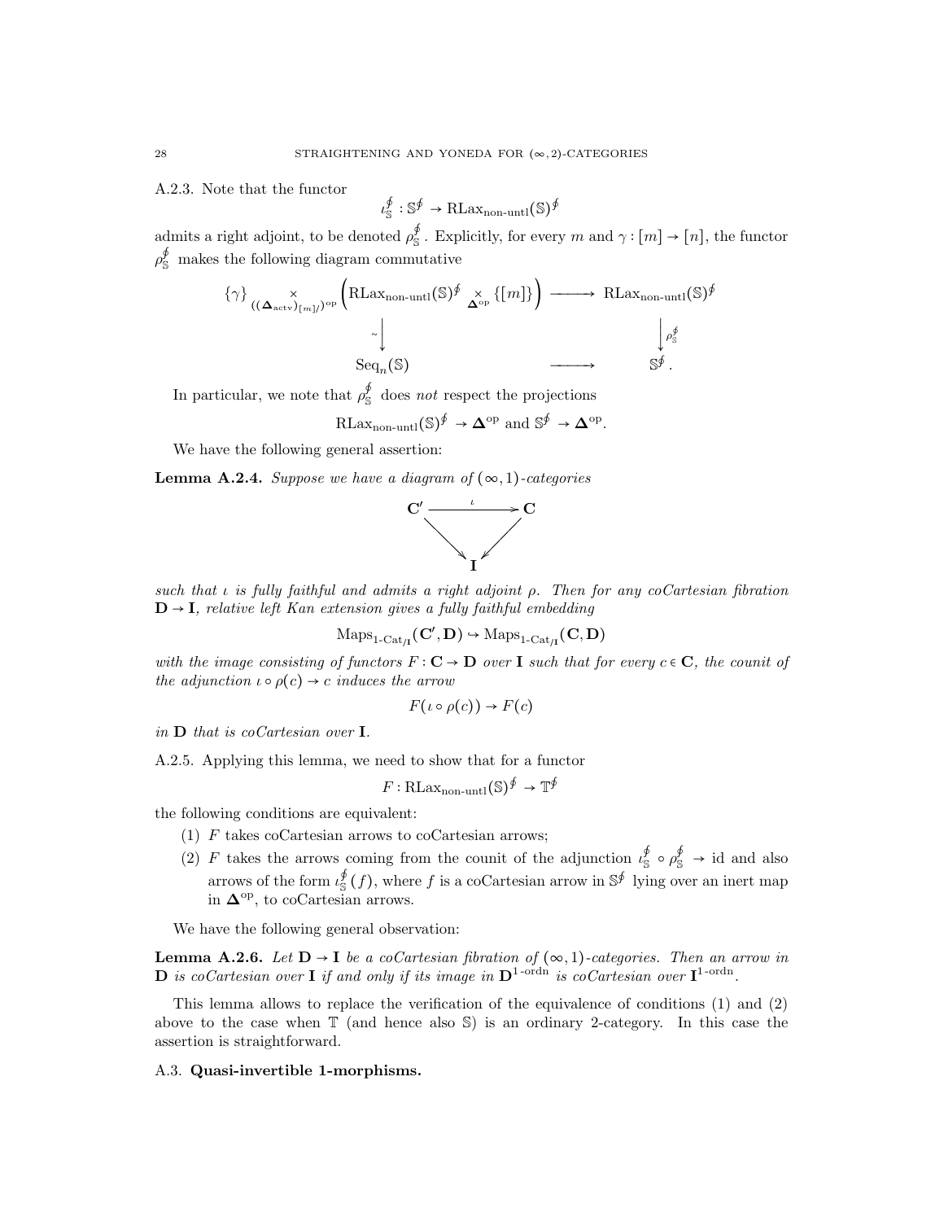A.2.3. Note that the functor

$$\iota_{\mathbb{S}}^{\oint} : \mathbb{S}^{\oint} \to \mathrm{RLax}_{\text{non-untl}}(\mathbb{S})^{\oint}$$

admits a right adjoint, to be denoted $\rho_{\mathbb{S}}^{\oint}$. Explicitly, for every $m$ and $\gamma : [m] \to [n]$, the functor $\rho_{\mathbb{S}}^{\oint}$ makes the following diagram commutative

$$\begin{array}{ccc}
\{\gamma\} \underset{((\mathbf{\Delta}_{\text{actv}})_{[m]/})^{\text{op}}}{\times} \left( \mathrm{RLax}_{\text{non-untl}}(\mathbb{S})^{\oint} \underset{\mathbf{\Delta}^{\text{op}}}{\times} \{[m]\} \right) & \longrightarrow & \mathrm{RLax}_{\text{non-untl}}(\mathbb{S})^{\oint} \\
\downarrow \sim & & \downarrow \rho_{\mathbb{S}}^{\oint} \\
\mathrm{Seq}_n(\mathbb{S}) & \longrightarrow & \mathbb{S}^{\oint}.
\end{array}$$

In particular, we note that $\rho_{\mathbb{S}}^{\oint}$ does *not* respect the projections

$$\mathrm{RLax}_{\text{non-untl}}(\mathbb{S})^{\oint} \to \mathbf{\Delta}^{\text{op}} \text{ and } \mathbb{S}^{\oint} \to \mathbf{\Delta}^{\text{op}}.$$

We have the following general assertion:

**Lemma A.2.4.** *Suppose we have a diagram of* $(\infty,1)$*-categories*

$$\begin{array}{ccc}
\mathbf{C}' & \xrightarrow{\iota} & \mathbf{C} \\
& \searrow \quad \swarrow & \\
& \mathbf{I} &
\end{array}$$

*such that* $\iota$ *is fully faithful and admits a right adjoint* $\rho$*. Then for any coCartesian fibration* $\mathbf{D} \to \mathbf{I}$*, relative left Kan extension gives a fully faithful embedding*

$$\mathrm{Maps}_{1\text{-Cat}_{/\mathbf{I}}}(\mathbf{C}', \mathbf{D}) \hookrightarrow \mathrm{Maps}_{1\text{-Cat}_{/\mathbf{I}}}(\mathbf{C}, \mathbf{D})$$

*with the image consisting of functors* $F : \mathbf{C} \to \mathbf{D}$ *over* $\mathbf{I}$ *such that for every* $c \in \mathbf{C}$*, the counit of the adjunction* $\iota \circ \rho(c) \to c$ *induces the arrow*

$$F(\iota \circ \rho(c)) \to F(c)$$

*in* $\mathbf{D}$ *that is coCartesian over* $\mathbf{I}$*.*

A.2.5. Applying this lemma, we need to show that for a functor

$$F : \mathrm{RLax}_{\text{non-untl}}(\mathbb{S})^{\oint} \to \mathbb{T}^{\oint}$$

the following conditions are equivalent:

1. $F$ takes coCartesian arrows to coCartesian arrows;
2. $F$ takes the arrows coming from the counit of the adjunction $\iota_{\mathbb{S}}^{\oint} \circ \rho_{\mathbb{S}}^{\oint} \to \mathrm{id}$ and also arrows of the form $\iota_{\mathbb{S}}^{\oint}(f)$, where $f$ is a coCartesian arrow in $\mathbb{S}^{\oint}$ lying over an inert map in $\mathbf{\Delta}^{\text{op}}$, to coCartesian arrows.

We have the following general observation:

**Lemma A.2.6.** *Let* $\mathbf{D} \to \mathbf{I}$ *be a coCartesian fibration of* $(\infty,1)$*-categories. Then an arrow in* $\mathbf{D}$ *is coCartesian over* $\mathbf{I}$ *if and only if its image in* $\mathbf{D}^{1\text{-ordn}}$ *is coCartesian over* $\mathbf{I}^{1\text{-ordn}}$*.*

This lemma allows to replace the verification of the equivalence of conditions (1) and (2) above to the case when $\mathbb{T}$ (and hence also $\mathbb{S}$) is an ordinary 2-category. In this case the assertion is straightforward.

### A.3. **Quasi-invertible 1-morphisms.**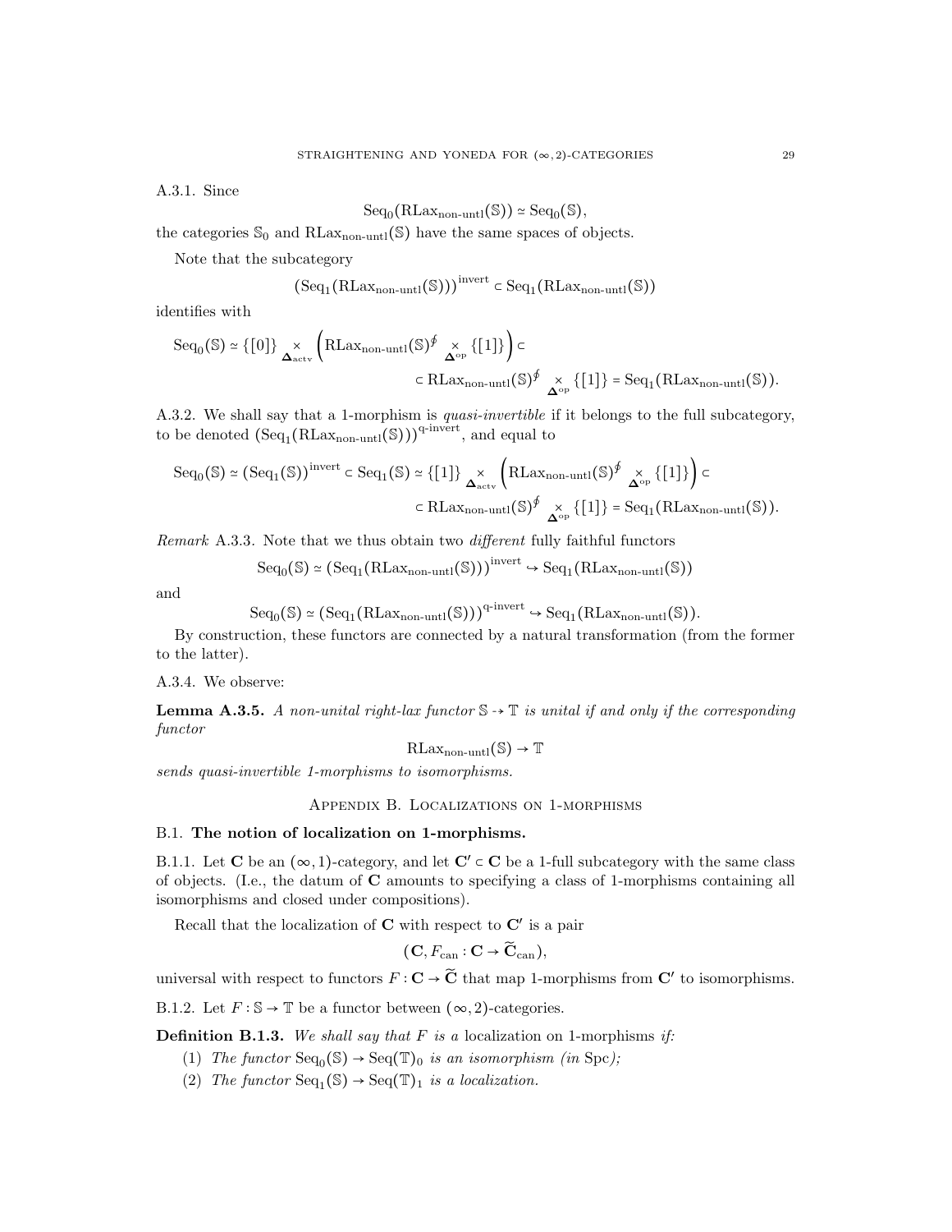A.3.1. Since

$$\mathrm{Seq}_0(\mathrm{RLax}_{\text{non-untl}}(\mathbb{S})) \simeq \mathrm{Seq}_0(\mathbb{S}),$$

the categories $\mathbb{S}_0$ and $\mathrm{RLax}_{\text{non-untl}}(\mathbb{S})$ have the same spaces of objects.

Note that the subcategory

$$(\mathrm{Seq}_1(\mathrm{RLax}_{\text{non-untl}}(\mathbb{S})))^{\text{invert}} \subset \mathrm{Seq}_1(\mathrm{RLax}_{\text{non-untl}}(\mathbb{S}))$$

identifies with

$$\mathrm{Seq}_0(\mathbb{S}) \simeq \{[0]\} \underset{\mathbf{\Delta}_{\text{actv}}}{\times} \left(\mathrm{RLax}_{\text{non-untl}}(\mathbb{S})^{\oint} \underset{\mathbf{\Delta}^{\text{op}}}{\times} \{[1]\}\right) \subset$$
$$\subset \mathrm{RLax}_{\text{non-untl}}(\mathbb{S})^{\oint} \underset{\mathbf{\Delta}^{\text{op}}}{\times} \{[1]\} = \mathrm{Seq}_1(\mathrm{RLax}_{\text{non-untl}}(\mathbb{S})).$$

A.3.2. We shall say that a 1-morphism is *quasi-invertible* if it belongs to the full subcategory, to be denoted $(\mathrm{Seq}_1(\mathrm{RLax}_{\text{non-untl}}(\mathbb{S})))^{\text{q-invert}}$, and equal to

$$\mathrm{Seq}_0(\mathbb{S}) \simeq (\mathrm{Seq}_1(\mathbb{S}))^{\text{invert}} \subset \mathrm{Seq}_1(\mathbb{S}) \simeq \{[1]\} \underset{\mathbf{\Delta}_{\text{actv}}}{\times} \left(\mathrm{RLax}_{\text{non-untl}}(\mathbb{S})^{\oint} \underset{\mathbf{\Delta}^{\text{op}}}{\times} \{[1]\}\right) \subset$$
$$\subset \mathrm{RLax}_{\text{non-untl}}(\mathbb{S})^{\oint} \underset{\mathbf{\Delta}^{\text{op}}}{\times} \{[1]\} = \mathrm{Seq}_1(\mathrm{RLax}_{\text{non-untl}}(\mathbb{S})).$$

*Remark* A.3.3. Note that we thus obtain two *different* fully faithful functors

$$\mathrm{Seq}_0(\mathbb{S}) \simeq (\mathrm{Seq}_1(\mathrm{RLax}_{\text{non-untl}}(\mathbb{S})))^{\text{invert}} \hookrightarrow \mathrm{Seq}_1(\mathrm{RLax}_{\text{non-untl}}(\mathbb{S}))$$

and

$$\mathrm{Seq}_0(\mathbb{S}) \simeq (\mathrm{Seq}_1(\mathrm{RLax}_{\text{non-untl}}(\mathbb{S})))^{\text{q-invert}} \hookrightarrow \mathrm{Seq}_1(\mathrm{RLax}_{\text{non-untl}}(\mathbb{S})).$$

By construction, these functors are connected by a natural transformation (from the former to the latter).

A.3.4. We observe:

**Lemma A.3.5.** *A non-unital right-lax functor* $\mathbb{S} \dashrightarrow \mathbb{T}$ *is unital if and only if the corresponding functor*

$$\mathrm{RLax}_{\text{non-untl}}(\mathbb{S}) \to \mathbb{T}$$

*sends quasi-invertible 1-morphisms to isomorphisms.*

## Appendix B. Localizations on 1-morphisms

### B.1. The notion of localization on 1-morphisms.

B.1.1. Let $\mathbf{C}$ be an $(\infty,1)$-category, and let $\mathbf{C}' \subset \mathbf{C}$ be a 1-full subcategory with the same class of objects. (I.e., the datum of $\mathbf{C}$ amounts to specifying a class of 1-morphisms containing all isomorphisms and closed under compositions).

Recall that the localization of $\mathbf{C}$ with respect to $\mathbf{C}'$ is a pair

$$(\mathbf{C}, F_{\text{can}} : \mathbf{C} \to \widetilde{\mathbf{C}}_{\text{can}}),$$

universal with respect to functors $F : \mathbf{C} \to \widetilde{\mathbf{C}}$ that map 1-morphisms from $\mathbf{C}'$ to isomorphisms.

B.1.2. Let $F : \mathbb{S} \to \mathbb{T}$ be a functor between $(\infty,2)$-categories.

**Definition B.1.3.** *We shall say that $F$ is a* localization on 1-morphisms *if:*

1. *The functor* $\mathrm{Seq}_0(\mathbb{S}) \to \mathrm{Seq}(\mathbb{T})_0$ *is an isomorphism (in* Spc*);*
2. *The functor* $\mathrm{Seq}_1(\mathbb{S}) \to \mathrm{Seq}(\mathbb{T})_1$ *is a localization.*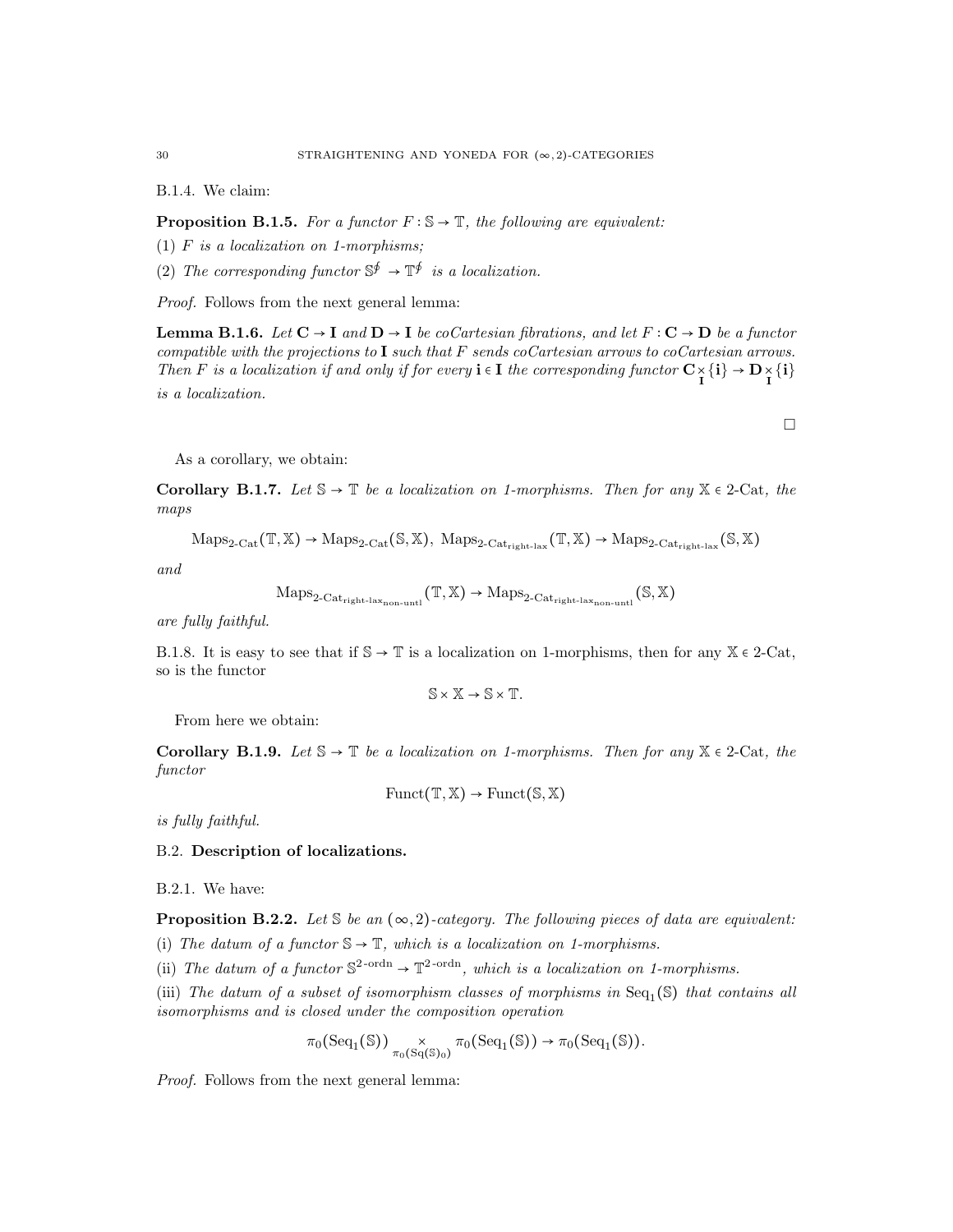B.1.4. We claim:

**Proposition B.1.5.** *For a functor $F : \mathbb{S} \to \mathbb{T}$, the following are equivalent:*

(1) *$F$ is a localization on 1-morphisms;*

(2) *The corresponding functor $\mathbb{S}^{\oint} \to \mathbb{T}^{\oint}$ is a localization.*

*Proof.* Follows from the next general lemma:

**Lemma B.1.6.** *Let $\mathbf{C} \to \mathbf{I}$ and $\mathbf{D} \to \mathbf{I}$ be coCartesian fibrations, and let $F : \mathbf{C} \to \mathbf{D}$ be a functor compatible with the projections to $\mathbf{I}$ such that $F$ sends coCartesian arrows to coCartesian arrows. Then $F$ is a localization if and only if for every $\mathbf{i} \in \mathbf{I}$ the corresponding functor $\mathbf{C} \underset{\mathbf{I}}{\times} \{\mathbf{i}\} \to \mathbf{D} \underset{\mathbf{I}}{\times} \{\mathbf{i}\}$ is a localization.*

□

As a corollary, we obtain:

**Corollary B.1.7.** *Let $\mathbb{S} \to \mathbb{T}$ be a localization on 1-morphisms. Then for any $\mathbb{X} \in$ 2-Cat, the maps*

$$\mathrm{Maps}_{\text{2-Cat}}(\mathbb{T}, \mathbb{X}) \to \mathrm{Maps}_{\text{2-Cat}}(\mathbb{S}, \mathbb{X}),\ \mathrm{Maps}_{\text{2-Cat}_{\text{right-lax}}}(\mathbb{T}, \mathbb{X}) \to \mathrm{Maps}_{\text{2-Cat}_{\text{right-lax}}}(\mathbb{S}, \mathbb{X})$$

*and*

$$\mathrm{Maps}_{\text{2-Cat}_{\text{right-lax}_{\text{non-untl}}}}(\mathbb{T}, \mathbb{X}) \to \mathrm{Maps}_{\text{2-Cat}_{\text{right-lax}_{\text{non-untl}}}}(\mathbb{S}, \mathbb{X})$$

*are fully faithful.*

B.1.8. It is easy to see that if $\mathbb{S} \to \mathbb{T}$ is a localization on 1-morphisms, then for any $\mathbb{X} \in$ 2-Cat, so is the functor

$$\mathbb{S} \times \mathbb{X} \to \mathbb{S} \times \mathbb{T}.$$

From here we obtain:

**Corollary B.1.9.** *Let $\mathbb{S} \to \mathbb{T}$ be a localization on 1-morphisms. Then for any $\mathbb{X} \in$ 2-Cat, the functor*

$$\mathrm{Funct}(\mathbb{T}, \mathbb{X}) \to \mathrm{Funct}(\mathbb{S}, \mathbb{X})$$

*is fully faithful.*

## B.2. Description of localizations.

B.2.1. We have:

**Proposition B.2.2.** *Let $\mathbb{S}$ be an $(\infty, 2)$-category. The following pieces of data are equivalent:*

(i) *The datum of a functor $\mathbb{S} \to \mathbb{T}$, which is a localization on 1-morphisms.*

(ii) *The datum of a functor $\mathbb{S}^{\text{2-ordn}} \to \mathbb{T}^{\text{2-ordn}}$, which is a localization on 1-morphisms.*

(iii) *The datum of a subset of isomorphism classes of morphisms in $\mathrm{Seq}_1(\mathbb{S})$ that contains all isomorphisms and is closed under the composition operation*

$$\pi_0(\mathrm{Seq}_1(\mathbb{S})) \underset{\pi_0(\mathrm{Sq}(\mathbb{S})_0)}{\times} \pi_0(\mathrm{Seq}_1(\mathbb{S})) \to \pi_0(\mathrm{Seq}_1(\mathbb{S})).$$

*Proof.* Follows from the next general lemma: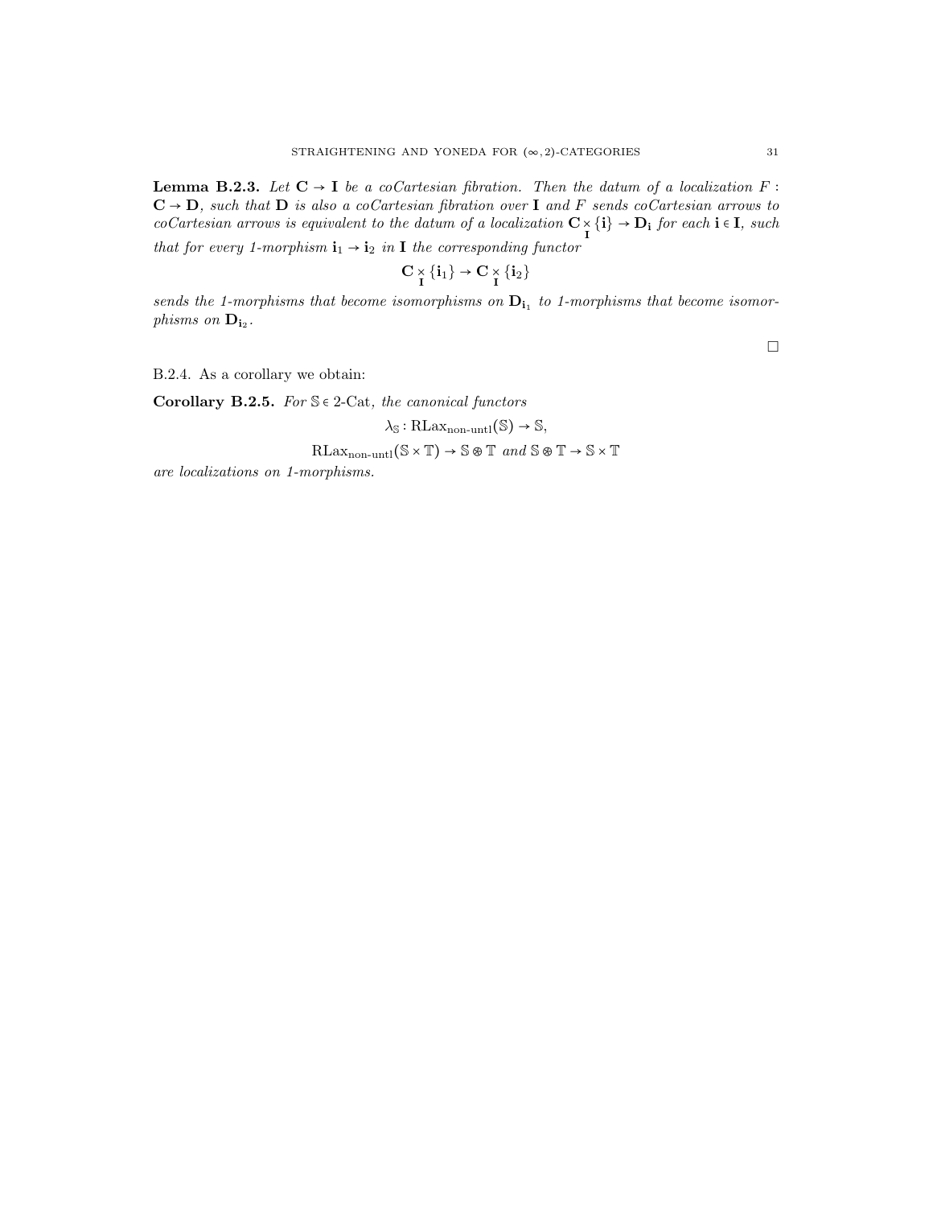**Lemma B.2.3.** *Let $\mathbf{C} \to \mathbf{I}$ be a coCartesian fibration. Then the datum of a localization $F : \mathbf{C} \to \mathbf{D}$, such that $\mathbf{D}$ is also a coCartesian fibration over $\mathbf{I}$ and $F$ sends coCartesian arrows to coCartesian arrows is equivalent to the datum of a localization $\mathbf{C} \underset{\mathbf{I}}{\times} \{\mathbf{i}\} \to \mathbf{D}_{\mathbf{i}}$ for each $\mathbf{i} \in \mathbf{I}$, such that for every 1-morphism $\mathbf{i}_1 \to \mathbf{i}_2$ in $\mathbf{I}$ the corresponding functor*

$$\mathbf{C} \underset{\mathbf{I}}{\times} \{\mathbf{i}_1\} \to \mathbf{C} \underset{\mathbf{I}}{\times} \{\mathbf{i}_2\}$$

*sends the 1-morphisms that become isomorphisms on $\mathbf{D}_{\mathbf{i}_1}$ to 1-morphisms that become isomorphisms on $\mathbf{D}_{\mathbf{i}_2}$.*

□

B.2.4. As a corollary we obtain:

**Corollary B.2.5.** *For $\mathbb{S} \in$ 2-Cat, the canonical functors*

$$\lambda_{\mathbb{S}} : \mathrm{RLax}_{\text{non-untl}}(\mathbb{S}) \to \mathbb{S},$$

$$\mathrm{RLax}_{\text{non-untl}}(\mathbb{S} \times \mathbb{T}) \to \mathbb{S} \circledast \mathbb{T} \text{ and } \mathbb{S} \circledast \mathbb{T} \to \mathbb{S} \times \mathbb{T}$$

*are localizations on 1-morphisms.*